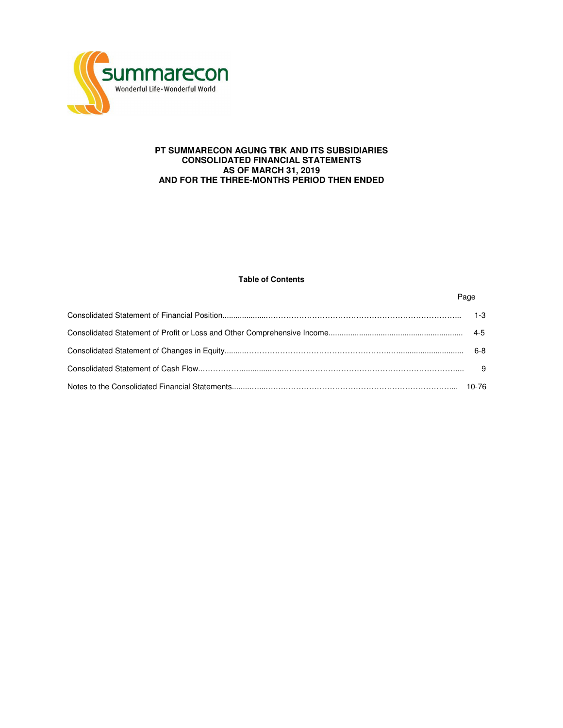summarecon

Wonderful Life • Wonderful World

# PT SUMMARECON AGUNG TBK AND ITS SUBSIDIARIES
# CONSOLIDATED FINANCIAL STATEMENTS
# AS OF MARCH 31, 2019
# AND FOR THE THREE-MONTHS PERIOD THEN ENDED

**Table of Contents**

| | Page |
|---|---|
| Consolidated Statement of Financial Position | 1-3 |
| Consolidated Statement of Profit or Loss and Other Comprehensive Income | 4-5 |
| Consolidated Statement of Changes in Equity | 6-8 |
| Consolidated Statement of Cash Flow | 9 |
| Notes to the Consolidated Financial Statements | 10-76 |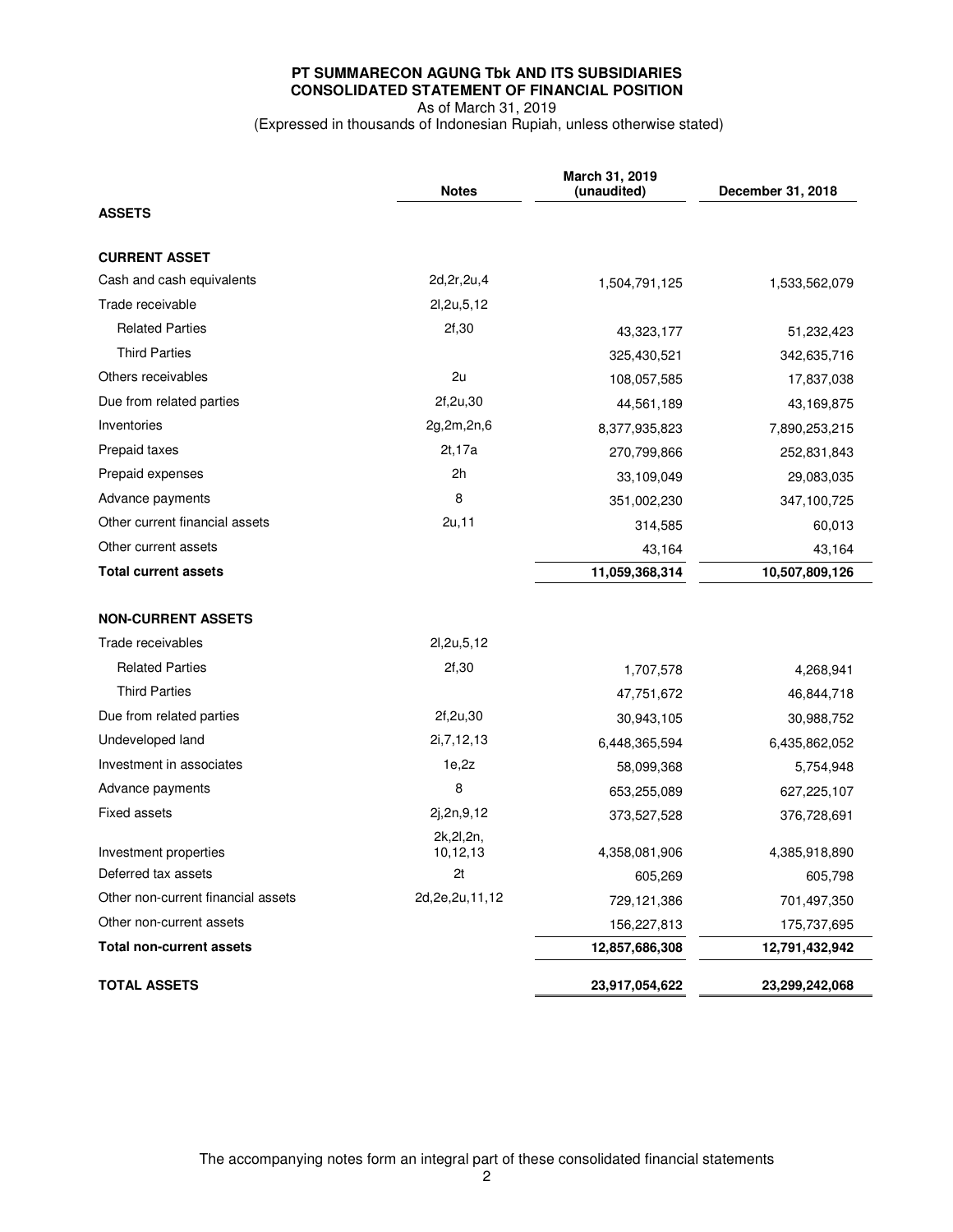**PT SUMMARECON AGUNG Tbk AND ITS SUBSIDIARIES**
**CONSOLIDATED STATEMENT OF FINANCIAL POSITION**
As of March 31, 2019
(Expressed in thousands of Indonesian Rupiah, unless otherwise stated)

| | Notes | March 31, 2019 (unaudited) | December 31, 2018 |
|---|---|---|---|
| **ASSETS** | | | |
| **CURRENT ASSET** | | | |
| Cash and cash equivalents | 2d,2r,2u,4 | 1,504,791,125 | 1,533,562,079 |
| Trade receivable | 2l,2u,5,12 | | |
| Related Parties | 2f,30 | 43,323,177 | 51,232,423 |
| Third Parties | | 325,430,521 | 342,635,716 |
| Others receivables | 2u | 108,057,585 | 17,837,038 |
| Due from related parties | 2f,2u,30 | 44,561,189 | 43,169,875 |
| Inventories | 2g,2m,2n,6 | 8,377,935,823 | 7,890,253,215 |
| Prepaid taxes | 2t,17a | 270,799,866 | 252,831,843 |
| Prepaid expenses | 2h | 33,109,049 | 29,083,035 |
| Advance payments | 8 | 351,002,230 | 347,100,725 |
| Other current financial assets | 2u,11 | 314,585 | 60,013 |
| Other current assets | | 43,164 | 43,164 |
| **Total current assets** | | **11,059,368,314** | **10,507,809,126** |
| **NON-CURRENT ASSETS** | | | |
| Trade receivables | 2l,2u,5,12 | | |
| Related Parties | 2f,30 | 1,707,578 | 4,268,941 |
| Third Parties | | 47,751,672 | 46,844,718 |
| Due from related parties | 2f,2u,30 | 30,943,105 | 30,988,752 |
| Undeveloped land | 2i,7,12,13 | 6,448,365,594 | 6,435,862,052 |
| Investment in associates | 1e,2z | 58,099,368 | 5,754,948 |
| Advance payments | 8 | 653,255,089 | 627,225,107 |
| Fixed assets | 2j,2n,9,12 | 373,527,528 | 376,728,691 |
| Investment properties | 2k,2l,2n, 10,12,13 | 4,358,081,906 | 4,385,918,890 |
| Deferred tax assets | 2t | 605,269 | 605,798 |
| Other non-current financial assets | 2d,2e,2u,11,12 | 729,121,386 | 701,497,350 |
| Other non-current assets | | 156,227,813 | 175,737,695 |
| **Total non-current assets** | | **12,857,686,308** | **12,791,432,942** |
| **TOTAL ASSETS** | | **23,917,054,622** | **23,299,242,068** |

The accompanying notes form an integral part of these consolidated financial statements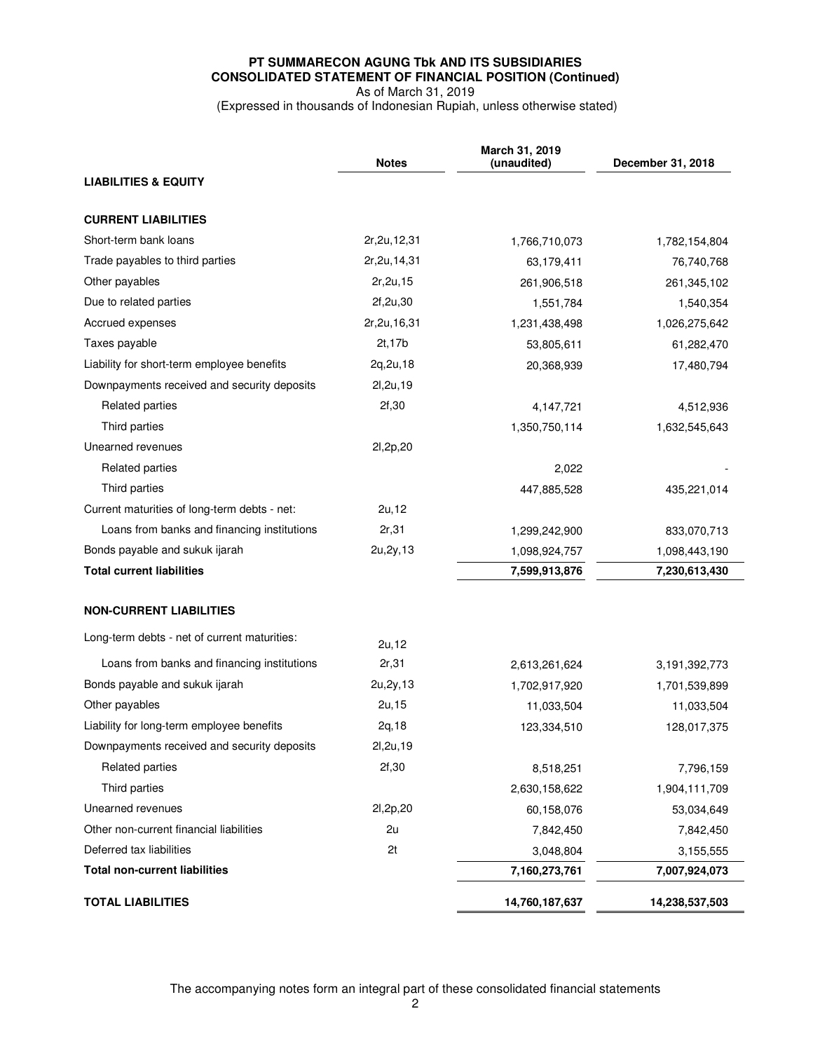**PT SUMMARECON AGUNG Tbk AND ITS SUBSIDIARIES**
**CONSOLIDATED STATEMENT OF FINANCIAL POSITION (Continued)**
As of March 31, 2019
(Expressed in thousands of Indonesian Rupiah, unless otherwise stated)

| | Notes | March 31, 2019 (unaudited) | December 31, 2018 |
|---|---|---|---|
| **LIABILITIES & EQUITY** | | | |
| **CURRENT LIABILITIES** | | | |
| Short-term bank loans | 2r,2u,12,31 | 1,766,710,073 | 1,782,154,804 |
| Trade payables to third parties | 2r,2u,14,31 | 63,179,411 | 76,740,768 |
| Other payables | 2r,2u,15 | 261,906,518 | 261,345,102 |
| Due to related parties | 2f,2u,30 | 1,551,784 | 1,540,354 |
| Accrued expenses | 2r,2u,16,31 | 1,231,438,498 | 1,026,275,642 |
| Taxes payable | 2t,17b | 53,805,611 | 61,282,470 |
| Liability for short-term employee benefits | 2q,2u,18 | 20,368,939 | 17,480,794 |
| Downpayments received and security deposits | 2l,2u,19 | | |
| Related parties | 2f,30 | 4,147,721 | 4,512,936 |
| Third parties | | 1,350,750,114 | 1,632,545,643 |
| Unearned revenues | 2l,2p,20 | | |
| Related parties | | 2,022 | - |
| Third parties | | 447,885,528 | 435,221,014 |
| Current maturities of long-term debts - net: | 2u,12 | | |
| Loans from banks and financing institutions | 2r,31 | 1,299,242,900 | 833,070,713 |
| Bonds payable and sukuk ijarah | 2u,2y,13 | 1,098,924,757 | 1,098,443,190 |
| **Total current liabilities** | | **7,599,913,876** | **7,230,613,430** |
| **NON-CURRENT LIABILITIES** | | | |
| Long-term debts - net of current maturities: | 2u,12 | | |
| Loans from banks and financing institutions | 2r,31 | 2,613,261,624 | 3,191,392,773 |
| Bonds payable and sukuk ijarah | 2u,2y,13 | 1,702,917,920 | 1,701,539,899 |
| Other payables | 2u,15 | 11,033,504 | 11,033,504 |
| Liability for long-term employee benefits | 2q,18 | 123,334,510 | 128,017,375 |
| Downpayments received and security deposits | 2l,2u,19 | | |
| Related parties | 2f,30 | 8,518,251 | 7,796,159 |
| Third parties | | 2,630,158,622 | 1,904,111,709 |
| Unearned revenues | 2l,2p,20 | 60,158,076 | 53,034,649 |
| Other non-current financial liabilities | 2u | 7,842,450 | 7,842,450 |
| Deferred tax liabilities | 2t | 3,048,804 | 3,155,555 |
| **Total non-current liabilities** | | **7,160,273,761** | **7,007,924,073** |
| **TOTAL LIABILITIES** | | **14,760,187,637** | **14,238,537,503** |

The accompanying notes form an integral part of these consolidated financial statements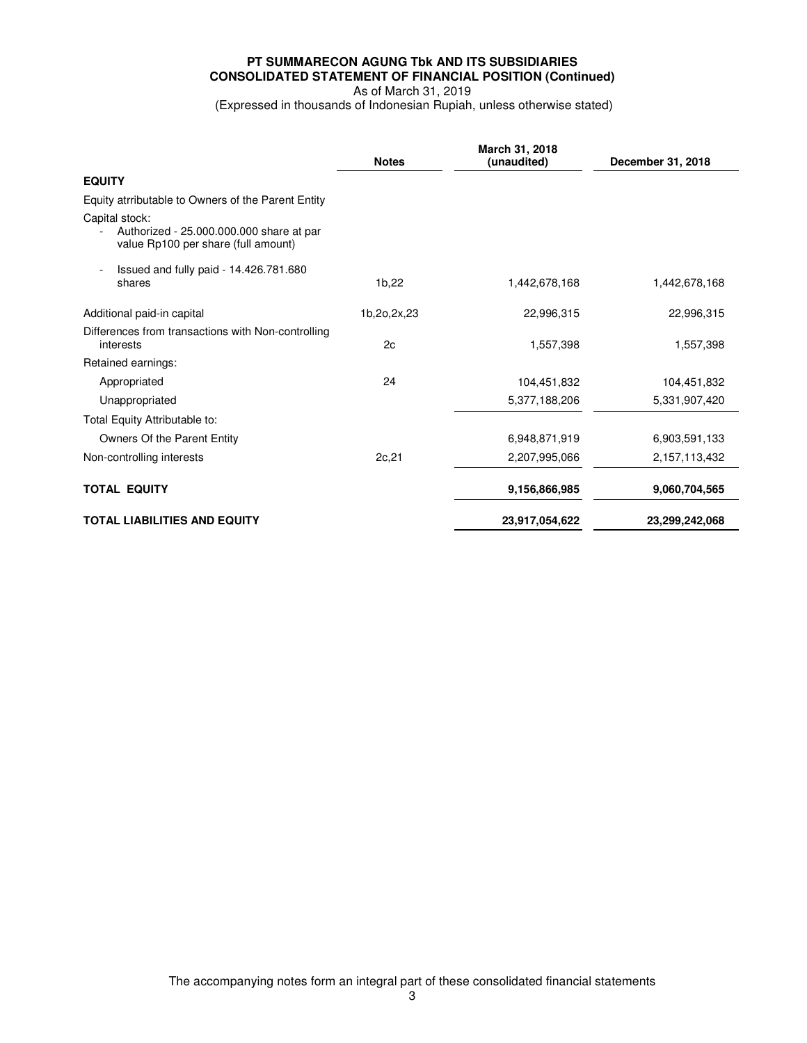**PT SUMMARECON AGUNG Tbk AND ITS SUBSIDIARIES**
**CONSOLIDATED STATEMENT OF FINANCIAL POSITION (Continued)**
As of March 31, 2019
(Expressed in thousands of Indonesian Rupiah, unless otherwise stated)

| | Notes | March 31, 2018 (unaudited) | December 31, 2018 |
|---|---|---|---|
| **EQUITY** | | | |
| Equity atrributable to Owners of the Parent Entity | | | |
| Capital stock: | | | |
| - Authorized - 25.000.000.000 share at par value Rp100 per share (full amount) | | | |
| - Issued and fully paid - 14.426.781.680 shares | 1b,22 | 1,442,678,168 | 1,442,678,168 |
| Additional paid-in capital | 1b,2o,2x,23 | 22,996,315 | 22,996,315 |
| Differences from transactions with Non-controlling interests | 2c | 1,557,398 | 1,557,398 |
| Retained earnings: | | | |
| Appropriated | 24 | 104,451,832 | 104,451,832 |
| Unappropriated | | 5,377,188,206 | 5,331,907,420 |
| Total Equity Attributable to: | | | |
| Owners Of the Parent Entity | | 6,948,871,919 | 6,903,591,133 |
| Non-controlling interests | 2c,21 | 2,207,995,066 | 2,157,113,432 |
| **TOTAL EQUITY** | | **9,156,866,985** | **9,060,704,565** |
| **TOTAL LIABILITIES AND EQUITY** | | **23,917,054,622** | **23,299,242,068** |

The accompanying notes form an integral part of these consolidated financial statements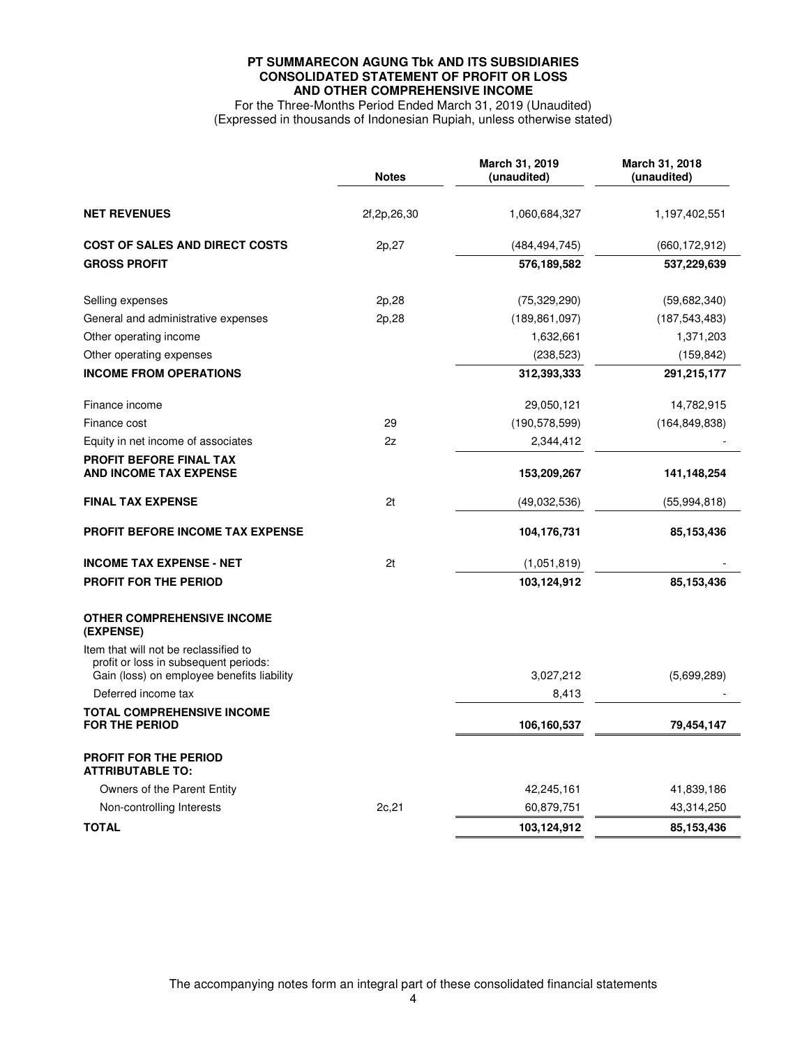**PT SUMMARECON AGUNG Tbk AND ITS SUBSIDIARIES**
**CONSOLIDATED STATEMENT OF PROFIT OR LOSS**
**AND OTHER COMPREHENSIVE INCOME**
For the Three-Months Period Ended March 31, 2019 (Unaudited)
(Expressed in thousands of Indonesian Rupiah, unless otherwise stated)

| | Notes | March 31, 2019 (unaudited) | March 31, 2018 (unaudited) |
|---|---|---|---|
| **NET REVENUES** | 2f,2p,26,30 | 1,060,684,327 | 1,197,402,551 |
| **COST OF SALES AND DIRECT COSTS** | 2p,27 | (484,494,745) | (660,172,912) |
| **GROSS PROFIT** | | **576,189,582** | **537,229,639** |
| Selling expenses | 2p,28 | (75,329,290) | (59,682,340) |
| General and administrative expenses | 2p,28 | (189,861,097) | (187,543,483) |
| Other operating income | | 1,632,661 | 1,371,203 |
| Other operating expenses | | (238,523) | (159,842) |
| **INCOME FROM OPERATIONS** | | **312,393,333** | **291,215,177** |
| Finance income | | 29,050,121 | 14,782,915 |
| Finance cost | 29 | (190,578,599) | (164,849,838) |
| Equity in net income of associates | 2z | 2,344,412 | - |
| **PROFIT BEFORE FINAL TAX AND INCOME TAX EXPENSE** | | **153,209,267** | **141,148,254** |
| **FINAL TAX EXPENSE** | 2t | (49,032,536) | (55,994,818) |
| **PROFIT BEFORE INCOME TAX EXPENSE** | | **104,176,731** | **85,153,436** |
| **INCOME TAX EXPENSE - NET** | 2t | (1,051,819) | - |
| **PROFIT FOR THE PERIOD** | | **103,124,912** | **85,153,436** |
| **OTHER COMPREHENSIVE INCOME (EXPENSE)** | | | |
| Item that will not be reclassified to profit or loss in subsequent periods: | | | |
| Gain (loss) on employee benefits liability | | 3,027,212 | (5,699,289) |
| Deferred income tax | | 8,413 | - |
| **TOTAL COMPREHENSIVE INCOME FOR THE PERIOD** | | **106,160,537** | **79,454,147** |
| **PROFIT FOR THE PERIOD ATTRIBUTABLE TO:** | | | |
| Owners of the Parent Entity | | 42,245,161 | 41,839,186 |
| Non-controlling Interests | 2c,21 | 60,879,751 | 43,314,250 |
| **TOTAL** | | **103,124,912** | **85,153,436** |

The accompanying notes form an integral part of these consolidated financial statements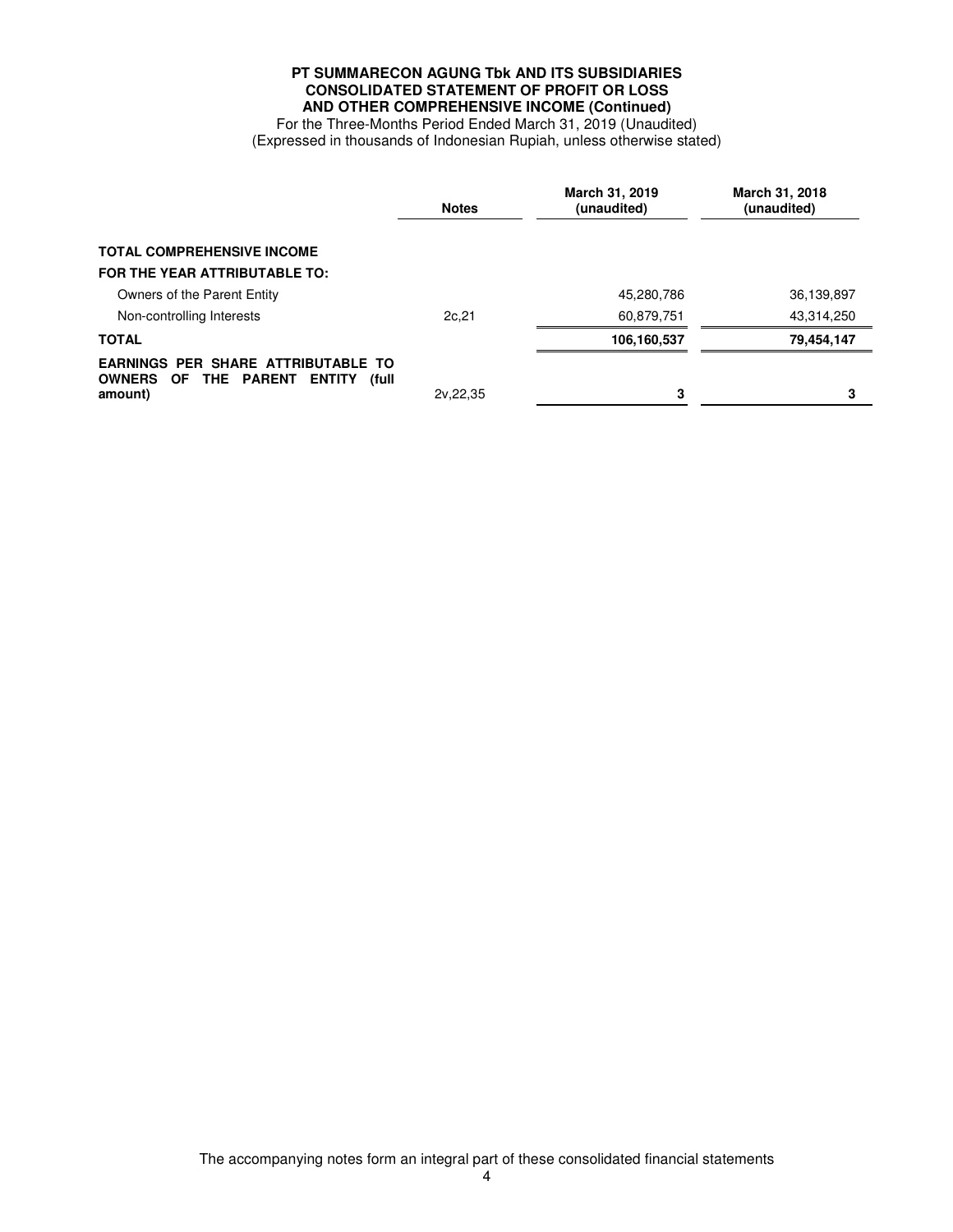**PT SUMMARECON AGUNG Tbk AND ITS SUBSIDIARIES**
**CONSOLIDATED STATEMENT OF PROFIT OR LOSS**
**AND OTHER COMPREHENSIVE INCOME (Continued)**
For the Three-Months Period Ended March 31, 2019 (Unaudited)
(Expressed in thousands of Indonesian Rupiah, unless otherwise stated)

| | Notes | March 31, 2019 (unaudited) | March 31, 2018 (unaudited) |
|---|---|---|---|
| **TOTAL COMPREHENSIVE INCOME** | | | |
| **FOR THE YEAR ATTRIBUTABLE TO:** | | | |
| Owners of the Parent Entity | | 45,280,786 | 36,139,897 |
| Non-controlling Interests | 2c,21 | 60,879,751 | 43,314,250 |
| **TOTAL** | | **106,160,537** | **79,454,147** |
| **EARNINGS PER SHARE ATTRIBUTABLE TO OWNERS OF THE PARENT ENTITY (full amount)** | 2v,22,35 | **3** | **3** |

The accompanying notes form an integral part of these consolidated financial statements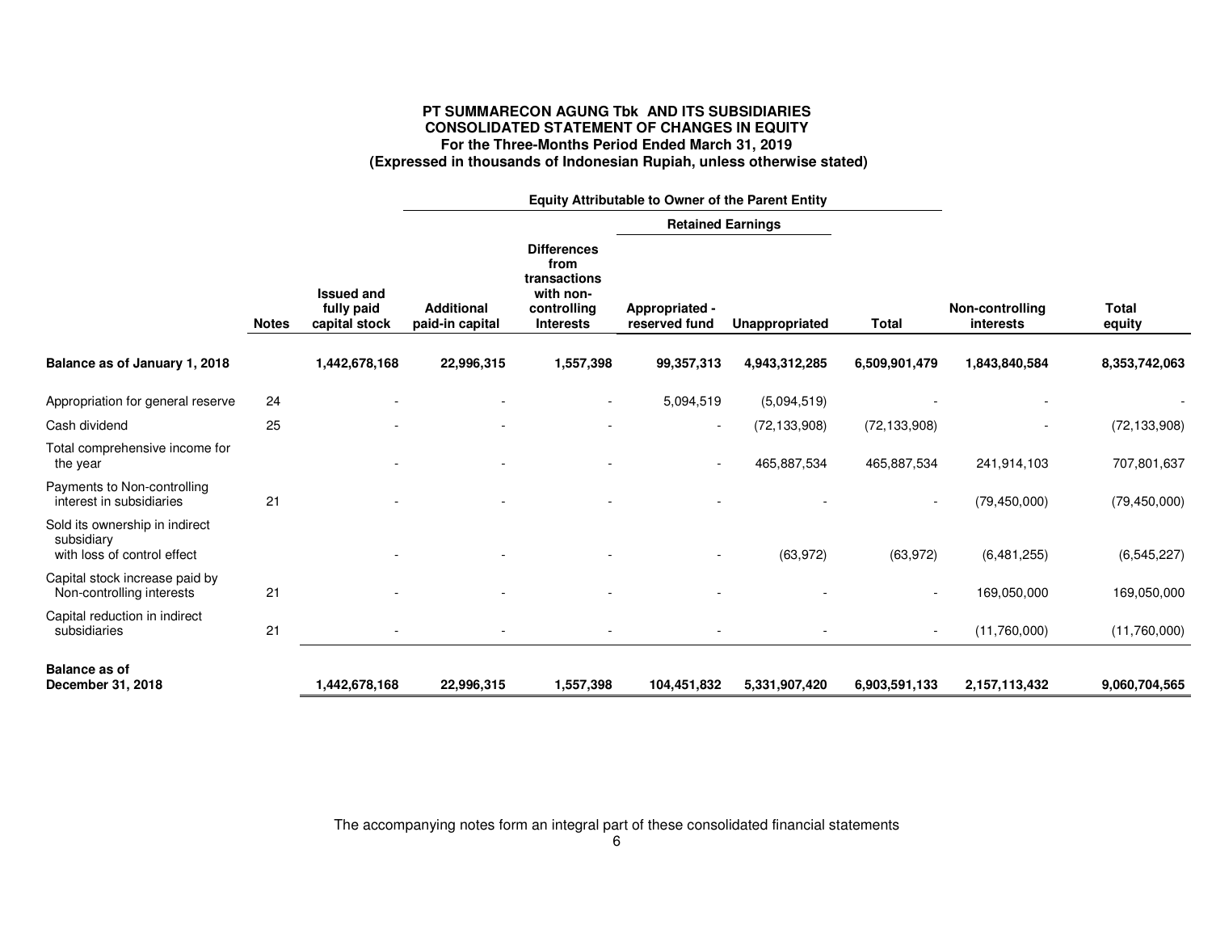**PT SUMMARECON AGUNG Tbk AND ITS SUBSIDIARIES**
**CONSOLIDATED STATEMENT OF CHANGES IN EQUITY**
**For the Three-Months Period Ended March 31, 2019**
**(Expressed in thousands of Indonesian Rupiah, unless otherwise stated)**

| | | Equity Attributable to Owner of the Parent Entity | | | | | | | |
|---|---|---|---|---|---|---|---|---|---|
| | | | | | Retained Earnings | | | | |
| | Notes | Issued and fully paid capital stock | Additional paid-in capital | Differences from transactions with non-controlling Interests | Appropriated - reserved fund | Unappropriated | Total | Non-controlling interests | Total equity |
| **Balance as of January 1, 2018** | | **1,442,678,168** | **22,996,315** | **1,557,398** | **99,357,313** | **4,943,312,285** | **6,509,901,479** | **1,843,840,584** | **8,353,742,063** |
| Appropriation for general reserve | 24 | - | - | - | 5,094,519 | (5,094,519) | - | - | - |
| Cash dividend | 25 | - | - | - | - | (72,133,908) | (72,133,908) | - | (72,133,908) |
| Total comprehensive income for the year | | - | - | - | - | 465,887,534 | 465,887,534 | 241,914,103 | 707,801,637 |
| Payments to Non-controlling interest in subsidiaries | 21 | - | - | - | - | - | - | (79,450,000) | (79,450,000) |
| Sold its ownership in indirect subsidiary with loss of control effect | | - | - | - | - | (63,972) | (63,972) | (6,481,255) | (6,545,227) |
| Capital stock increase paid by Non-controlling interests | 21 | - | - | - | - | - | - | 169,050,000 | 169,050,000 |
| Capital reduction in indirect subsidiaries | 21 | - | - | - | - | - | - | (11,760,000) | (11,760,000) |
| **Balance as of December 31, 2018** | | **1,442,678,168** | **22,996,315** | **1,557,398** | **104,451,832** | **5,331,907,420** | **6,903,591,133** | **2,157,113,432** | **9,060,704,565** |

The accompanying notes form an integral part of these consolidated financial statements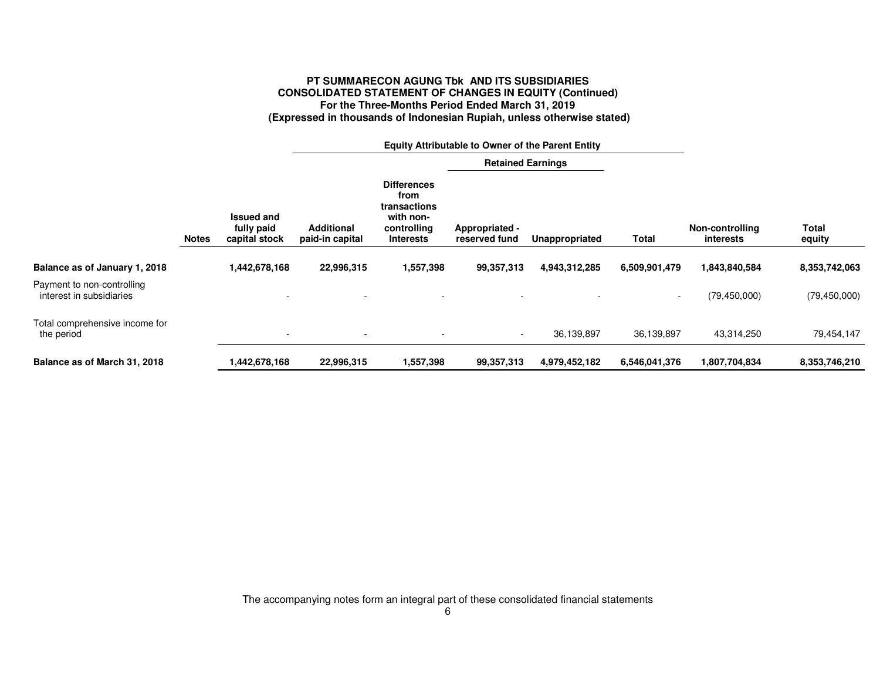**PT SUMMARECON AGUNG Tbk AND ITS SUBSIDIARIES**
**CONSOLIDATED STATEMENT OF CHANGES IN EQUITY (Continued)**
**For the Three-Months Period Ended March 31, 2019**
**(Expressed in thousands of Indonesian Rupiah, unless otherwise stated)**

| | | Equity Attributable to Owner of the Parent Entity | | | | | | | |
|---|---|---|---|---|---|---|---|---|---|
| | | | | | Retained Earnings | | | | |
| | Notes | Issued and fully paid capital stock | Additional paid-in capital | Differences from transactions with non-controlling Interests | Appropriated - reserved fund | Unappropriated | Total | Non-controlling interests | Total equity |
| **Balance as of January 1, 2018** | | **1,442,678,168** | **22,996,315** | **1,557,398** | **99,357,313** | **4,943,312,285** | **6,509,901,479** | **1,843,840,584** | **8,353,742,063** |
| Payment to non-controlling interest in subsidiaries | | - | - | - | - | - | - | (79,450,000) | (79,450,000) |
| Total comprehensive income for the period | | - | - | - | - | 36,139,897 | 36,139,897 | 43,314,250 | 79,454,147 |
| **Balance as of March 31, 2018** | | **1,442,678,168** | **22,996,315** | **1,557,398** | **99,357,313** | **4,979,452,182** | **6,546,041,376** | **1,807,704,834** | **8,353,746,210** |

The accompanying notes form an integral part of these consolidated financial statements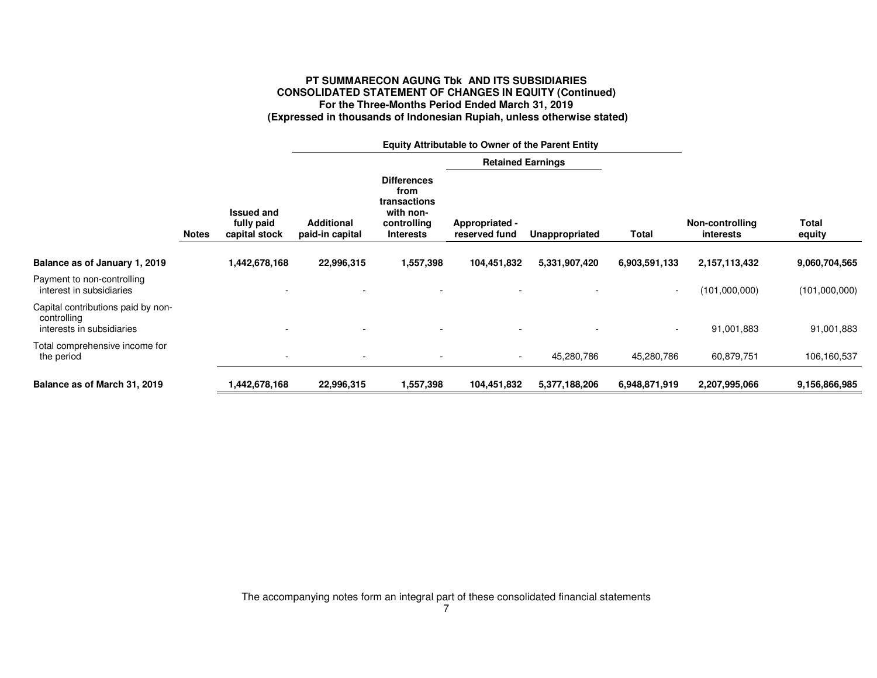**PT SUMMARECON AGUNG Tbk AND ITS SUBSIDIARIES**
**CONSOLIDATED STATEMENT OF CHANGES IN EQUITY (Continued)**
**For the Three-Months Period Ended March 31, 2019**
**(Expressed in thousands of Indonesian Rupiah, unless otherwise stated)**

| | | Equity Attributable to Owner of the Parent Entity | | | | | | | |
|---|---|---|---|---|---|---|---|---|---|
| | | | | | Retained Earnings | | | | |
| | Notes | Issued and fully paid capital stock | Additional paid-in capital | Differences from transactions with non-controlling Interests | Appropriated - reserved fund | Unappropriated | Total | Non-controlling interests | Total equity |
| **Balance as of January 1, 2019** | | **1,442,678,168** | **22,996,315** | **1,557,398** | **104,451,832** | **5,331,907,420** | **6,903,591,133** | **2,157,113,432** | **9,060,704,565** |
| Payment to non-controlling interest in subsidiaries | | - | - | - | - | - | - | (101,000,000) | (101,000,000) |
| Capital contributions paid by non-controlling interests in subsidiaries | | - | - | - | - | - | - | 91,001,883 | 91,001,883 |
| Total comprehensive income for the period | | - | - | - | - | 45,280,786 | 45,280,786 | 60,879,751 | 106,160,537 |
| **Balance as of March 31, 2019** | | **1,442,678,168** | **22,996,315** | **1,557,398** | **104,451,832** | **5,377,188,206** | **6,948,871,919** | **2,207,995,066** | **9,156,866,985** |

The accompanying notes form an integral part of these consolidated financial statements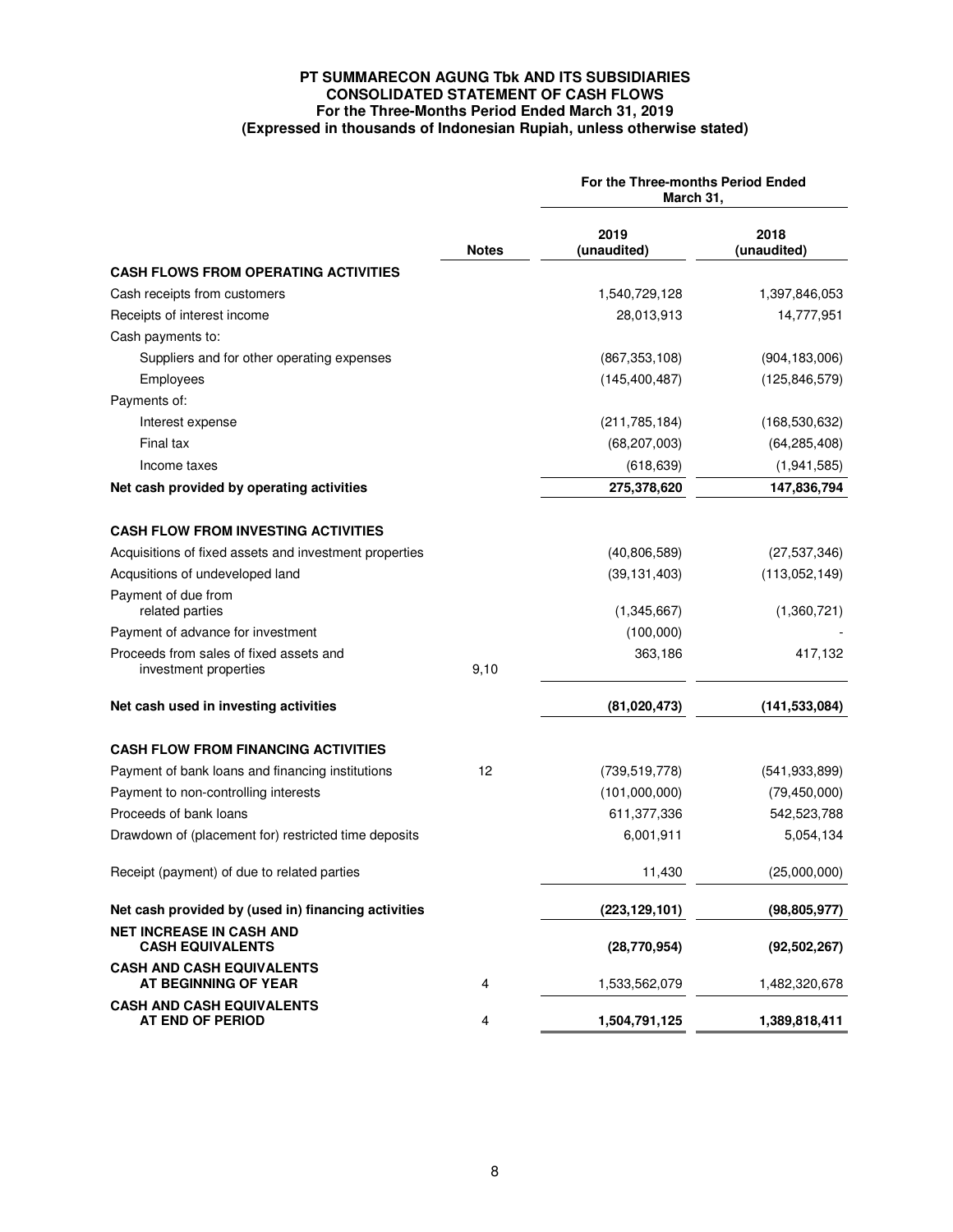**PT SUMMARECON AGUNG Tbk AND ITS SUBSIDIARIES**
**CONSOLIDATED STATEMENT OF CASH FLOWS**
**For the Three-Months Period Ended March 31, 2019**
**(Expressed in thousands of Indonesian Rupiah, unless otherwise stated)**

| | Notes | For the Three-months Period Ended March 31, 2019 (unaudited) | 2018 (unaudited) |
|---|---|---|---|
| **CASH FLOWS FROM OPERATING ACTIVITIES** | | | |
| Cash receipts from customers | | 1,540,729,128 | 1,397,846,053 |
| Receipts of interest income | | 28,013,913 | 14,777,951 |
| Cash payments to: | | | |
| Suppliers and for other operating expenses | | (867,353,108) | (904,183,006) |
| Employees | | (145,400,487) | (125,846,579) |
| Payments of: | | | |
| Interest expense | | (211,785,184) | (168,530,632) |
| Final tax | | (68,207,003) | (64,285,408) |
| Income taxes | | (618,639) | (1,941,585) |
| **Net cash provided by operating activities** | | **275,378,620** | **147,836,794** |
| **CASH FLOW FROM INVESTING ACTIVITIES** | | | |
| Acquisitions of fixed assets and investment properties | | (40,806,589) | (27,537,346) |
| Acqusitions of undeveloped land | | (39,131,403) | (113,052,149) |
| Payment of due from related parties | | (1,345,667) | (1,360,721) |
| Payment of advance for investment | | (100,000) | - |
| Proceeds from sales of fixed assets and investment properties | 9,10 | 363,186 | 417,132 |
| **Net cash used in investing activities** | | **(81,020,473)** | **(141,533,084)** |
| **CASH FLOW FROM FINANCING ACTIVITIES** | | | |
| Payment of bank loans and financing institutions | 12 | (739,519,778) | (541,933,899) |
| Payment to non-controlling interests | | (101,000,000) | (79,450,000) |
| Proceeds of bank loans | | 611,377,336 | 542,523,788 |
| Drawdown of (placement for) restricted time deposits | | 6,001,911 | 5,054,134 |
| Receipt (payment) of due to related parties | | 11,430 | (25,000,000) |
| **Net cash provided by (used in) financing activities** | | **(223,129,101)** | **(98,805,977)** |
| **NET INCREASE IN CASH AND CASH EQUIVALENTS** | | **(28,770,954)** | **(92,502,267)** |
| **CASH AND CASH EQUIVALENTS AT BEGINNING OF YEAR** | 4 | 1,533,562,079 | 1,482,320,678 |
| **CASH AND CASH EQUIVALENTS AT END OF PERIOD** | 4 | **1,504,791,125** | **1,389,818,411** |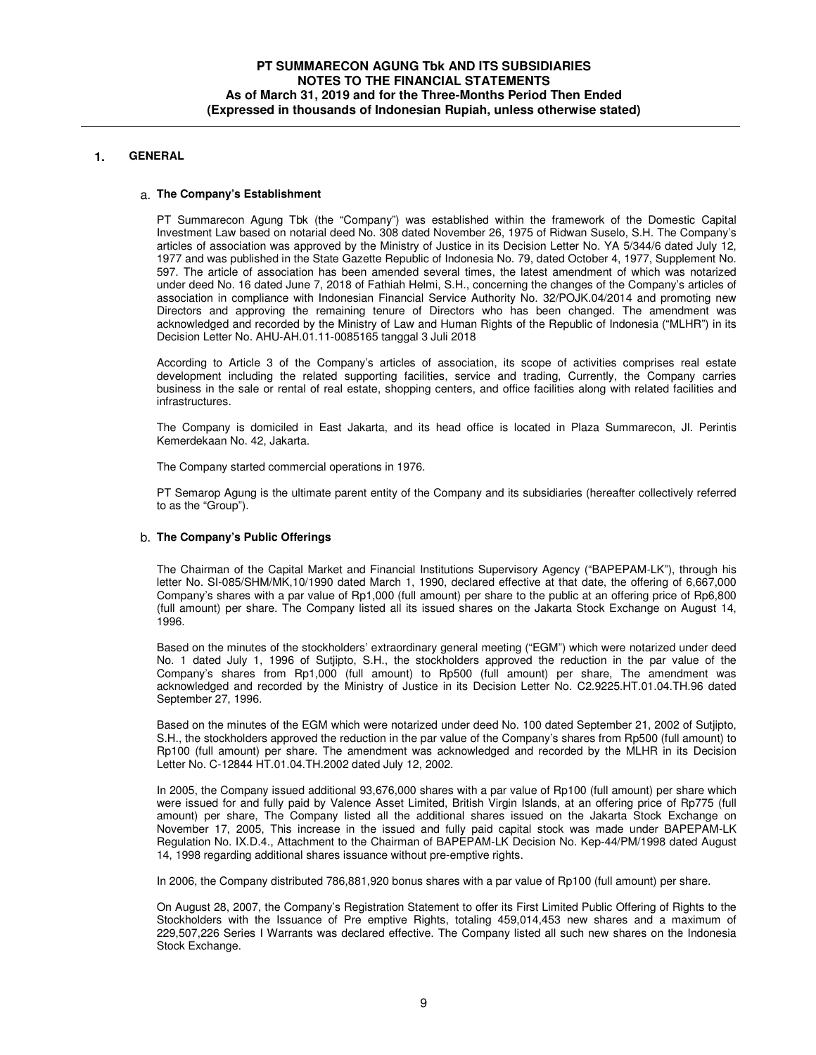## 1. GENERAL

### a. The Company's Establishment

PT Summarecon Agung Tbk (the "Company") was established within the framework of the Domestic Capital Investment Law based on notarial deed No. 308 dated November 26, 1975 of Ridwan Suselo, S.H. The Company's articles of association was approved by the Ministry of Justice in its Decision Letter No. YA 5/344/6 dated July 12, 1977 and was published in the State Gazette Republic of Indonesia No. 79, dated October 4, 1977, Supplement No. 597. The article of association has been amended several times, the latest amendment of which was notarized under deed No. 16 dated June 7, 2018 of Fathiah Helmi, S.H., concerning the changes of the Company's articles of association in compliance with Indonesian Financial Service Authority No. 32/POJK.04/2014 and promoting new Directors and approving the remaining tenure of Directors who has been changed. The amendment was acknowledged and recorded by the Ministry of Law and Human Rights of the Republic of Indonesia ("MLHR") in its Decision Letter No. AHU-AH.01.11-0085165 tanggal 3 Juli 2018

According to Article 3 of the Company's articles of association, its scope of activities comprises real estate development including the related supporting facilities, service and trading, Currently, the Company carries business in the sale or rental of real estate, shopping centers, and office facilities along with related facilities and infrastructures.

The Company is domiciled in East Jakarta, and its head office is located in Plaza Summarecon, Jl. Perintis Kemerdekaan No. 42, Jakarta.

The Company started commercial operations in 1976.

PT Semarop Agung is the ultimate parent entity of the Company and its subsidiaries (hereafter collectively referred to as the "Group").

### b. The Company's Public Offerings

The Chairman of the Capital Market and Financial Institutions Supervisory Agency ("BAPEPAM-LK"), through his letter No. SI-085/SHM/MK,10/1990 dated March 1, 1990, declared effective at that date, the offering of 6,667,000 Company's shares with a par value of Rp1,000 (full amount) per share to the public at an offering price of Rp6,800 (full amount) per share. The Company listed all its issued shares on the Jakarta Stock Exchange on August 14, 1996.

Based on the minutes of the stockholders' extraordinary general meeting ("EGM") which were notarized under deed No. 1 dated July 1, 1996 of Sutjipto, S.H., the stockholders approved the reduction in the par value of the Company's shares from Rp1,000 (full amount) to Rp500 (full amount) per share, The amendment was acknowledged and recorded by the Ministry of Justice in its Decision Letter No. C2.9225.HT.01.04.TH.96 dated September 27, 1996.

Based on the minutes of the EGM which were notarized under deed No. 100 dated September 21, 2002 of Sutjipto, S.H., the stockholders approved the reduction in the par value of the Company's shares from Rp500 (full amount) to Rp100 (full amount) per share. The amendment was acknowledged and recorded by the MLHR in its Decision Letter No. C-12844 HT.01.04.TH.2002 dated July 12, 2002.

In 2005, the Company issued additional 93,676,000 shares with a par value of Rp100 (full amount) per share which were issued for and fully paid by Valence Asset Limited, British Virgin Islands, at an offering price of Rp775 (full amount) per share, The Company listed all the additional shares issued on the Jakarta Stock Exchange on November 17, 2005, This increase in the issued and fully paid capital stock was made under BAPEPAM-LK Regulation No. IX.D.4., Attachment to the Chairman of BAPEPAM-LK Decision No. Kep-44/PM/1998 dated August 14, 1998 regarding additional shares issuance without pre-emptive rights.

In 2006, the Company distributed 786,881,920 bonus shares with a par value of Rp100 (full amount) per share.

On August 28, 2007, the Company's Registration Statement to offer its First Limited Public Offering of Rights to the Stockholders with the Issuance of Pre emptive Rights, totaling 459,014,453 new shares and a maximum of 229,507,226 Series I Warrants was declared effective. The Company listed all such new shares on the Indonesia Stock Exchange.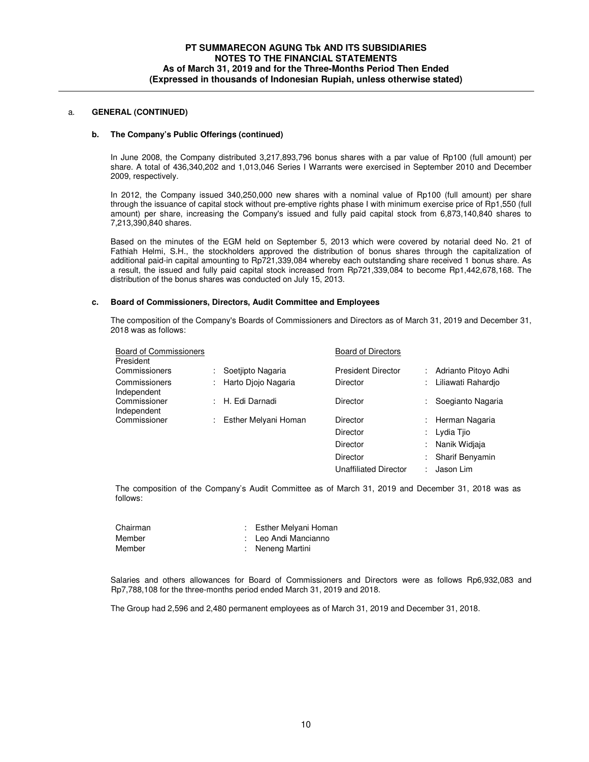## a. GENERAL (CONTINUED)

### b. The Company's Public Offerings (continued)

In June 2008, the Company distributed 3,217,893,796 bonus shares with a par value of Rp100 (full amount) per share. A total of 436,340,202 and 1,013,046 Series I Warrants were exercised in September 2010 and December 2009, respectively.

In 2012, the Company issued 340,250,000 new shares with a nominal value of Rp100 (full amount) per share through the issuance of capital stock without pre-emptive rights phase I with minimum exercise price of Rp1,550 (full amount) per share, increasing the Company's issued and fully paid capital stock from 6,873,140,840 shares to 7,213,390,840 shares.

Based on the minutes of the EGM held on September 5, 2013 which were covered by notarial deed No. 21 of Fathiah Helmi, S.H., the stockholders approved the distribution of bonus shares through the capitalization of additional paid-in capital amounting to Rp721,339,084 whereby each outstanding share received 1 bonus share. As a result, the issued and fully paid capital stock increased from Rp721,339,084 to become Rp1,442,678,168. The distribution of the bonus shares was conducted on July 15, 2013.

### c. Board of Commissioners, Directors, Audit Committee and Employees

The composition of the Company's Boards of Commissioners and Directors as of March 31, 2019 and December 31, 2018 was as follows:

| Board of Commissioners | | Board of Directors | |
|---|---|---|---|
| President Commissioners | : Soetjipto Nagaria | President Director | : Adrianto Pitoyo Adhi |
| Commissioners | : Harto Djojo Nagaria | Director | : Liliawati Rahardjo |
| Independent Commissioner | : H. Edi Darnadi | Director | : Soegianto Nagaria |
| Independent Commissioner | : Esther Melyani Homan | Director | : Herman Nagaria |
| | | Director | : Lydia Tjio |
| | | Director | : Nanik Widjaja |
| | | Director | : Sharif Benyamin |
| | | Unaffiliated Director | : Jason Lim |

The composition of the Company's Audit Committee as of March 31, 2019 and December 31, 2018 was as follows:

| | |
|---|---|
| Chairman | : Esther Melyani Homan |
| Member | : Leo Andi Mancianno |
| Member | : Neneng Martini |

Salaries and others allowances for Board of Commissioners and Directors were as follows Rp6,932,083 and Rp7,788,108 for the three-months period ended March 31, 2019 and 2018.

The Group had 2,596 and 2,480 permanent employees as of March 31, 2019 and December 31, 2018.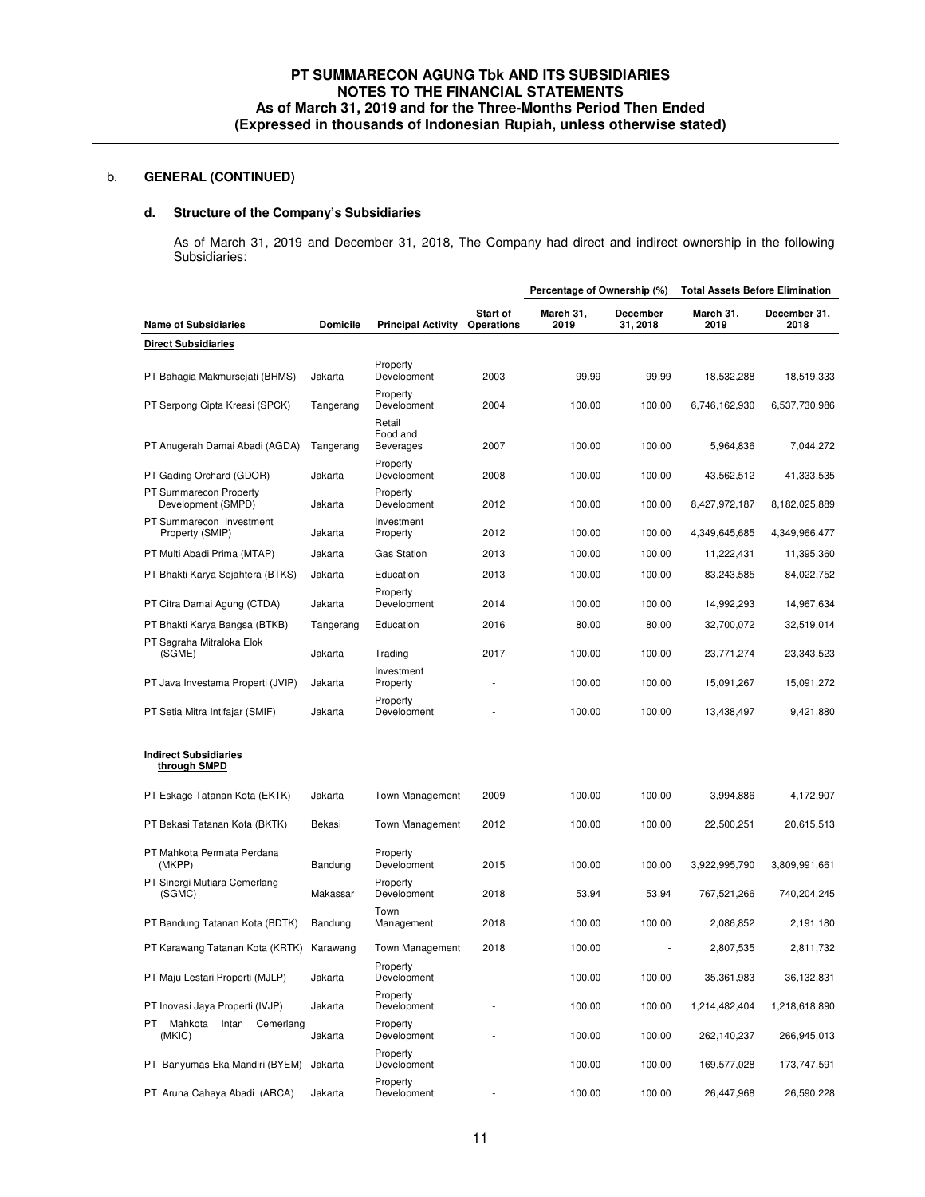## b. GENERAL (CONTINUED)

### d. Structure of the Company's Subsidiaries

As of March 31, 2019 and December 31, 2018, The Company had direct and indirect ownership in the following Subsidiaries:

| Name of Subsidiaries | Domicile | Principal Activity | Start of Operations | Percentage of Ownership (%) | | Total Assets Before Elimination | |
|---|---|---|---|---|---|---|---|
| | | | | March 31, 2019 | December 31, 2018 | March 31, 2019 | December 31, 2018 |
| **Direct Subsidiaries** | | | | | | | |
| PT Bahagia Makmursejati (BHMS) | Jakarta | Property Development | 2003 | 99.99 | 99.99 | 18,532,288 | 18,519,333 |
| PT Serpong Cipta Kreasi (SPCK) | Tangerang | Property Development | 2004 | 100.00 | 100.00 | 6,746,162,930 | 6,537,730,986 |
| PT Anugerah Damai Abadi (AGDA) | Tangerang | Retail Food and Beverages | 2007 | 100.00 | 100.00 | 5,964,836 | 7,044,272 |
| PT Gading Orchard (GDOR) | Jakarta | Property Development | 2008 | 100.00 | 100.00 | 43,562,512 | 41,333,535 |
| PT Summarecon Property Development (SMPD) | Jakarta | Property Development | 2012 | 100.00 | 100.00 | 8,427,972,187 | 8,182,025,889 |
| PT Summarecon Investment Property (SMIP) | Jakarta | Investment Property | 2012 | 100.00 | 100.00 | 4,349,645,685 | 4,349,966,477 |
| PT Multi Abadi Prima (MTAP) | Jakarta | Gas Station | 2013 | 100.00 | 100.00 | 11,222,431 | 11,395,360 |
| PT Bhakti Karya Sejahtera (BTKS) | Jakarta | Education | 2013 | 100.00 | 100.00 | 83,243,585 | 84,022,752 |
| PT Citra Damai Agung (CTDA) | Jakarta | Property Development | 2014 | 100.00 | 100.00 | 14,992,293 | 14,967,634 |
| PT Bhakti Karya Bangsa (BTKB) | Tangerang | Education | 2016 | 80.00 | 80.00 | 32,700,072 | 32,519,014 |
| PT Sagraha Mitraloka Elok (SGME) | Jakarta | Trading | 2017 | 100.00 | 100.00 | 23,771,274 | 23,343,523 |
| PT Java Investama Properti (JVIP) | Jakarta | Investment Property | - | 100.00 | 100.00 | 15,091,267 | 15,091,272 |
| PT Setia Mitra Intifajar (SMIF) | Jakarta | Property Development | - | 100.00 | 100.00 | 13,438,497 | 9,421,880 |
| **Indirect Subsidiaries through SMPD** | | | | | | | |
| PT Eskage Tatanan Kota (EKTK) | Jakarta | Town Management | 2009 | 100.00 | 100.00 | 3,994,886 | 4,172,907 |
| PT Bekasi Tatanan Kota (BKTK) | Bekasi | Town Management | 2012 | 100.00 | 100.00 | 22,500,251 | 20,615,513 |
| PT Mahkota Permata Perdana (MKPP) | Bandung | Property Development | 2015 | 100.00 | 100.00 | 3,922,995,790 | 3,809,991,661 |
| PT Sinergi Mutiara Cemerlang (SGMC) | Makassar | Property Development | 2018 | 53.94 | 53.94 | 767,521,266 | 740,204,245 |
| PT Bandung Tatanan Kota (BDTK) | Bandung | Town Management | 2018 | 100.00 | 100.00 | 2,086,852 | 2,191,180 |
| PT Karawang Tatanan Kota (KRTK) | Karawang | Town Management | 2018 | 100.00 | - | 2,807,535 | 2,811,732 |
| PT Maju Lestari Properti (MJLP) | Jakarta | Property Development | - | 100.00 | 100.00 | 35,361,983 | 36,132,831 |
| PT Inovasi Jaya Properti (IVJP) | Jakarta | Property Development | - | 100.00 | 100.00 | 1,214,482,404 | 1,218,618,890 |
| PT Mahkota Intan Cemerlang (MKIC) | Jakarta | Property Development | - | 100.00 | 100.00 | 262,140,237 | 266,945,013 |
| PT Banyumas Eka Mandiri (BYEM) | Jakarta | Property Development | - | 100.00 | 100.00 | 169,577,028 | 173,747,591 |
| PT Aruna Cahaya Abadi (ARCA) | Jakarta | Property Development | - | 100.00 | 100.00 | 26,447,968 | 26,590,228 |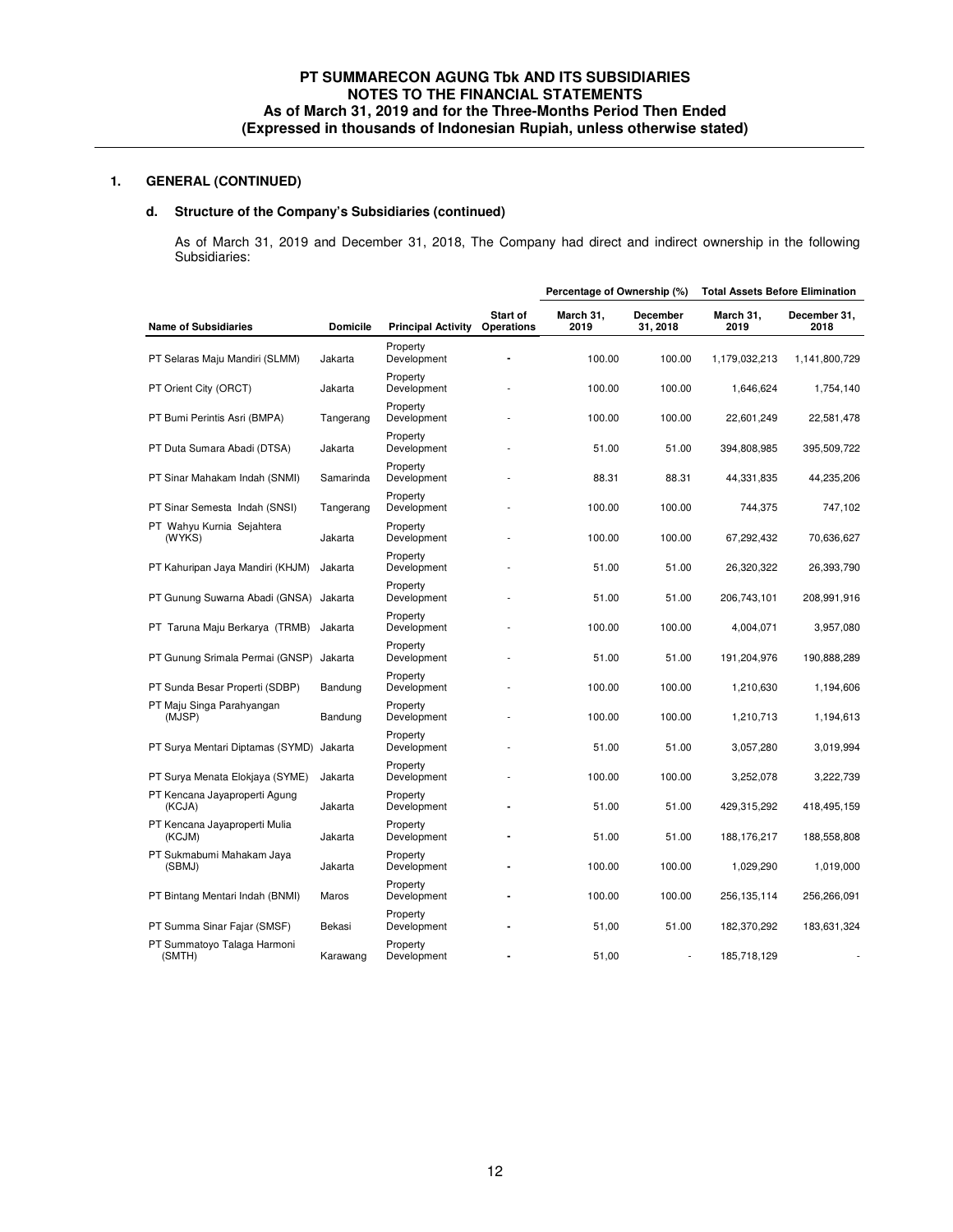## 1. GENERAL (CONTINUED)

### d. Structure of the Company's Subsidiaries (continued)

As of March 31, 2019 and December 31, 2018, The Company had direct and indirect ownership in the following Subsidiaries:

| Name of Subsidiaries | Domicile | Principal Activity | Start of Operations | Percentage of Ownership (%) | | Total Assets Before Elimination | |
|---|---|---|---|---|---|---|---|
| | | | | March 31, 2019 | December 31, 2018 | March 31, 2019 | December 31, 2018 |
| PT Selaras Maju Mandiri (SLMM) | Jakarta | Property Development | - | 100.00 | 100.00 | 1,179,032,213 | 1,141,800,729 |
| PT Orient City (ORCT) | Jakarta | Property Development | - | 100.00 | 100.00 | 1,646,624 | 1,754,140 |
| PT Bumi Perintis Asri (BMPA) | Tangerang | Property Development | - | 100.00 | 100.00 | 22,601,249 | 22,581,478 |
| PT Duta Sumara Abadi (DTSA) | Jakarta | Property Development | - | 51.00 | 51.00 | 394,808,985 | 395,509,722 |
| PT Sinar Mahakam Indah (SNMI) | Samarinda | Property Development | - | 88.31 | 88.31 | 44,331,835 | 44,235,206 |
| PT Sinar Semesta Indah (SNSI) | Tangerang | Property Development | - | 100.00 | 100.00 | 744,375 | 747,102 |
| PT Wahyu Kurnia Sejahtera (WYKS) | Jakarta | Property Development | - | 100.00 | 100.00 | 67,292,432 | 70,636,627 |
| PT Kahuripan Jaya Mandiri (KHJM) | Jakarta | Property Development | - | 51.00 | 51.00 | 26,320,322 | 26,393,790 |
| PT Gunung Suwarna Abadi (GNSA) | Jakarta | Property Development | - | 51.00 | 51.00 | 206,743,101 | 208,991,916 |
| PT Taruna Maju Berkarya (TRMB) | Jakarta | Property Development | - | 100.00 | 100.00 | 4,004,071 | 3,957,080 |
| PT Gunung Srimala Permai (GNSP) | Jakarta | Property Development | - | 51.00 | 51.00 | 191,204,976 | 190,888,289 |
| PT Sunda Besar Properti (SDBP) | Bandung | Property Development | - | 100.00 | 100.00 | 1,210,630 | 1,194,606 |
| PT Maju Singa Parahyangan (MJSP) | Bandung | Property Development | - | 100.00 | 100.00 | 1,210,713 | 1,194,613 |
| PT Surya Mentari Diptamas (SYMD) | Jakarta | Property Development | - | 51.00 | 51.00 | 3,057,280 | 3,019,994 |
| PT Surya Menata Elokjaya (SYME) | Jakarta | Property Development | - | 100.00 | 100.00 | 3,252,078 | 3,222,739 |
| PT Kencana Jayaproperti Agung (KCJA) | Jakarta | Property Development | - | 51.00 | 51.00 | 429,315,292 | 418,495,159 |
| PT Kencana Jayaproperti Mulia (KCJM) | Jakarta | Property Development | - | 51.00 | 51.00 | 188,176,217 | 188,558,808 |
| PT Sukmabumi Mahakam Jaya (SBMJ) | Jakarta | Property Development | - | 100.00 | 100.00 | 1,029,290 | 1,019,000 |
| PT Bintang Mentari Indah (BNMI) | Maros | Property Development | - | 100.00 | 100.00 | 256,135,114 | 256,266,091 |
| PT Summa Sinar Fajar (SMSF) | Bekasi | Property Development | - | 51,00 | 51.00 | 182,370,292 | 183,631,324 |
| PT Summatoyo Talaga Harmoni (SMTH) | Karawang | Property Development | - | 51,00 | - | 185,718,129 | - |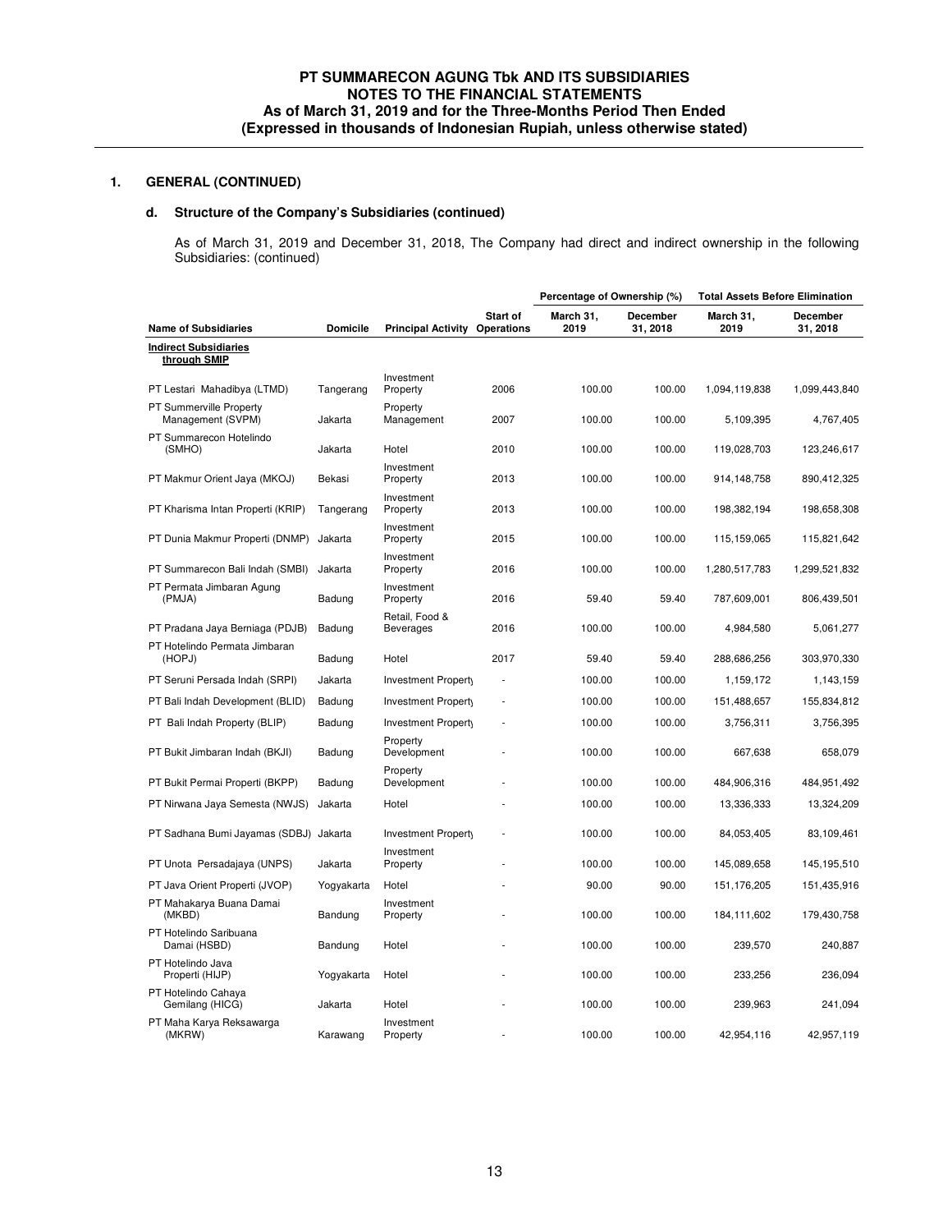## 1. GENERAL (CONTINUED)

### d. Structure of the Company's Subsidiaries (continued)

As of March 31, 2019 and December 31, 2018, The Company had direct and indirect ownership in the following Subsidiaries: (continued)

| Name of Subsidiaries | Domicile | Principal Activity | Start of Operations | Percentage of Ownership (%) | | Total Assets Before Elimination | |
|---|---|---|---|---|---|---|---|
| | | | | March 31, 2019 | December 31, 2018 | March 31, 2019 | December 31, 2018 |
| **Indirect Subsidiaries through SMIP** | | | | | | | |
| PT Lestari Mahadibya (LTMD) | Tangerang | Investment Property | 2006 | 100.00 | 100.00 | 1,094,119,838 | 1,099,443,840 |
| PT Summerville Property Management (SVPM) | Jakarta | Property Management | 2007 | 100.00 | 100.00 | 5,109,395 | 4,767,405 |
| PT Summarecon Hotelindo (SMHO) | Jakarta | Hotel | 2010 | 100.00 | 100.00 | 119,028,703 | 123,246,617 |
| PT Makmur Orient Jaya (MKOJ) | Bekasi | Investment Property | 2013 | 100.00 | 100.00 | 914,148,758 | 890,412,325 |
| PT Kharisma Intan Properti (KRIP) | Tangerang | Investment Property | 2013 | 100.00 | 100.00 | 198,382,194 | 198,658,308 |
| PT Dunia Makmur Properti (DNMP) | Jakarta | Investment Property | 2015 | 100.00 | 100.00 | 115,159,065 | 115,821,642 |
| PT Summarecon Bali Indah (SMBI) | Jakarta | Investment Property | 2016 | 100.00 | 100.00 | 1,280,517,783 | 1,299,521,832 |
| PT Permata Jimbaran Agung (PMJA) | Badung | Investment Property | 2016 | 59.40 | 59.40 | 787,609,001 | 806,439,501 |
| PT Pradana Jaya Berniaga (PDJB) | Badung | Retail, Food & Beverages | 2016 | 100.00 | 100.00 | 4,984,580 | 5,061,277 |
| PT Hotelindo Permata Jimbaran (HOPJ) | Badung | Hotel | 2017 | 59.40 | 59.40 | 288,686,256 | 303,970,330 |
| PT Seruni Persada Indah (SRPI) | Jakarta | Investment Property | - | 100.00 | 100.00 | 1,159,172 | 1,143,159 |
| PT Bali Indah Development (BLID) | Badung | Investment Property | - | 100.00 | 100.00 | 151,488,657 | 155,834,812 |
| PT Bali Indah Property (BLIP) | Badung | Investment Property | - | 100.00 | 100.00 | 3,756,311 | 3,756,395 |
| PT Bukit Jimbaran Indah (BKJI) | Badung | Property Development | - | 100.00 | 100.00 | 667,638 | 658,079 |
| PT Bukit Permai Properti (BKPP) | Badung | Property Development | - | 100.00 | 100.00 | 484,906,316 | 484,951,492 |
| PT Nirwana Jaya Semesta (NWJS) | Jakarta | Hotel | - | 100.00 | 100.00 | 13,336,333 | 13,324,209 |
| PT Sadhana Bumi Jayamas (SDBJ) | Jakarta | Investment Property | - | 100.00 | 100.00 | 84,053,405 | 83,109,461 |
| PT Unota Persadajaya (UNPS) | Jakarta | Investment Property | - | 100.00 | 100.00 | 145,089,658 | 145,195,510 |
| PT Java Orient Properti (JVOP) | Yogyakarta | Hotel | - | 90.00 | 90.00 | 151,176,205 | 151,435,916 |
| PT Mahakarya Buana Damai (MKBD) | Bandung | Investment Property | - | 100.00 | 100.00 | 184,111,602 | 179,430,758 |
| PT Hotelindo Saribuana Damai (HSBD) | Bandung | Hotel | - | 100.00 | 100.00 | 239,570 | 240,887 |
| PT Hotelindo Java Properti (HIJP) | Yogyakarta | Hotel | - | 100.00 | 100.00 | 233,256 | 236,094 |
| PT Hotelindo Cahaya Gemilang (HICG) | Jakarta | Hotel | - | 100.00 | 100.00 | 239,963 | 241,094 |
| PT Maha Karya Reksawarga (MKRW) | Karawang | Investment Property | - | 100.00 | 100.00 | 42,954,116 | 42,957,119 |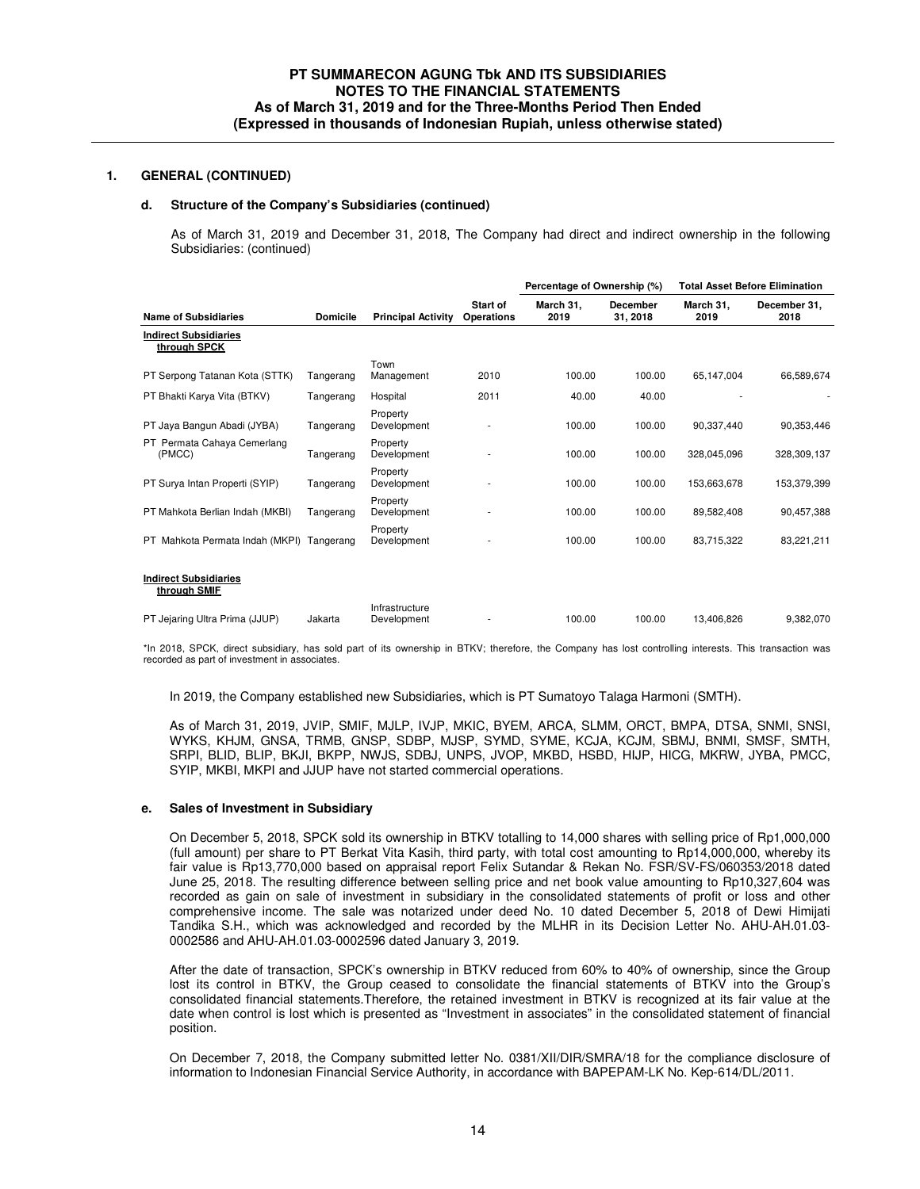## 1. GENERAL (CONTINUED)

### d. Structure of the Company's Subsidiaries (continued)

As of March 31, 2019 and December 31, 2018, The Company had direct and indirect ownership in the following Subsidiaries: (continued)

| Name of Subsidiaries | Domicile | Principal Activity | Start of Operations | Percentage of Ownership (%) | | Total Asset Before Elimination | |
|---|---|---|---|---|---|---|---|
| | | | | March 31, 2019 | December 31, 2018 | March 31, 2019 | December 31, 2018 |
| **Indirect Subsidiaries through SPCK** | | | | | | | |
| PT Serpong Tatanan Kota (STTK) | Tangerang | Town Management | 2010 | 100.00 | 100.00 | 65,147,004 | 66,589,674 |
| PT Bhakti Karya Vita (BTKV) | Tangerang | Hospital | 2011 | 40.00 | 40.00 | - | - |
| PT Jaya Bangun Abadi (JYBA) | Tangerang | Property Development | - | 100.00 | 100.00 | 90,337,440 | 90,353,446 |
| PT Permata Cahaya Cemerlang (PMCC) | Tangerang | Property Development | - | 100.00 | 100.00 | 328,045,096 | 328,309,137 |
| PT Surya Intan Properti (SYIP) | Tangerang | Property Development | - | 100.00 | 100.00 | 153,663,678 | 153,379,399 |
| PT Mahkota Berlian Indah (MKBI) | Tangerang | Property Development | - | 100.00 | 100.00 | 89,582,408 | 90,457,388 |
| PT Mahkota Permata Indah (MKPI) | Tangerang | Property Development | - | 100.00 | 100.00 | 83,715,322 | 83,221,211 |
| **Indirect Subsidiaries through SMIF** | | | | | | | |
| PT Jejaring Ultra Prima (JJUP) | Jakarta | Infrastructure Development | - | 100.00 | 100.00 | 13,406,826 | 9,382,070 |

*In 2018, SPCK, direct subsidiary, has sold part of its ownership in BTKV; therefore, the Company has lost controlling interests. This transaction was recorded as part of investment in associates.

In 2019, the Company established new Subsidiaries, which is PT Sumatoyo Talaga Harmoni (SMTH).

As of March 31, 2019, JVIP, SMIF, MJLP, IVJP, MKIC, BYEM, ARCA, SLMM, ORCT, BMPA, DTSA, SNMI, SNSI, WYKS, KHJM, GNSA, TRMB, GNSP, SDBP, MJSP, SYMD, SYME, KCJA, KCJM, SBMJ, BNMI, SMSF, SMTH, SRPI, BLID, BLIP, BKJI, BKPP, NWJS, SDBJ, UNPS, JVOP, MKBD, HSBD, HIJP, HICG, MKRW, JYBA, PMCC, SYIP, MKBI, MKPI and JJUP have not started commercial operations.

### e. Sales of Investment in Subsidiary

On December 5, 2018, SPCK sold its ownership in BTKV totalling to 14,000 shares with selling price of Rp1,000,000 (full amount) per share to PT Berkat Vita Kasih, third party, with total cost amounting to Rp14,000,000, whereby its fair value is Rp13,770,000 based on appraisal report Felix Sutandar & Rekan No. FSR/SV-FS/060353/2018 dated June 25, 2018. The resulting difference between selling price and net book value amounting to Rp10,327,604 was recorded as gain on sale of investment in subsidiary in the consolidated statements of profit or loss and other comprehensive income. The sale was notarized under deed No. 10 dated December 5, 2018 of Dewi Himijati Tandika S.H., which was acknowledged and recorded by the MLHR in its Decision Letter No. AHU-AH.01.03-0002586 and AHU-AH.01.03-0002596 dated January 3, 2019.

After the date of transaction, SPCK's ownership in BTKV reduced from 60% to 40% of ownership, since the Group lost its control in BTKV, the Group ceased to consolidate the financial statements of BTKV into the Group's consolidated financial statements.Therefore, the retained investment in BTKV is recognized at its fair value at the date when control is lost which is presented as "Investment in associates" in the consolidated statement of financial position.

On December 7, 2018, the Company submitted letter No. 0381/XII/DIR/SMRA/18 for the compliance disclosure of information to Indonesian Financial Service Authority, in accordance with BAPEPAM-LK No. Kep-614/DL/2011.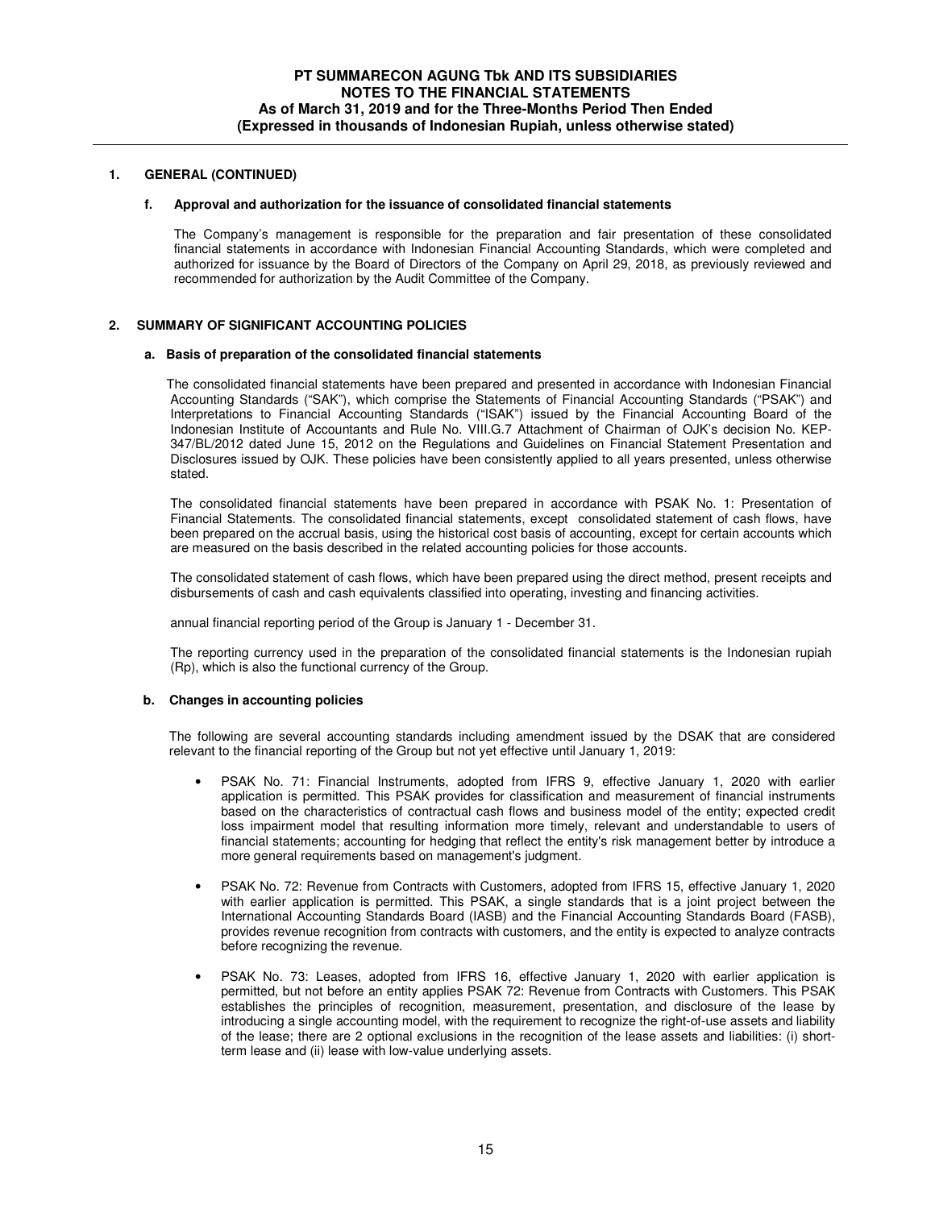## 1. GENERAL (CONTINUED)

### f. Approval and authorization for the issuance of consolidated financial statements

The Company's management is responsible for the preparation and fair presentation of these consolidated financial statements in accordance with Indonesian Financial Accounting Standards, which were completed and authorized for issuance by the Board of Directors of the Company on April 29, 2018, as previously reviewed and recommended for authorization by the Audit Committee of the Company.

## 2. SUMMARY OF SIGNIFICANT ACCOUNTING POLICIES

### a. Basis of preparation of the consolidated financial statements

The consolidated financial statements have been prepared and presented in accordance with Indonesian Financial Accounting Standards ("SAK"), which comprise the Statements of Financial Accounting Standards ("PSAK") and Interpretations to Financial Accounting Standards ("ISAK") issued by the Financial Accounting Board of the Indonesian Institute of Accountants and Rule No. VIII.G.7 Attachment of Chairman of OJK's decision No. KEP-347/BL/2012 dated June 15, 2012 on the Regulations and Guidelines on Financial Statement Presentation and Disclosures issued by OJK. These policies have been consistently applied to all years presented, unless otherwise stated.

The consolidated financial statements have been prepared in accordance with PSAK No. 1: Presentation of Financial Statements. The consolidated financial statements, except consolidated statement of cash flows, have been prepared on the accrual basis, using the historical cost basis of accounting, except for certain accounts which are measured on the basis described in the related accounting policies for those accounts.

The consolidated statement of cash flows, which have been prepared using the direct method, present receipts and disbursements of cash and cash equivalents classified into operating, investing and financing activities.

annual financial reporting period of the Group is January 1 - December 31.

The reporting currency used in the preparation of the consolidated financial statements is the Indonesian rupiah (Rp), which is also the functional currency of the Group.

### b. Changes in accounting policies

The following are several accounting standards including amendment issued by the DSAK that are considered relevant to the financial reporting of the Group but not yet effective until January 1, 2019:

- PSAK No. 71: Financial Instruments, adopted from IFRS 9, effective January 1, 2020 with earlier application is permitted. This PSAK provides for classification and measurement of financial instruments based on the characteristics of contractual cash flows and business model of the entity; expected credit loss impairment model that resulting information more timely, relevant and understandable to users of financial statements; accounting for hedging that reflect the entity's risk management better by introduce a more general requirements based on management's judgment.

- PSAK No. 72: Revenue from Contracts with Customers, adopted from IFRS 15, effective January 1, 2020 with earlier application is permitted. This PSAK, a single standards that is a joint project between the International Accounting Standards Board (IASB) and the Financial Accounting Standards Board (FASB), provides revenue recognition from contracts with customers, and the entity is expected to analyze contracts before recognizing the revenue.

- PSAK No. 73: Leases, adopted from IFRS 16, effective January 1, 2020 with earlier application is permitted, but not before an entity applies PSAK 72: Revenue from Contracts with Customers. This PSAK establishes the principles of recognition, measurement, presentation, and disclosure of the lease by introducing a single accounting model, with the requirement to recognize the right-of-use assets and liability of the lease; there are 2 optional exclusions in the recognition of the lease assets and liabilities: (i) short-term lease and (ii) lease with low-value underlying assets.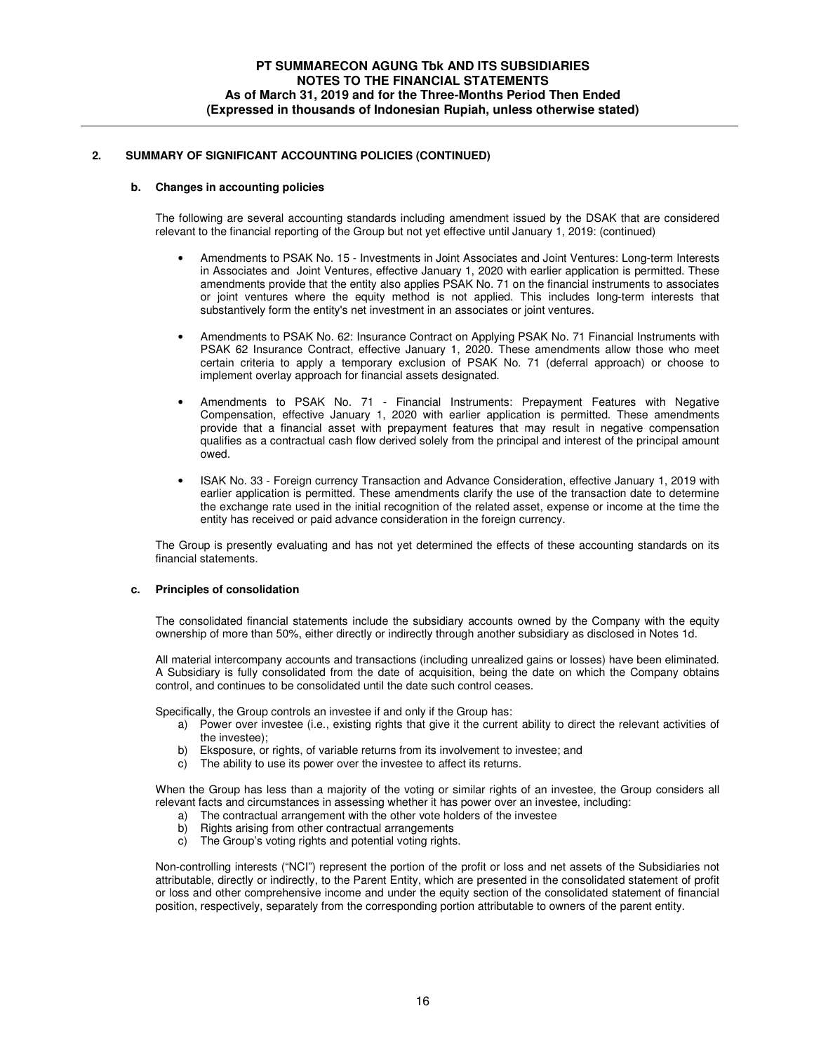## 2. SUMMARY OF SIGNIFICANT ACCOUNTING POLICIES (CONTINUED)

### b. Changes in accounting policies

The following are several accounting standards including amendment issued by the DSAK that are considered relevant to the financial reporting of the Group but not yet effective until January 1, 2019: (continued)

- Amendments to PSAK No. 15 - Investments in Joint Associates and Joint Ventures: Long-term Interests in Associates and Joint Ventures, effective January 1, 2020 with earlier application is permitted. These amendments provide that the entity also applies PSAK No. 71 on the financial instruments to associates or joint ventures where the equity method is not applied. This includes long-term interests that substantively form the entity's net investment in an associates or joint ventures.

- Amendments to PSAK No. 62: Insurance Contract on Applying PSAK No. 71 Financial Instruments with PSAK 62 Insurance Contract, effective January 1, 2020. These amendments allow those who meet certain criteria to apply a temporary exclusion of PSAK No. 71 (deferral approach) or choose to implement overlay approach for financial assets designated.

- Amendments to PSAK No. 71 - Financial Instruments: Prepayment Features with Negative Compensation, effective January 1, 2020 with earlier application is permitted. These amendments provide that a financial asset with prepayment features that may result in negative compensation qualifies as a contractual cash flow derived solely from the principal and interest of the principal amount owed.

- ISAK No. 33 - Foreign currency Transaction and Advance Consideration, effective January 1, 2019 with earlier application is permitted. These amendments clarify the use of the transaction date to determine the exchange rate used in the initial recognition of the related asset, expense or income at the time the entity has received or paid advance consideration in the foreign currency.

The Group is presently evaluating and has not yet determined the effects of these accounting standards on its financial statements.

### c. Principles of consolidation

The consolidated financial statements include the subsidiary accounts owned by the Company with the equity ownership of more than 50%, either directly or indirectly through another subsidiary as disclosed in Notes 1d.

All material intercompany accounts and transactions (including unrealized gains or losses) have been eliminated. A Subsidiary is fully consolidated from the date of acquisition, being the date on which the Company obtains control, and continues to be consolidated until the date such control ceases.

Specifically, the Group controls an investee if and only if the Group has:

a) Power over investee (i.e., existing rights that give it the current ability to direct the relevant activities of the investee);
b) Eksposure, or rights, of variable returns from its involvement to investee; and
c) The ability to use its power over the investee to affect its returns.

When the Group has less than a majority of the voting or similar rights of an investee, the Group considers all relevant facts and circumstances in assessing whether it has power over an investee, including:

a) The contractual arrangement with the other vote holders of the investee
b) Rights arising from other contractual arrangements
c) The Group's voting rights and potential voting rights.

Non-controlling interests ("NCI") represent the portion of the profit or loss and net assets of the Subsidiaries not attributable, directly or indirectly, to the Parent Entity, which are presented in the consolidated statement of profit or loss and other comprehensive income and under the equity section of the consolidated statement of financial position, respectively, separately from the corresponding portion attributable to owners of the parent entity.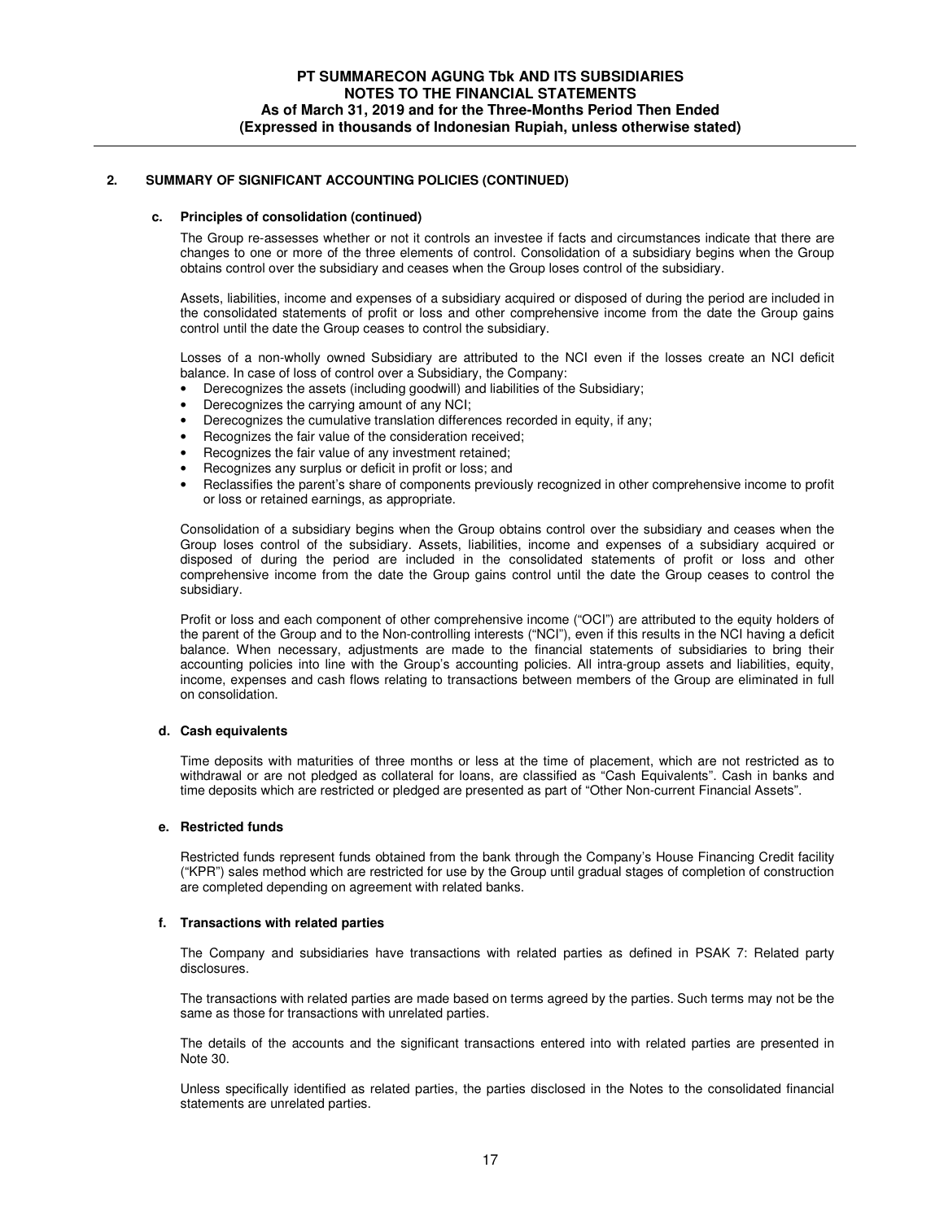## 2. SUMMARY OF SIGNIFICANT ACCOUNTING POLICIES (CONTINUED)

### c. Principles of consolidation (continued)

The Group re-assesses whether or not it controls an investee if facts and circumstances indicate that there are changes to one or more of the three elements of control. Consolidation of a subsidiary begins when the Group obtains control over the subsidiary and ceases when the Group loses control of the subsidiary.

Assets, liabilities, income and expenses of a subsidiary acquired or disposed of during the period are included in the consolidated statements of profit or loss and other comprehensive income from the date the Group gains control until the date the Group ceases to control the subsidiary.

Losses of a non-wholly owned Subsidiary are attributed to the NCI even if the losses create an NCI deficit balance. In case of loss of control over a Subsidiary, the Company:

- Derecognizes the assets (including goodwill) and liabilities of the Subsidiary;
- Derecognizes the carrying amount of any NCI;
- Derecognizes the cumulative translation differences recorded in equity, if any;
- Recognizes the fair value of the consideration received;
- Recognizes the fair value of any investment retained;
- Recognizes any surplus or deficit in profit or loss; and
- Reclassifies the parent's share of components previously recognized in other comprehensive income to profit or loss or retained earnings, as appropriate.

Consolidation of a subsidiary begins when the Group obtains control over the subsidiary and ceases when the Group loses control of the subsidiary. Assets, liabilities, income and expenses of a subsidiary acquired or disposed of during the period are included in the consolidated statements of profit or loss and other comprehensive income from the date the Group gains control until the date the Group ceases to control the subsidiary.

Profit or loss and each component of other comprehensive income ("OCI") are attributed to the equity holders of the parent of the Group and to the Non-controlling interests ("NCI"), even if this results in the NCI having a deficit balance. When necessary, adjustments are made to the financial statements of subsidiaries to bring their accounting policies into line with the Group's accounting policies. All intra-group assets and liabilities, equity, income, expenses and cash flows relating to transactions between members of the Group are eliminated in full on consolidation.

### d. Cash equivalents

Time deposits with maturities of three months or less at the time of placement, which are not restricted as to withdrawal or are not pledged as collateral for loans, are classified as "Cash Equivalents". Cash in banks and time deposits which are restricted or pledged are presented as part of "Other Non-current Financial Assets".

### e. Restricted funds

Restricted funds represent funds obtained from the bank through the Company's House Financing Credit facility ("KPR") sales method which are restricted for use by the Group until gradual stages of completion of construction are completed depending on agreement with related banks.

### f. Transactions with related parties

The Company and subsidiaries have transactions with related parties as defined in PSAK 7: Related party disclosures.

The transactions with related parties are made based on terms agreed by the parties. Such terms may not be the same as those for transactions with unrelated parties.

The details of the accounts and the significant transactions entered into with related parties are presented in Note 30.

Unless specifically identified as related parties, the parties disclosed in the Notes to the consolidated financial statements are unrelated parties.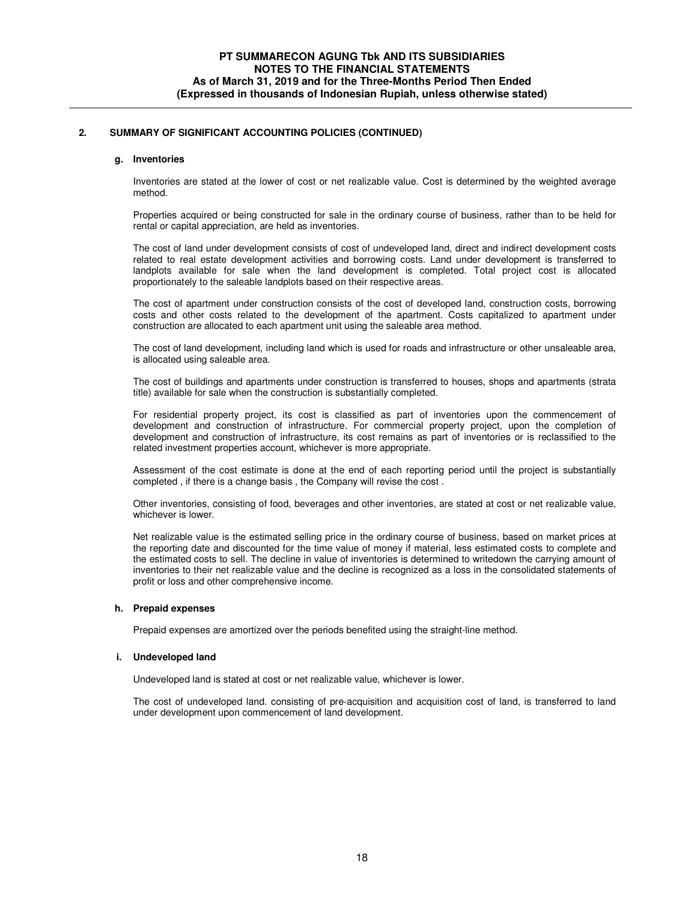## 2. SUMMARY OF SIGNIFICANT ACCOUNTING POLICIES (CONTINUED)

### g. Inventories

Inventories are stated at the lower of cost or net realizable value. Cost is determined by the weighted average method.

Properties acquired or being constructed for sale in the ordinary course of business, rather than to be held for rental or capital appreciation, are held as inventories.

The cost of land under development consists of cost of undeveloped land, direct and indirect development costs related to real estate development activities and borrowing costs. Land under development is transferred to landplots available for sale when the land development is completed. Total project cost is allocated proportionately to the saleable landplots based on their respective areas.

The cost of apartment under construction consists of the cost of developed land, construction costs, borrowing costs and other costs related to the development of the apartment. Costs capitalized to apartment under construction are allocated to each apartment unit using the saleable area method.

The cost of land development, including land which is used for roads and infrastructure or other unsaleable area, is allocated using saleable area.

The cost of buildings and apartments under construction is transferred to houses, shops and apartments (strata title) available for sale when the construction is substantially completed.

For residential property project, its cost is classified as part of inventories upon the commencement of development and construction of infrastructure. For commercial property project, upon the completion of development and construction of infrastructure, its cost remains as part of inventories or is reclassified to the related investment properties account, whichever is more appropriate.

Assessment of the cost estimate is done at the end of each reporting period until the project is substantially completed , if there is a change basis , the Company will revise the cost .

Other inventories, consisting of food, beverages and other inventories, are stated at cost or net realizable value, whichever is lower.

Net realizable value is the estimated selling price in the ordinary course of business, based on market prices at the reporting date and discounted for the time value of money if material, less estimated costs to complete and the estimated costs to sell. The decline in value of inventories is determined to writedown the carrying amount of inventories to their net realizable value and the decline is recognized as a loss in the consolidated statements of profit or loss and other comprehensive income.

### h. Prepaid expenses

Prepaid expenses are amortized over the periods benefited using the straight-line method.

### i. Undeveloped land

Undeveloped land is stated at cost or net realizable value, whichever is lower.

The cost of undeveloped land. consisting of pre-acquisition and acquisition cost of land, is transferred to land under development upon commencement of land development.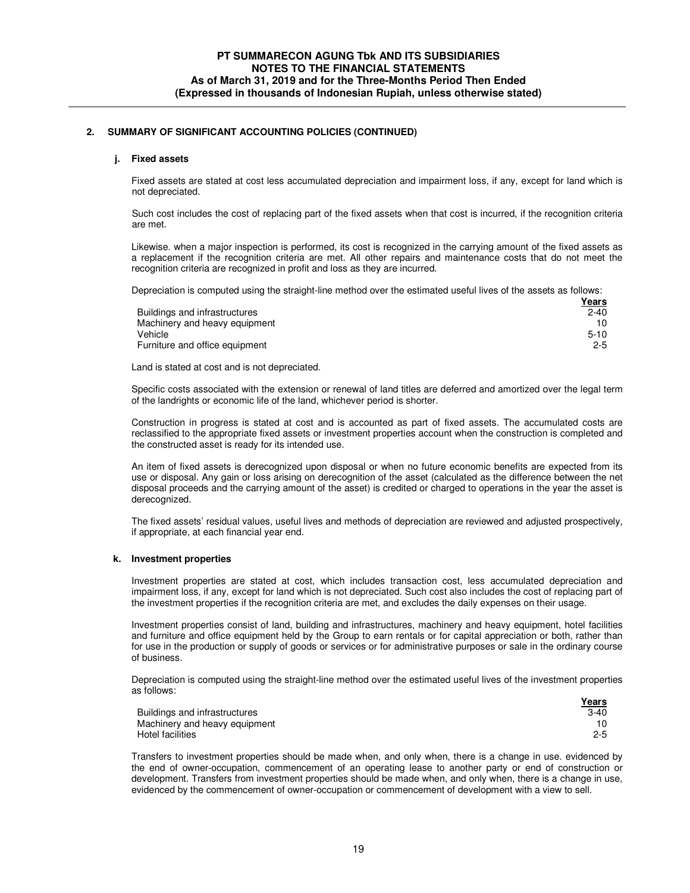## 2. SUMMARY OF SIGNIFICANT ACCOUNTING POLICIES (CONTINUED)

### j. Fixed assets

Fixed assets are stated at cost less accumulated depreciation and impairment loss, if any, except for land which is not depreciated.

Such cost includes the cost of replacing part of the fixed assets when that cost is incurred, if the recognition criteria are met.

Likewise. when a major inspection is performed, its cost is recognized in the carrying amount of the fixed assets as a replacement if the recognition criteria are met. All other repairs and maintenance costs that do not meet the recognition criteria are recognized in profit and loss as they are incurred.

Depreciation is computed using the straight-line method over the estimated useful lives of the assets as follows:

| | Years |
|---|---|
| Buildings and infrastructures | 2-40 |
| Machinery and heavy equipment | 10 |
| Vehicle | 5-10 |
| Furniture and office equipment | 2-5 |

Land is stated at cost and is not depreciated.

Specific costs associated with the extension or renewal of land titles are deferred and amortized over the legal term of the landrights or economic life of the land, whichever period is shorter.

Construction in progress is stated at cost and is accounted as part of fixed assets. The accumulated costs are reclassified to the appropriate fixed assets or investment properties account when the construction is completed and the constructed asset is ready for its intended use.

An item of fixed assets is derecognized upon disposal or when no future economic benefits are expected from its use or disposal. Any gain or loss arising on derecognition of the asset (calculated as the difference between the net disposal proceeds and the carrying amount of the asset) is credited or charged to operations in the year the asset is derecognized.

The fixed assets' residual values, useful lives and methods of depreciation are reviewed and adjusted prospectively, if appropriate, at each financial year end.

### k. Investment properties

Investment properties are stated at cost, which includes transaction cost, less accumulated depreciation and impairment loss, if any, except for land which is not depreciated. Such cost also includes the cost of replacing part of the investment properties if the recognition criteria are met, and excludes the daily expenses on their usage.

Investment properties consist of land, building and infrastructures, machinery and heavy equipment, hotel facilities and furniture and office equipment held by the Group to earn rentals or for capital appreciation or both, rather than for use in the production or supply of goods or services or for administrative purposes or sale in the ordinary course of business.

Depreciation is computed using the straight-line method over the estimated useful lives of the investment properties as follows:

| | Years |
|---|---|
| Buildings and infrastructures | 3-40 |
| Machinery and heavy equipment | 10 |
| Hotel facilities | 2-5 |

Transfers to investment properties should be made when, and only when, there is a change in use. evidenced by the end of owner-occupation, commencement of an operating lease to another party or end of construction or development. Transfers from investment properties should be made when, and only when, there is a change in use, evidenced by the commencement of owner-occupation or commencement of development with a view to sell.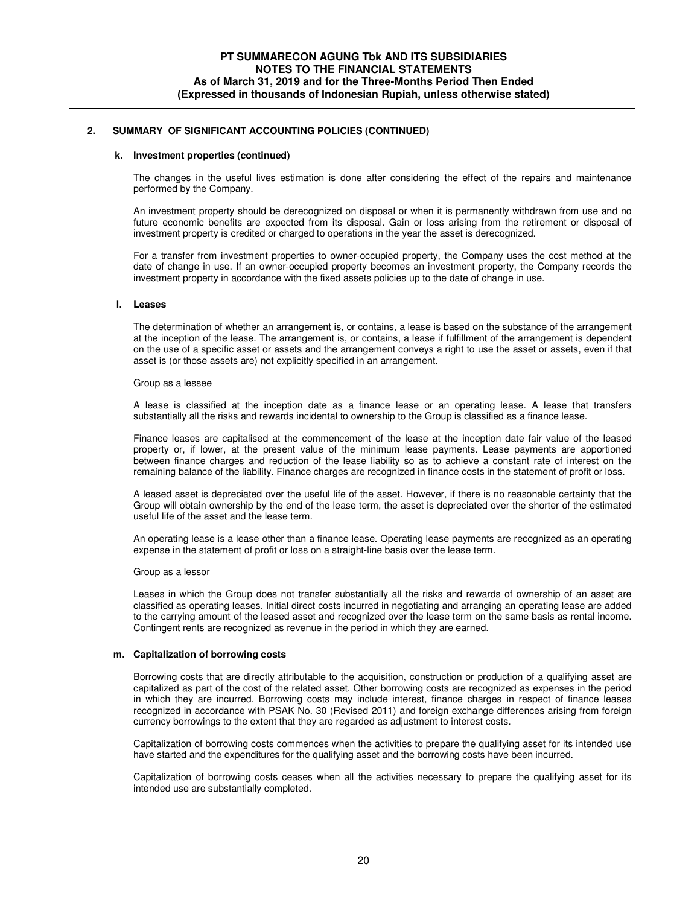## 2. SUMMARY OF SIGNIFICANT ACCOUNTING POLICIES (CONTINUED)

### k. Investment properties (continued)

The changes in the useful lives estimation is done after considering the effect of the repairs and maintenance performed by the Company.

An investment property should be derecognized on disposal or when it is permanently withdrawn from use and no future economic benefits are expected from its disposal. Gain or loss arising from the retirement or disposal of investment property is credited or charged to operations in the year the asset is derecognized.

For a transfer from investment properties to owner-occupied property, the Company uses the cost method at the date of change in use. If an owner-occupied property becomes an investment property, the Company records the investment property in accordance with the fixed assets policies up to the date of change in use.

### l. Leases

The determination of whether an arrangement is, or contains, a lease is based on the substance of the arrangement at the inception of the lease. The arrangement is, or contains, a lease if fulfillment of the arrangement is dependent on the use of a specific asset or assets and the arrangement conveys a right to use the asset or assets, even if that asset is (or those assets are) not explicitly specified in an arrangement.

Group as a lessee

A lease is classified at the inception date as a finance lease or an operating lease. A lease that transfers substantially all the risks and rewards incidental to ownership to the Group is classified as a finance lease.

Finance leases are capitalised at the commencement of the lease at the inception date fair value of the leased property or, if lower, at the present value of the minimum lease payments. Lease payments are apportioned between finance charges and reduction of the lease liability so as to achieve a constant rate of interest on the remaining balance of the liability. Finance charges are recognized in finance costs in the statement of profit or loss.

A leased asset is depreciated over the useful life of the asset. However, if there is no reasonable certainty that the Group will obtain ownership by the end of the lease term, the asset is depreciated over the shorter of the estimated useful life of the asset and the lease term.

An operating lease is a lease other than a finance lease. Operating lease payments are recognized as an operating expense in the statement of profit or loss on a straight-line basis over the lease term.

Group as a lessor

Leases in which the Group does not transfer substantially all the risks and rewards of ownership of an asset are classified as operating leases. Initial direct costs incurred in negotiating and arranging an operating lease are added to the carrying amount of the leased asset and recognized over the lease term on the same basis as rental income. Contingent rents are recognized as revenue in the period in which they are earned.

### m. Capitalization of borrowing costs

Borrowing costs that are directly attributable to the acquisition, construction or production of a qualifying asset are capitalized as part of the cost of the related asset. Other borrowing costs are recognized as expenses in the period in which they are incurred. Borrowing costs may include interest, finance charges in respect of finance leases recognized in accordance with PSAK No. 30 (Revised 2011) and foreign exchange differences arising from foreign currency borrowings to the extent that they are regarded as adjustment to interest costs.

Capitalization of borrowing costs commences when the activities to prepare the qualifying asset for its intended use have started and the expenditures for the qualifying asset and the borrowing costs have been incurred.

Capitalization of borrowing costs ceases when all the activities necessary to prepare the qualifying asset for its intended use are substantially completed.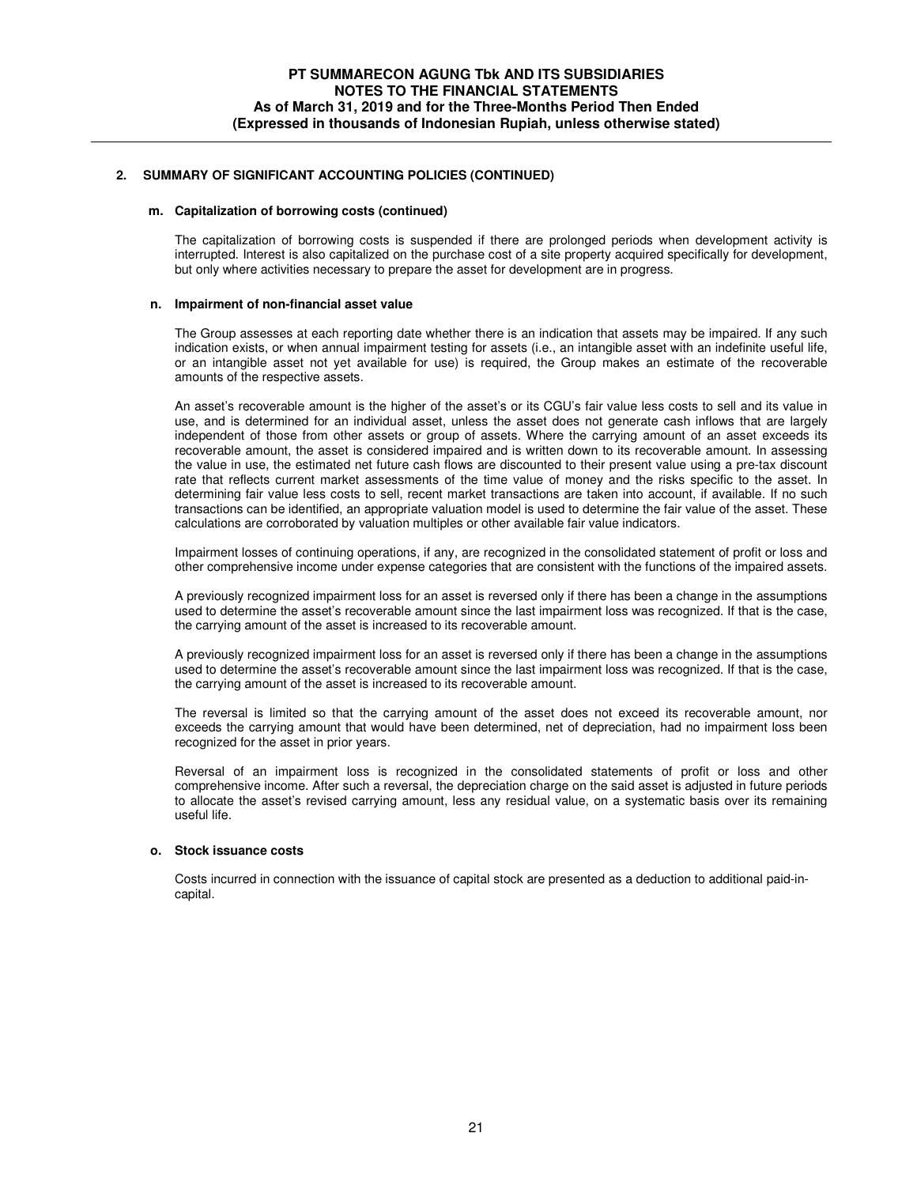## 2. SUMMARY OF SIGNIFICANT ACCOUNTING POLICIES (CONTINUED)

### m. Capitalization of borrowing costs (continued)

The capitalization of borrowing costs is suspended if there are prolonged periods when development activity is interrupted. Interest is also capitalized on the purchase cost of a site property acquired specifically for development, but only where activities necessary to prepare the asset for development are in progress.

### n. Impairment of non-financial asset value

The Group assesses at each reporting date whether there is an indication that assets may be impaired. If any such indication exists, or when annual impairment testing for assets (i.e., an intangible asset with an indefinite useful life, or an intangible asset not yet available for use) is required, the Group makes an estimate of the recoverable amounts of the respective assets.

An asset's recoverable amount is the higher of the asset's or its CGU's fair value less costs to sell and its value in use, and is determined for an individual asset, unless the asset does not generate cash inflows that are largely independent of those from other assets or group of assets. Where the carrying amount of an asset exceeds its recoverable amount, the asset is considered impaired and is written down to its recoverable amount. In assessing the value in use, the estimated net future cash flows are discounted to their present value using a pre-tax discount rate that reflects current market assessments of the time value of money and the risks specific to the asset. In determining fair value less costs to sell, recent market transactions are taken into account, if available. If no such transactions can be identified, an appropriate valuation model is used to determine the fair value of the asset. These calculations are corroborated by valuation multiples or other available fair value indicators.

Impairment losses of continuing operations, if any, are recognized in the consolidated statement of profit or loss and other comprehensive income under expense categories that are consistent with the functions of the impaired assets.

A previously recognized impairment loss for an asset is reversed only if there has been a change in the assumptions used to determine the asset's recoverable amount since the last impairment loss was recognized. If that is the case, the carrying amount of the asset is increased to its recoverable amount.

A previously recognized impairment loss for an asset is reversed only if there has been a change in the assumptions used to determine the asset's recoverable amount since the last impairment loss was recognized. If that is the case, the carrying amount of the asset is increased to its recoverable amount.

The reversal is limited so that the carrying amount of the asset does not exceed its recoverable amount, nor exceeds the carrying amount that would have been determined, net of depreciation, had no impairment loss been recognized for the asset in prior years.

Reversal of an impairment loss is recognized in the consolidated statements of profit or loss and other comprehensive income. After such a reversal, the depreciation charge on the said asset is adjusted in future periods to allocate the asset's revised carrying amount, less any residual value, on a systematic basis over its remaining useful life.

### o. Stock issuance costs

Costs incurred in connection with the issuance of capital stock are presented as a deduction to additional paid-in-capital.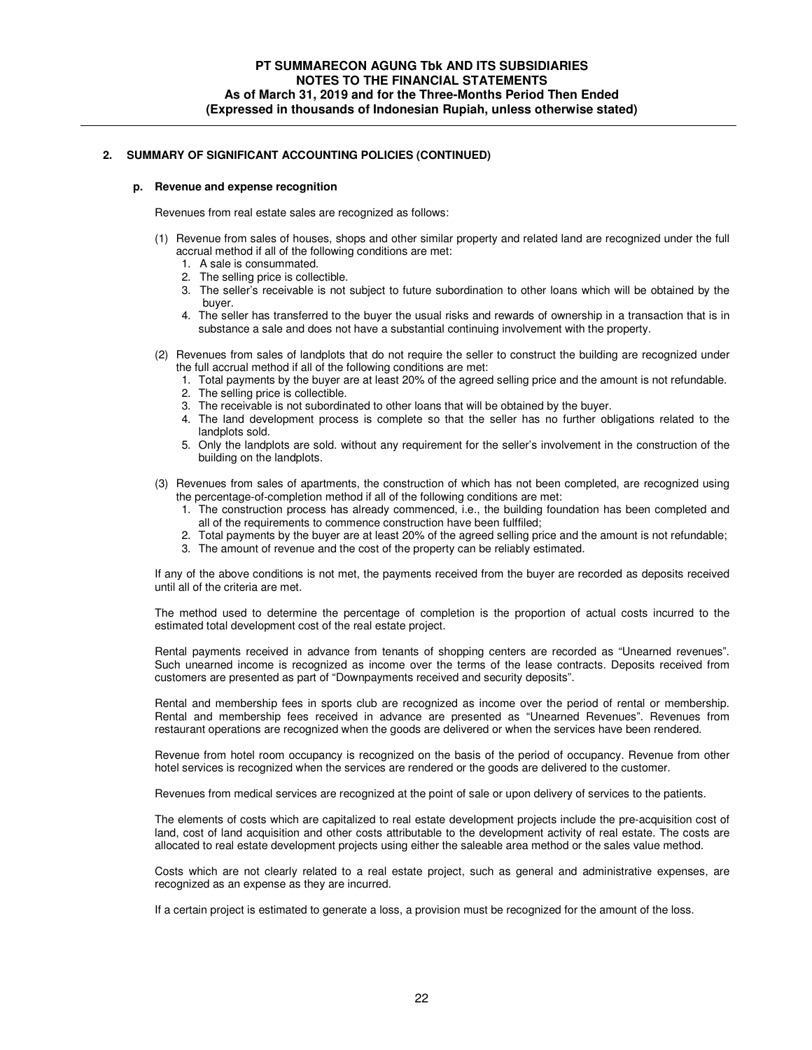## 2. SUMMARY OF SIGNIFICANT ACCOUNTING POLICIES (CONTINUED)

### p. Revenue and expense recognition

Revenues from real estate sales are recognized as follows:

(1) Revenue from sales of houses, shops and other similar property and related land are recognized under the full accrual method if all of the following conditions are met:
   1. A sale is consummated.
   2. The selling price is collectible.
   3. The seller's receivable is not subject to future subordination to other loans which will be obtained by the buyer.
   4. The seller has transferred to the buyer the usual risks and rewards of ownership in a transaction that is in substance a sale and does not have a substantial continuing involvement with the property.

(2) Revenues from sales of landplots that do not require the seller to construct the building are recognized under the full accrual method if all of the following conditions are met:
   1. Total payments by the buyer are at least 20% of the agreed selling price and the amount is not refundable.
   2. The selling price is collectible.
   3. The receivable is not subordinated to other loans that will be obtained by the buyer.
   4. The land development process is complete so that the seller has no further obligations related to the landplots sold.
   5. Only the landplots are sold. without any requirement for the seller's involvement in the construction of the building on the landplots.

(3) Revenues from sales of apartments, the construction of which has not been completed, are recognized using the percentage-of-completion method if all of the following conditions are met:
   1. The construction process has already commenced, i.e., the building foundation has been completed and all of the requirements to commence construction have been fulffiled;
   2. Total payments by the buyer are at least 20% of the agreed selling price and the amount is not refundable;
   3. The amount of revenue and the cost of the property can be reliably estimated.

If any of the above conditions is not met, the payments received from the buyer are recorded as deposits received until all of the criteria are met.

The method used to determine the percentage of completion is the proportion of actual costs incurred to the estimated total development cost of the real estate project.

Rental payments received in advance from tenants of shopping centers are recorded as "Unearned revenues". Such unearned income is recognized as income over the terms of the lease contracts. Deposits received from customers are presented as part of "Downpayments received and security deposits".

Rental and membership fees in sports club are recognized as income over the period of rental or membership. Rental and membership fees received in advance are presented as "Unearned Revenues". Revenues from restaurant operations are recognized when the goods are delivered or when the services have been rendered.

Revenue from hotel room occupancy is recognized on the basis of the period of occupancy. Revenue from other hotel services is recognized when the services are rendered or the goods are delivered to the customer.

Revenues from medical services are recognized at the point of sale or upon delivery of services to the patients.

The elements of costs which are capitalized to real estate development projects include the pre-acquisition cost of land, cost of land acquisition and other costs attributable to the development activity of real estate. The costs are allocated to real estate development projects using either the saleable area method or the sales value method.

Costs which are not clearly related to a real estate project, such as general and administrative expenses, are recognized as an expense as they are incurred.

If a certain project is estimated to generate a loss, a provision must be recognized for the amount of the loss.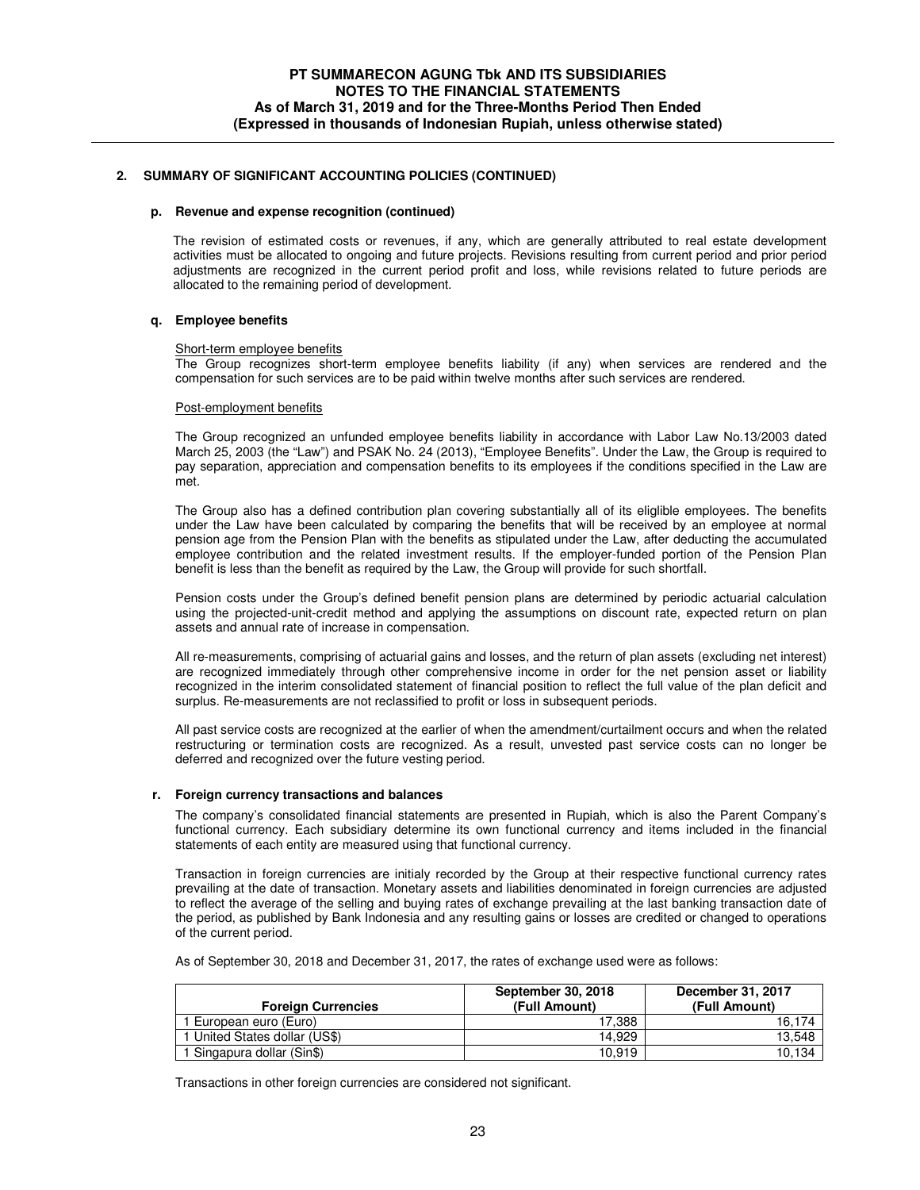## 2. SUMMARY OF SIGNIFICANT ACCOUNTING POLICIES (CONTINUED)

### p. Revenue and expense recognition (continued)

The revision of estimated costs or revenues, if any, which are generally attributed to real estate development activities must be allocated to ongoing and future projects. Revisions resulting from current period and prior period adjustments are recognized in the current period profit and loss, while revisions related to future periods are allocated to the remaining period of development.

### q. Employee benefits

Short-term employee benefits

The Group recognizes short-term employee benefits liability (if any) when services are rendered and the compensation for such services are to be paid within twelve months after such services are rendered.

Post-employment benefits

The Group recognized an unfunded employee benefits liability in accordance with Labor Law No.13/2003 dated March 25, 2003 (the "Law") and PSAK No. 24 (2013), "Employee Benefits". Under the Law, the Group is required to pay separation, appreciation and compensation benefits to its employees if the conditions specified in the Law are met.

The Group also has a defined contribution plan covering substantially all of its eliglible employees. The benefits under the Law have been calculated by comparing the benefits that will be received by an employee at normal pension age from the Pension Plan with the benefits as stipulated under the Law, after deducting the accumulated employee contribution and the related investment results. If the employer-funded portion of the Pension Plan benefit is less than the benefit as required by the Law, the Group will provide for such shortfall.

Pension costs under the Group's defined benefit pension plans are determined by periodic actuarial calculation using the projected-unit-credit method and applying the assumptions on discount rate, expected return on plan assets and annual rate of increase in compensation.

All re-measurements, comprising of actuarial gains and losses, and the return of plan assets (excluding net interest) are recognized immediately through other comprehensive income in order for the net pension asset or liability recognized in the interim consolidated statement of financial position to reflect the full value of the plan deficit and surplus. Re-measurements are not reclassified to profit or loss in subsequent periods.

All past service costs are recognized at the earlier of when the amendment/curtailment occurs and when the related restructuring or termination costs are recognized. As a result, unvested past service costs can no longer be deferred and recognized over the future vesting period.

### r. Foreign currency transactions and balances

The company's consolidated financial statements are presented in Rupiah, which is also the Parent Company's functional currency. Each subsidiary determine its own functional currency and items included in the financial statements of each entity are measured using that functional currency.

Transaction in foreign currencies are initialy recorded by the Group at their respective functional currency rates prevailing at the date of transaction. Monetary assets and liabilities denominated in foreign currencies are adjusted to reflect the average of the selling and buying rates of exchange prevailing at the last banking transaction date of the period, as published by Bank Indonesia and any resulting gains or losses are credited or changed to operations of the current period.

As of September 30, 2018 and December 31, 2017, the rates of exchange used were as follows:

| Foreign Currencies | September 30, 2018 (Full Amount) | December 31, 2017 (Full Amount) |
|---|---|---|
| 1 European euro (Euro) | 17,388 | 16,174 |
| 1 United States dollar (US$) | 14,929 | 13,548 |
| 1 Singapura dollar (Sin$) | 10,919 | 10,134 |

Transactions in other foreign currencies are considered not significant.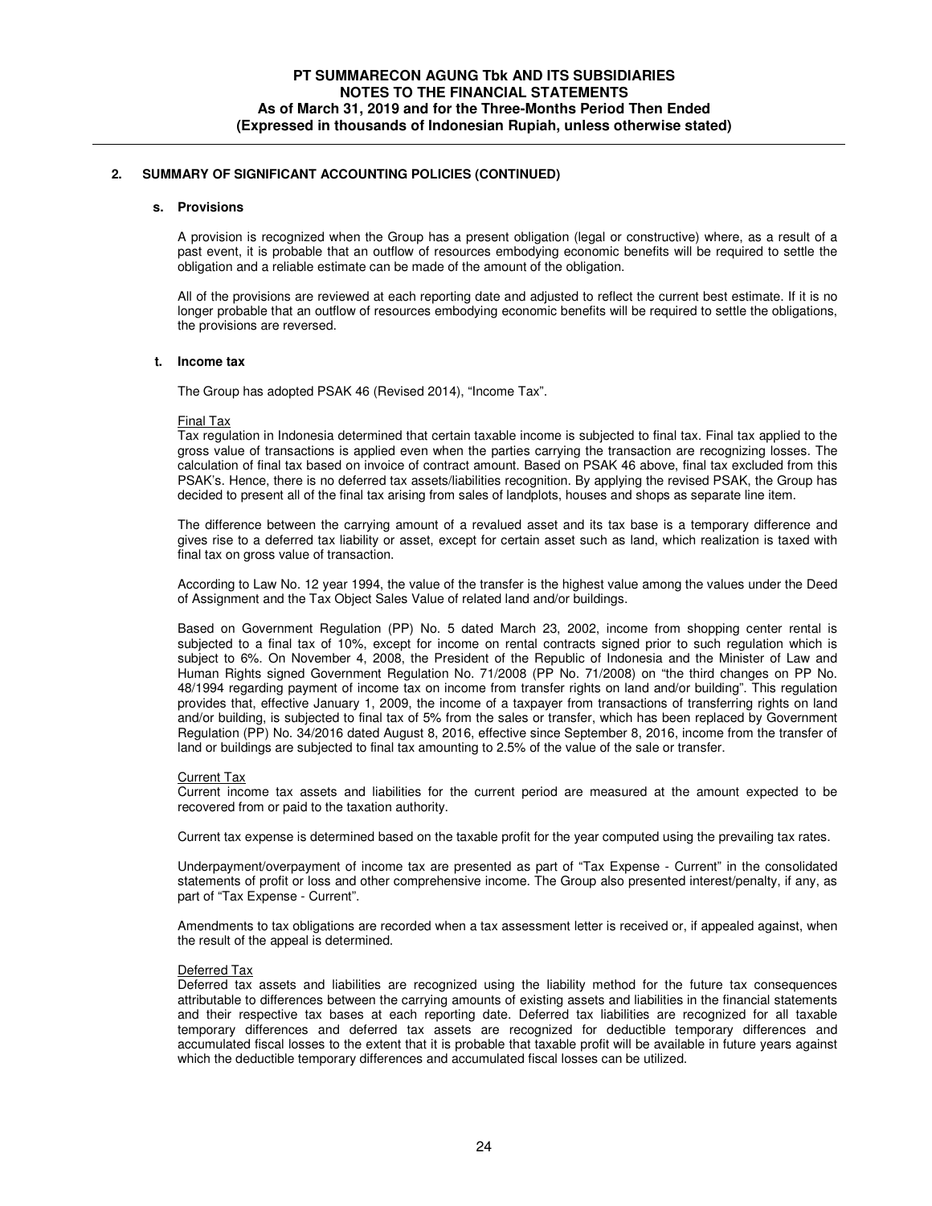## 2. SUMMARY OF SIGNIFICANT ACCOUNTING POLICIES (CONTINUED)

### s. Provisions

A provision is recognized when the Group has a present obligation (legal or constructive) where, as a result of a past event, it is probable that an outflow of resources embodying economic benefits will be required to settle the obligation and a reliable estimate can be made of the amount of the obligation.

All of the provisions are reviewed at each reporting date and adjusted to reflect the current best estimate. If it is no longer probable that an outflow of resources embodying economic benefits will be required to settle the obligations, the provisions are reversed.

### t. Income tax

The Group has adopted PSAK 46 (Revised 2014), "Income Tax".

Final Tax

Tax regulation in Indonesia determined that certain taxable income is subjected to final tax. Final tax applied to the gross value of transactions is applied even when the parties carrying the transaction are recognizing losses. The calculation of final tax based on invoice of contract amount. Based on PSAK 46 above, final tax excluded from this PSAK's. Hence, there is no deferred tax assets/liabilities recognition. By applying the revised PSAK, the Group has decided to present all of the final tax arising from sales of landplots, houses and shops as separate line item.

The difference between the carrying amount of a revalued asset and its tax base is a temporary difference and gives rise to a deferred tax liability or asset, except for certain asset such as land, which realization is taxed with final tax on gross value of transaction.

According to Law No. 12 year 1994, the value of the transfer is the highest value among the values under the Deed of Assignment and the Tax Object Sales Value of related land and/or buildings.

Based on Government Regulation (PP) No. 5 dated March 23, 2002, income from shopping center rental is subjected to a final tax of 10%, except for income on rental contracts signed prior to such regulation which is subject to 6%. On November 4, 2008, the President of the Republic of Indonesia and the Minister of Law and Human Rights signed Government Regulation No. 71/2008 (PP No. 71/2008) on "the third changes on PP No. 48/1994 regarding payment of income tax on income from transfer rights on land and/or building". This regulation provides that, effective January 1, 2009, the income of a taxpayer from transactions of transferring rights on land and/or building, is subjected to final tax of 5% from the sales or transfer, which has been replaced by Government Regulation (PP) No. 34/2016 dated August 8, 2016, effective since September 8, 2016, income from the transfer of land or buildings are subjected to final tax amounting to 2.5% of the value of the sale or transfer.

Current Tax

Current income tax assets and liabilities for the current period are measured at the amount expected to be recovered from or paid to the taxation authority.

Current tax expense is determined based on the taxable profit for the year computed using the prevailing tax rates.

Underpayment/overpayment of income tax are presented as part of "Tax Expense - Current" in the consolidated statements of profit or loss and other comprehensive income. The Group also presented interest/penalty, if any, as part of "Tax Expense - Current".

Amendments to tax obligations are recorded when a tax assessment letter is received or, if appealed against, when the result of the appeal is determined.

Deferred Tax

Deferred tax assets and liabilities are recognized using the liability method for the future tax consequences attributable to differences between the carrying amounts of existing assets and liabilities in the financial statements and their respective tax bases at each reporting date. Deferred tax liabilities are recognized for all taxable temporary differences and deferred tax assets are recognized for deductible temporary differences and accumulated fiscal losses to the extent that it is probable that taxable profit will be available in future years against which the deductible temporary differences and accumulated fiscal losses can be utilized.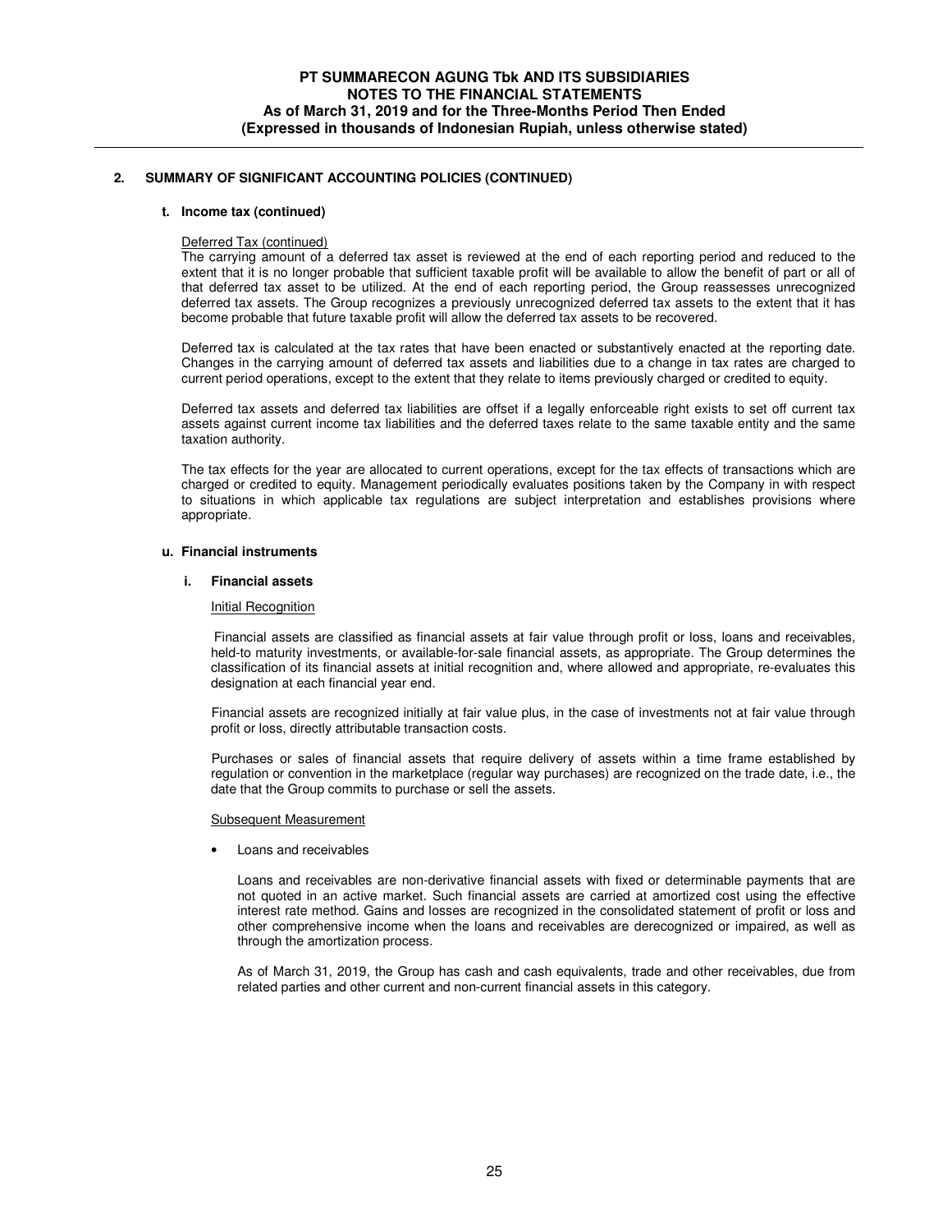## 2. SUMMARY OF SIGNIFICANT ACCOUNTING POLICIES (CONTINUED)

### t. Income tax (continued)

Deferred Tax (continued)

The carrying amount of a deferred tax asset is reviewed at the end of each reporting period and reduced to the extent that it is no longer probable that sufficient taxable profit will be available to allow the benefit of part or all of that deferred tax asset to be utilized. At the end of each reporting period, the Group reassesses unrecognized deferred tax assets. The Group recognizes a previously unrecognized deferred tax assets to the extent that it has become probable that future taxable profit will allow the deferred tax assets to be recovered.

Deferred tax is calculated at the tax rates that have been enacted or substantively enacted at the reporting date. Changes in the carrying amount of deferred tax assets and liabilities due to a change in tax rates are charged to current period operations, except to the extent that they relate to items previously charged or credited to equity.

Deferred tax assets and deferred tax liabilities are offset if a legally enforceable right exists to set off current tax assets against current income tax liabilities and the deferred taxes relate to the same taxable entity and the same taxation authority.

The tax effects for the year are allocated to current operations, except for the tax effects of transactions which are charged or credited to equity. Management periodically evaluates positions taken by the Company in with respect to situations in which applicable tax regulations are subject interpretation and establishes provisions where appropriate.

### u. Financial instruments

#### i. Financial assets

Initial Recognition

Financial assets are classified as financial assets at fair value through profit or loss, loans and receivables, held-to maturity investments, or available-for-sale financial assets, as appropriate. The Group determines the classification of its financial assets at initial recognition and, where allowed and appropriate, re-evaluates this designation at each financial year end.

Financial assets are recognized initially at fair value plus, in the case of investments not at fair value through profit or loss, directly attributable transaction costs.

Purchases or sales of financial assets that require delivery of assets within a time frame established by regulation or convention in the marketplace (regular way purchases) are recognized on the trade date, i.e., the date that the Group commits to purchase or sell the assets.

Subsequent Measurement

- Loans and receivables

  Loans and receivables are non-derivative financial assets with fixed or determinable payments that are not quoted in an active market. Such financial assets are carried at amortized cost using the effective interest rate method. Gains and losses are recognized in the consolidated statement of profit or loss and other comprehensive income when the loans and receivables are derecognized or impaired, as well as through the amortization process.

  As of March 31, 2019, the Group has cash and cash equivalents, trade and other receivables, due from related parties and other current and non-current financial assets in this category.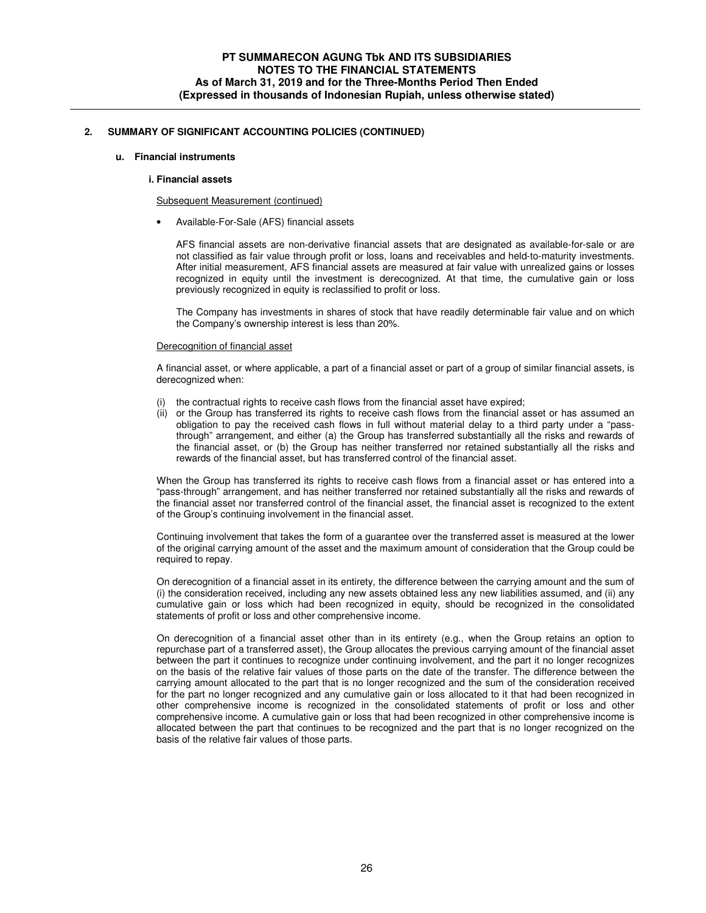## 2. SUMMARY OF SIGNIFICANT ACCOUNTING POLICIES (CONTINUED)

### u. Financial instruments

#### i. Financial assets

Subsequent Measurement (continued)

- Available-For-Sale (AFS) financial assets

  AFS financial assets are non-derivative financial assets that are designated as available-for-sale or are not classified as fair value through profit or loss, loans and receivables and held-to-maturity investments. After initial measurement, AFS financial assets are measured at fair value with unrealized gains or losses recognized in equity until the investment is derecognized. At that time, the cumulative gain or loss previously recognized in equity is reclassified to profit or loss.

  The Company has investments in shares of stock that have readily determinable fair value and on which the Company's ownership interest is less than 20%.

Derecognition of financial asset

A financial asset, or where applicable, a part of a financial asset or part of a group of similar financial assets, is derecognized when:

(i) the contractual rights to receive cash flows from the financial asset have expired;
(ii) or the Group has transferred its rights to receive cash flows from the financial asset or has assumed an obligation to pay the received cash flows in full without material delay to a third party under a "pass-through" arrangement, and either (a) the Group has transferred substantially all the risks and rewards of the financial asset, or (b) the Group has neither transferred nor retained substantially all the risks and rewards of the financial asset, but has transferred control of the financial asset.

When the Group has transferred its rights to receive cash flows from a financial asset or has entered into a "pass-through" arrangement, and has neither transferred nor retained substantially all the risks and rewards of the financial asset nor transferred control of the financial asset, the financial asset is recognized to the extent of the Group's continuing involvement in the financial asset.

Continuing involvement that takes the form of a guarantee over the transferred asset is measured at the lower of the original carrying amount of the asset and the maximum amount of consideration that the Group could be required to repay.

On derecognition of a financial asset in its entirety, the difference between the carrying amount and the sum of (i) the consideration received, including any new assets obtained less any new liabilities assumed, and (ii) any cumulative gain or loss which had been recognized in equity, should be recognized in the consolidated statements of profit or loss and other comprehensive income.

On derecognition of a financial asset other than in its entirety (e.g., when the Group retains an option to repurchase part of a transferred asset), the Group allocates the previous carrying amount of the financial asset between the part it continues to recognize under continuing involvement, and the part it no longer recognizes on the basis of the relative fair values of those parts on the date of the transfer. The difference between the carrying amount allocated to the part that is no longer recognized and the sum of the consideration received for the part no longer recognized and any cumulative gain or loss allocated to it that had been recognized in other comprehensive income is recognized in the consolidated statements of profit or loss and other comprehensive income. A cumulative gain or loss that had been recognized in other comprehensive income is allocated between the part that continues to be recognized and the part that is no longer recognized on the basis of the relative fair values of those parts.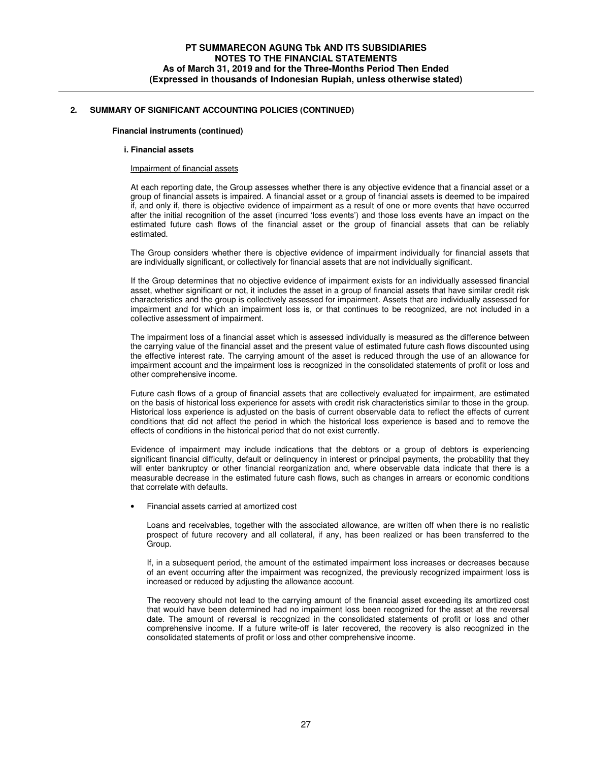## 2. SUMMARY OF SIGNIFICANT ACCOUNTING POLICIES (CONTINUED)

**Financial instruments (continued)**

**i. Financial assets**

Impairment of financial assets

At each reporting date, the Group assesses whether there is any objective evidence that a financial asset or a group of financial assets is impaired. A financial asset or a group of financial assets is deemed to be impaired if, and only if, there is objective evidence of impairment as a result of one or more events that have occurred after the initial recognition of the asset (incurred 'loss events') and those loss events have an impact on the estimated future cash flows of the financial asset or the group of financial assets that can be reliably estimated.

The Group considers whether there is objective evidence of impairment individually for financial assets that are individually significant, or collectively for financial assets that are not individually significant.

If the Group determines that no objective evidence of impairment exists for an individually assessed financial asset, whether significant or not, it includes the asset in a group of financial assets that have similar credit risk characteristics and the group is collectively assessed for impairment. Assets that are individually assessed for impairment and for which an impairment loss is, or that continues to be recognized, are not included in a collective assessment of impairment.

The impairment loss of a financial asset which is assessed individually is measured as the difference between the carrying value of the financial asset and the present value of estimated future cash flows discounted using the effective interest rate. The carrying amount of the asset is reduced through the use of an allowance for impairment account and the impairment loss is recognized in the consolidated statements of profit or loss and other comprehensive income.

Future cash flows of a group of financial assets that are collectively evaluated for impairment, are estimated on the basis of historical loss experience for assets with credit risk characteristics similar to those in the group. Historical loss experience is adjusted on the basis of current observable data to reflect the effects of current conditions that did not affect the period in which the historical loss experience is based and to remove the effects of conditions in the historical period that do not exist currently.

Evidence of impairment may include indications that the debtors or a group of debtors is experiencing significant financial difficulty, default or delinquency in interest or principal payments, the probability that they will enter bankruptcy or other financial reorganization and, where observable data indicate that there is a measurable decrease in the estimated future cash flows, such as changes in arrears or economic conditions that correlate with defaults.

- Financial assets carried at amortized cost

  Loans and receivables, together with the associated allowance, are written off when there is no realistic prospect of future recovery and all collateral, if any, has been realized or has been transferred to the Group.

  If, in a subsequent period, the amount of the estimated impairment loss increases or decreases because of an event occurring after the impairment was recognized, the previously recognized impairment loss is increased or reduced by adjusting the allowance account.

  The recovery should not lead to the carrying amount of the financial asset exceeding its amortized cost that would have been determined had no impairment loss been recognized for the asset at the reversal date. The amount of reversal is recognized in the consolidated statements of profit or loss and other comprehensive income. If a future write-off is later recovered, the recovery is also recognized in the consolidated statements of profit or loss and other comprehensive income.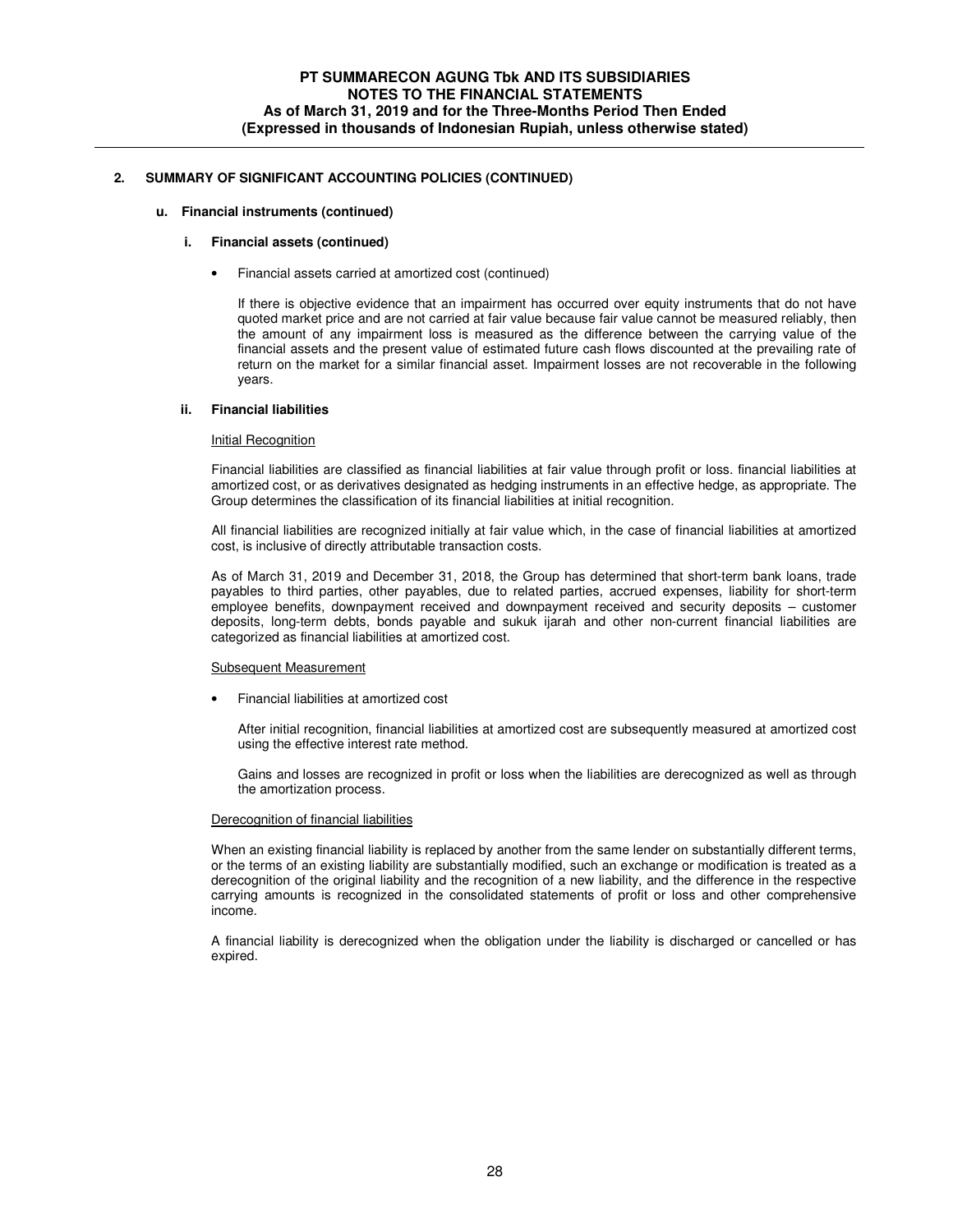## 2. SUMMARY OF SIGNIFICANT ACCOUNTING POLICIES (CONTINUED)

### u. Financial instruments (continued)

#### i. Financial assets (continued)

- Financial assets carried at amortized cost (continued)

  If there is objective evidence that an impairment has occurred over equity instruments that do not have quoted market price and are not carried at fair value because fair value cannot be measured reliably, then the amount of any impairment loss is measured as the difference between the carrying value of the financial assets and the present value of estimated future cash flows discounted at the prevailing rate of return on the market for a similar financial asset. Impairment losses are not recoverable in the following years.

#### ii. Financial liabilities

Initial Recognition

Financial liabilities are classified as financial liabilities at fair value through profit or loss. financial liabilities at amortized cost, or as derivatives designated as hedging instruments in an effective hedge, as appropriate. The Group determines the classification of its financial liabilities at initial recognition.

All financial liabilities are recognized initially at fair value which, in the case of financial liabilities at amortized cost, is inclusive of directly attributable transaction costs.

As of March 31, 2019 and December 31, 2018, the Group has determined that short-term bank loans, trade payables to third parties, other payables, due to related parties, accrued expenses, liability for short-term employee benefits, downpayment received and downpayment received and security deposits – customer deposits, long-term debts, bonds payable and sukuk ijarah and other non-current financial liabilities are categorized as financial liabilities at amortized cost.

Subsequent Measurement

- Financial liabilities at amortized cost

  After initial recognition, financial liabilities at amortized cost are subsequently measured at amortized cost using the effective interest rate method.

  Gains and losses are recognized in profit or loss when the liabilities are derecognized as well as through the amortization process.

Derecognition of financial liabilities

When an existing financial liability is replaced by another from the same lender on substantially different terms, or the terms of an existing liability are substantially modified, such an exchange or modification is treated as a derecognition of the original liability and the recognition of a new liability, and the difference in the respective carrying amounts is recognized in the consolidated statements of profit or loss and other comprehensive income.

A financial liability is derecognized when the obligation under the liability is discharged or cancelled or has expired.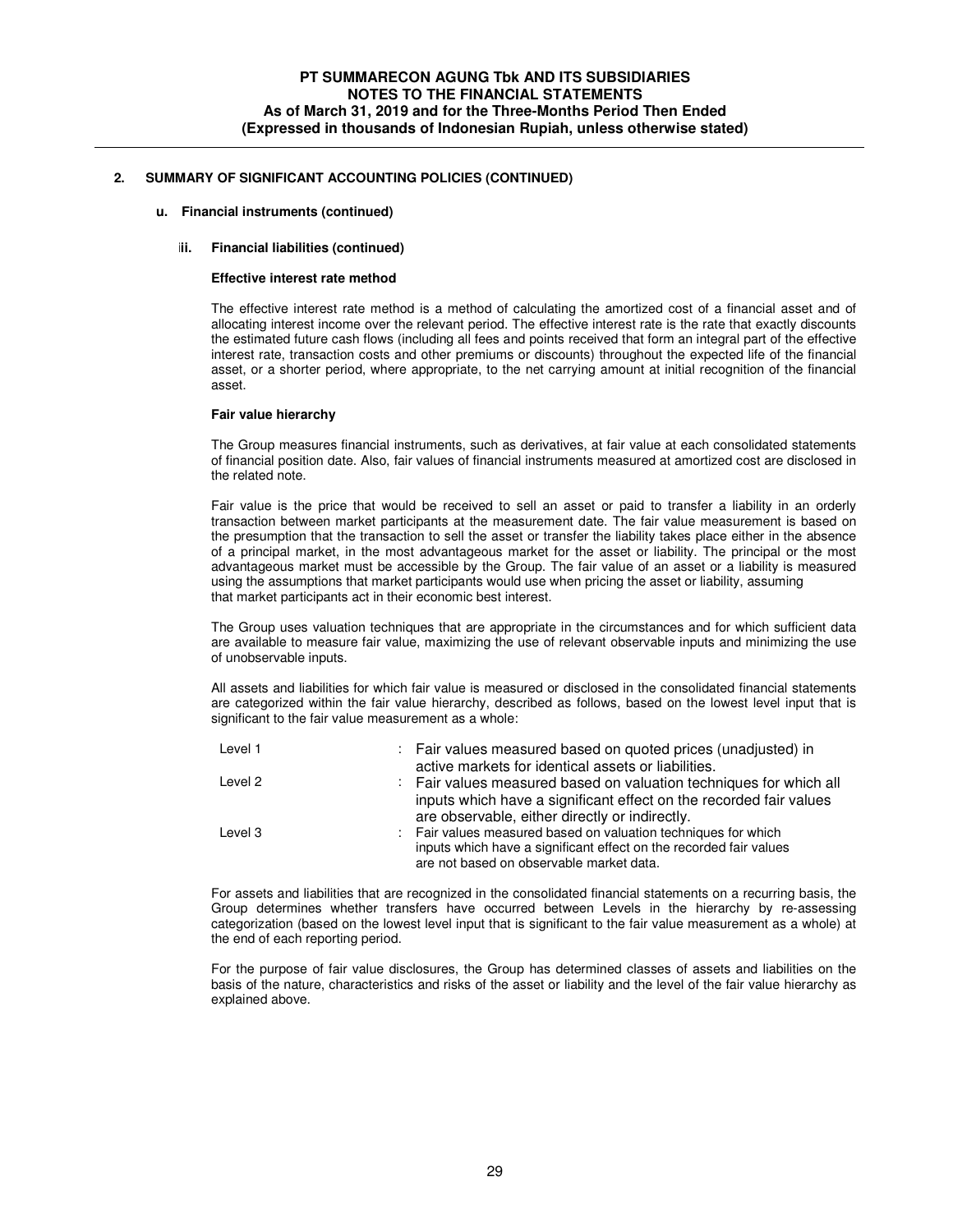## 2. SUMMARY OF SIGNIFICANT ACCOUNTING POLICIES (CONTINUED)

### u. Financial instruments (continued)

#### ii. Financial liabilities (continued)

**Effective interest rate method**

The effective interest rate method is a method of calculating the amortized cost of a financial asset and of allocating interest income over the relevant period. The effective interest rate is the rate that exactly discounts the estimated future cash flows (including all fees and points received that form an integral part of the effective interest rate, transaction costs and other premiums or discounts) throughout the expected life of the financial asset, or a shorter period, where appropriate, to the net carrying amount at initial recognition of the financial asset.

**Fair value hierarchy**

The Group measures financial instruments, such as derivatives, at fair value at each consolidated statements of financial position date. Also, fair values of financial instruments measured at amortized cost are disclosed in the related note.

Fair value is the price that would be received to sell an asset or paid to transfer a liability in an orderly transaction between market participants at the measurement date. The fair value measurement is based on the presumption that the transaction to sell the asset or transfer the liability takes place either in the absence of a principal market, in the most advantageous market for the asset or liability. The principal or the most advantageous market must be accessible by the Group. The fair value of an asset or a liability is measured using the assumptions that market participants would use when pricing the asset or liability, assuming that market participants act in their economic best interest.

The Group uses valuation techniques that are appropriate in the circumstances and for which sufficient data are available to measure fair value, maximizing the use of relevant observable inputs and minimizing the use of unobservable inputs.

All assets and liabilities for which fair value is measured or disclosed in the consolidated financial statements are categorized within the fair value hierarchy, described as follows, based on the lowest level input that is significant to the fair value measurement as a whole:

| | |
|---|---|
| Level 1 | : Fair values measured based on quoted prices (unadjusted) in active markets for identical assets or liabilities. |
| Level 2 | : Fair values measured based on valuation techniques for which all inputs which have a significant effect on the recorded fair values are observable, either directly or indirectly. |
| Level 3 | : Fair values measured based on valuation techniques for which inputs which have a significant effect on the recorded fair values are not based on observable market data. |

For assets and liabilities that are recognized in the consolidated financial statements on a recurring basis, the Group determines whether transfers have occurred between Levels in the hierarchy by re-assessing categorization (based on the lowest level input that is significant to the fair value measurement as a whole) at the end of each reporting period.

For the purpose of fair value disclosures, the Group has determined classes of assets and liabilities on the basis of the nature, characteristics and risks of the asset or liability and the level of the fair value hierarchy as explained above.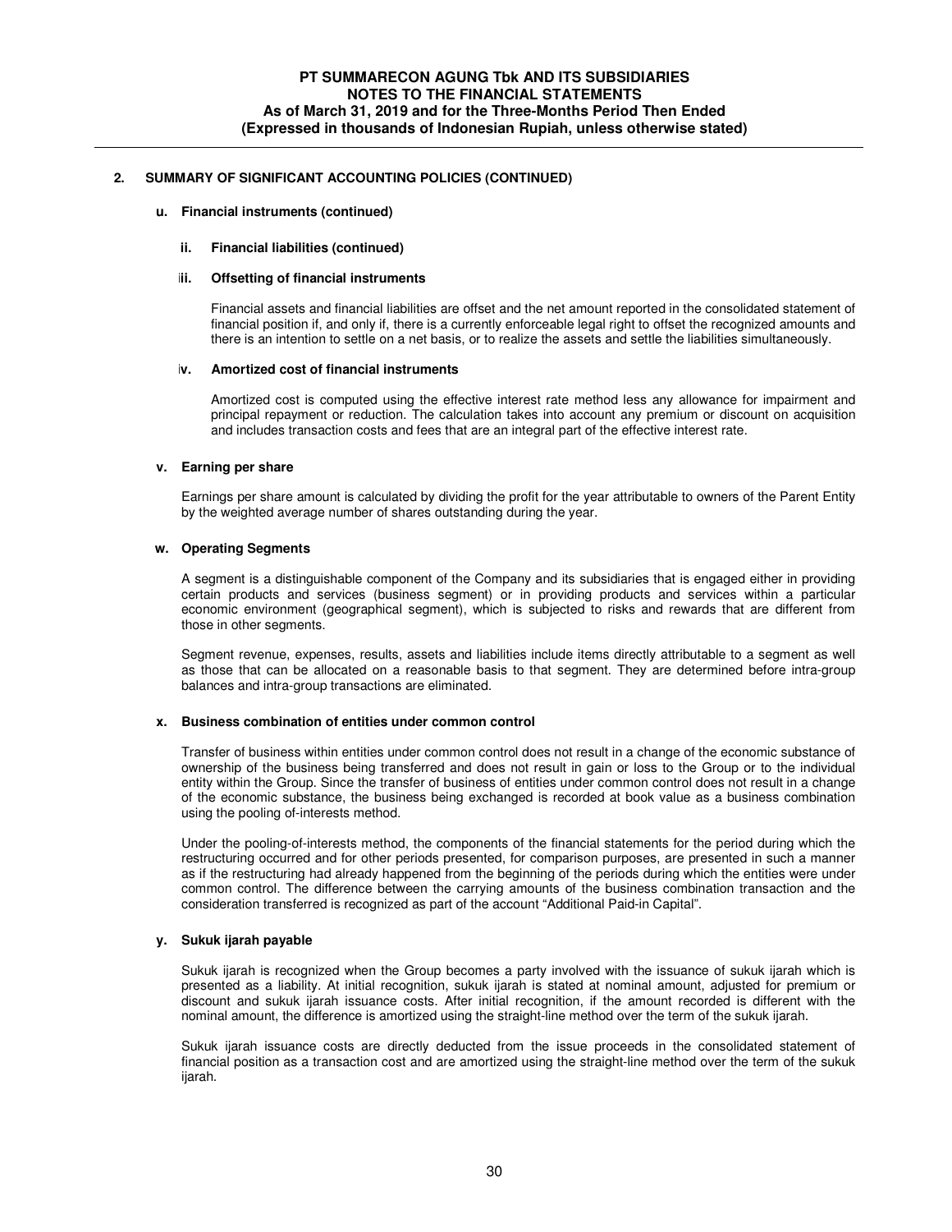## 2. SUMMARY OF SIGNIFICANT ACCOUNTING POLICIES (CONTINUED)

### u. Financial instruments (continued)

#### ii. Financial liabilities (continued)

#### iii. Offsetting of financial instruments

Financial assets and financial liabilities are offset and the net amount reported in the consolidated statement of financial position if, and only if, there is a currently enforceable legal right to offset the recognized amounts and there is an intention to settle on a net basis, or to realize the assets and settle the liabilities simultaneously.

#### iv. Amortized cost of financial instruments

Amortized cost is computed using the effective interest rate method less any allowance for impairment and principal repayment or reduction. The calculation takes into account any premium or discount on acquisition and includes transaction costs and fees that are an integral part of the effective interest rate.

### v. Earning per share

Earnings per share amount is calculated by dividing the profit for the year attributable to owners of the Parent Entity by the weighted average number of shares outstanding during the year.

### w. Operating Segments

A segment is a distinguishable component of the Company and its subsidiaries that is engaged either in providing certain products and services (business segment) or in providing products and services within a particular economic environment (geographical segment), which is subjected to risks and rewards that are different from those in other segments.

Segment revenue, expenses, results, assets and liabilities include items directly attributable to a segment as well as those that can be allocated on a reasonable basis to that segment. They are determined before intra-group balances and intra-group transactions are eliminated.

### x. Business combination of entities under common control

Transfer of business within entities under common control does not result in a change of the economic substance of ownership of the business being transferred and does not result in gain or loss to the Group or to the individual entity within the Group. Since the transfer of business of entities under common control does not result in a change of the economic substance, the business being exchanged is recorded at book value as a business combination using the pooling of-interests method.

Under the pooling-of-interests method, the components of the financial statements for the period during which the restructuring occurred and for other periods presented, for comparison purposes, are presented in such a manner as if the restructuring had already happened from the beginning of the periods during which the entities were under common control. The difference between the carrying amounts of the business combination transaction and the consideration transferred is recognized as part of the account "Additional Paid-in Capital".

### y. Sukuk ijarah payable

Sukuk ijarah is recognized when the Group becomes a party involved with the issuance of sukuk ijarah which is presented as a liability. At initial recognition, sukuk ijarah is stated at nominal amount, adjusted for premium or discount and sukuk ijarah issuance costs. After initial recognition, if the amount recorded is different with the nominal amount, the difference is amortized using the straight-line method over the term of the sukuk ijarah.

Sukuk ijarah issuance costs are directly deducted from the issue proceeds in the consolidated statement of financial position as a transaction cost and are amortized using the straight-line method over the term of the sukuk ijarah.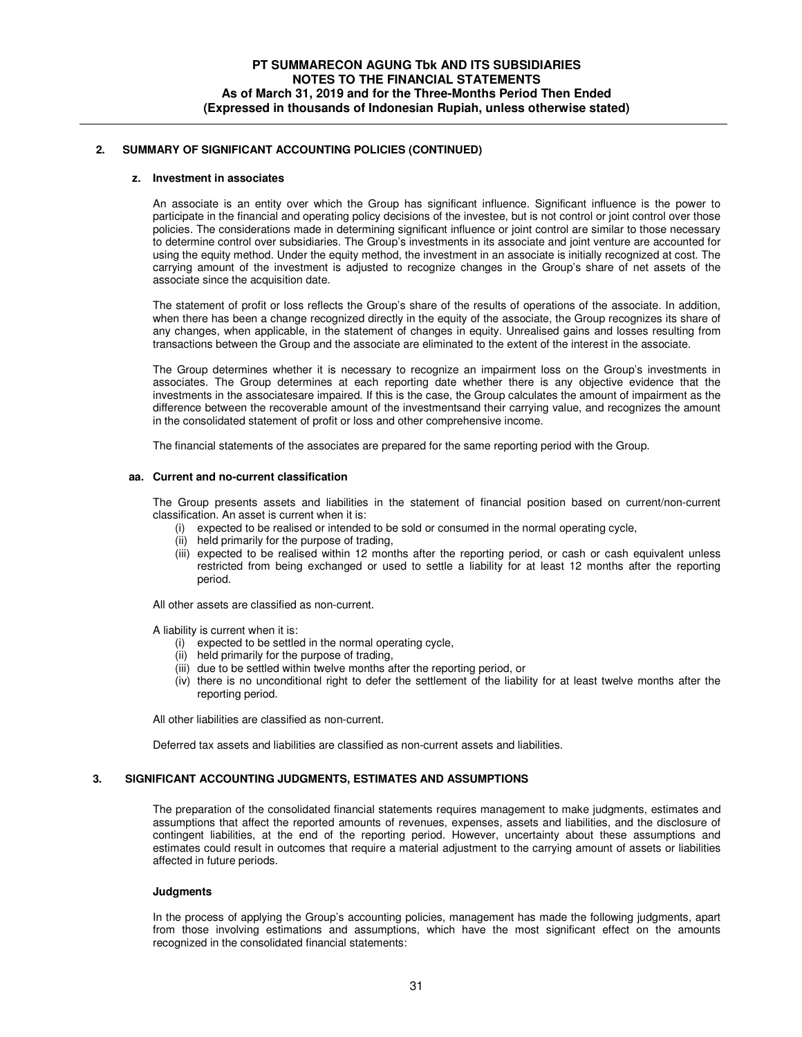## 2. SUMMARY OF SIGNIFICANT ACCOUNTING POLICIES (CONTINUED)

### z. Investment in associates

An associate is an entity over which the Group has significant influence. Significant influence is the power to participate in the financial and operating policy decisions of the investee, but is not control or joint control over those policies. The considerations made in determining significant influence or joint control are similar to those necessary to determine control over subsidiaries. The Group's investments in its associate and joint venture are accounted for using the equity method. Under the equity method, the investment in an associate is initially recognized at cost. The carrying amount of the investment is adjusted to recognize changes in the Group's share of net assets of the associate since the acquisition date.

The statement of profit or loss reflects the Group's share of the results of operations of the associate. In addition, when there has been a change recognized directly in the equity of the associate, the Group recognizes its share of any changes, when applicable, in the statement of changes in equity. Unrealised gains and losses resulting from transactions between the Group and the associate are eliminated to the extent of the interest in the associate.

The Group determines whether it is necessary to recognize an impairment loss on the Group's investments in associates. The Group determines at each reporting date whether there is any objective evidence that the investments in the associatesare impaired. If this is the case, the Group calculates the amount of impairment as the difference between the recoverable amount of the investmentsand their carrying value, and recognizes the amount in the consolidated statement of profit or loss and other comprehensive income.

The financial statements of the associates are prepared for the same reporting period with the Group.

### aa. Current and no-current classification

The Group presents assets and liabilities in the statement of financial position based on current/non-current classification. An asset is current when it is:

(i) expected to be realised or intended to be sold or consumed in the normal operating cycle,
(ii) held primarily for the purpose of trading,
(iii) expected to be realised within 12 months after the reporting period, or cash or cash equivalent unless restricted from being exchanged or used to settle a liability for at least 12 months after the reporting period.

All other assets are classified as non-current.

A liability is current when it is:

(i) expected to be settled in the normal operating cycle,
(ii) held primarily for the purpose of trading,
(iii) due to be settled within twelve months after the reporting period, or
(iv) there is no unconditional right to defer the settlement of the liability for at least twelve months after the reporting period.

All other liabilities are classified as non-current.

Deferred tax assets and liabilities are classified as non-current assets and liabilities.

## 3. SIGNIFICANT ACCOUNTING JUDGMENTS, ESTIMATES AND ASSUMPTIONS

The preparation of the consolidated financial statements requires management to make judgments, estimates and assumptions that affect the reported amounts of revenues, expenses, assets and liabilities, and the disclosure of contingent liabilities, at the end of the reporting period. However, uncertainty about these assumptions and estimates could result in outcomes that require a material adjustment to the carrying amount of assets or liabilities affected in future periods.

### Judgments

In the process of applying the Group's accounting policies, management has made the following judgments, apart from those involving estimations and assumptions, which have the most significant effect on the amounts recognized in the consolidated financial statements: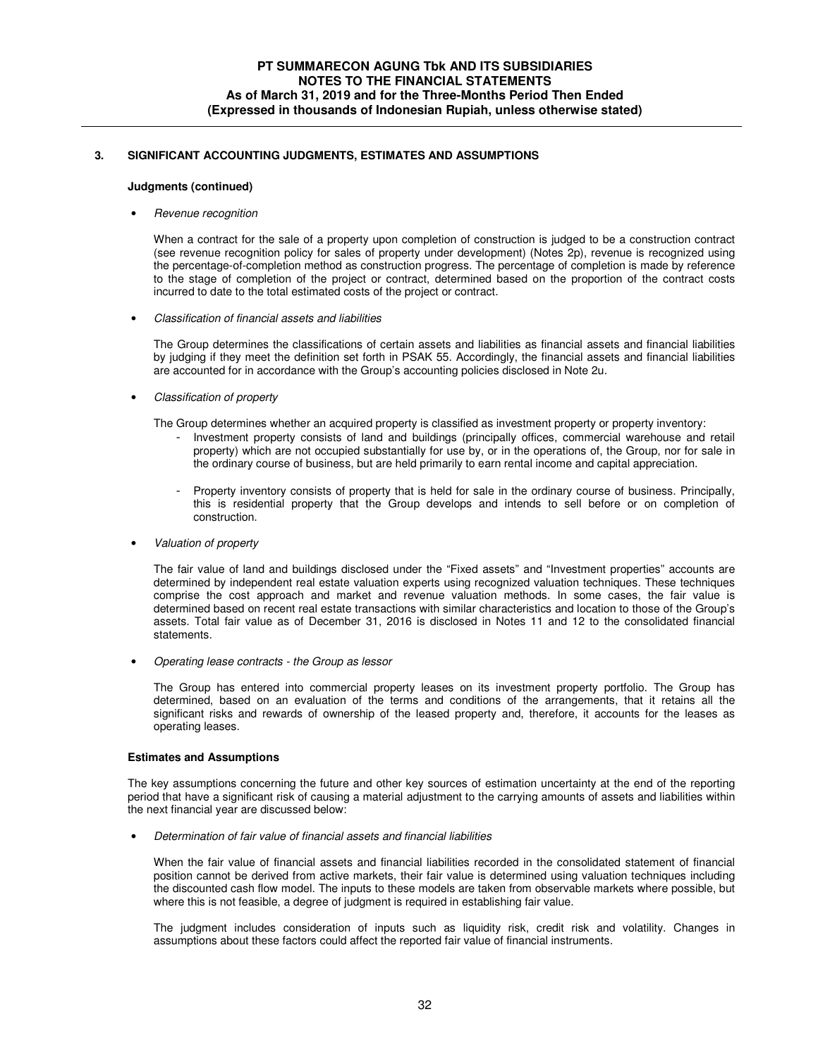## 3. SIGNIFICANT ACCOUNTING JUDGMENTS, ESTIMATES AND ASSUMPTIONS

**Judgments (continued)**

- *Revenue recognition*

  When a contract for the sale of a property upon completion of construction is judged to be a construction contract (see revenue recognition policy for sales of property under development) (Notes 2p), revenue is recognized using the percentage-of-completion method as construction progress. The percentage of completion is made by reference to the stage of completion of the project or contract, determined based on the proportion of the contract costs incurred to date to the total estimated costs of the project or contract.

- *Classification of financial assets and liabilities*

  The Group determines the classifications of certain assets and liabilities as financial assets and financial liabilities by judging if they meet the definition set forth in PSAK 55. Accordingly, the financial assets and financial liabilities are accounted for in accordance with the Group's accounting policies disclosed in Note 2u.

- *Classification of property*

  The Group determines whether an acquired property is classified as investment property or property inventory:

  - Investment property consists of land and buildings (principally offices, commercial warehouse and retail property) which are not occupied substantially for use by, or in the operations of, the Group, nor for sale in the ordinary course of business, but are held primarily to earn rental income and capital appreciation.

  - Property inventory consists of property that is held for sale in the ordinary course of business. Principally, this is residential property that the Group develops and intends to sell before or on completion of construction.

- *Valuation of property*

  The fair value of land and buildings disclosed under the "Fixed assets" and "Investment properties" accounts are determined by independent real estate valuation experts using recognized valuation techniques. These techniques comprise the cost approach and market and revenue valuation methods. In some cases, the fair value is determined based on recent real estate transactions with similar characteristics and location to those of the Group's assets. Total fair value as of December 31, 2016 is disclosed in Notes 11 and 12 to the consolidated financial statements.

- *Operating lease contracts - the Group as lessor*

  The Group has entered into commercial property leases on its investment property portfolio. The Group has determined, based on an evaluation of the terms and conditions of the arrangements, that it retains all the significant risks and rewards of ownership of the leased property and, therefore, it accounts for the leases as operating leases.

**Estimates and Assumptions**

The key assumptions concerning the future and other key sources of estimation uncertainty at the end of the reporting period that have a significant risk of causing a material adjustment to the carrying amounts of assets and liabilities within the next financial year are discussed below:

- *Determination of fair value of financial assets and financial liabilities*

  When the fair value of financial assets and financial liabilities recorded in the consolidated statement of financial position cannot be derived from active markets, their fair value is determined using valuation techniques including the discounted cash flow model. The inputs to these models are taken from observable markets where possible, but where this is not feasible, a degree of judgment is required in establishing fair value.

  The judgment includes consideration of inputs such as liquidity risk, credit risk and volatility. Changes in assumptions about these factors could affect the reported fair value of financial instruments.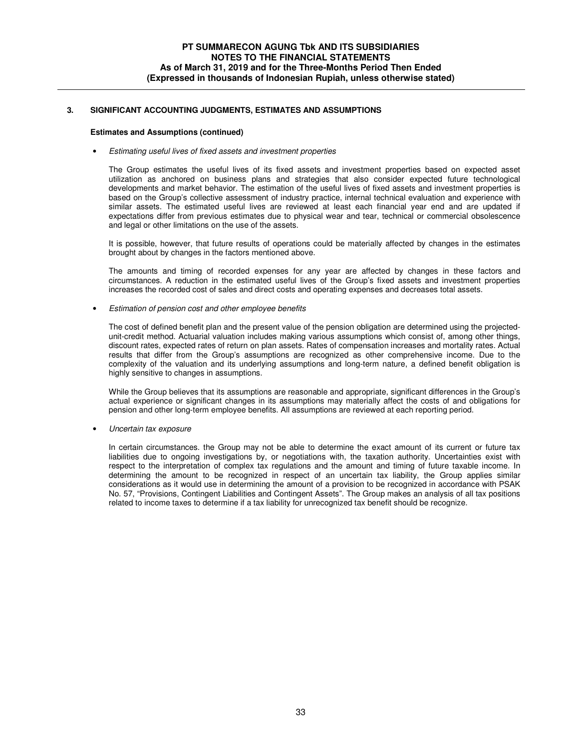## 3. SIGNIFICANT ACCOUNTING JUDGMENTS, ESTIMATES AND ASSUMPTIONS

**Estimates and Assumptions (continued)**

- *Estimating useful lives of fixed assets and investment properties*

  The Group estimates the useful lives of its fixed assets and investment properties based on expected asset utilization as anchored on business plans and strategies that also consider expected future technological developments and market behavior. The estimation of the useful lives of fixed assets and investment properties is based on the Group's collective assessment of industry practice, internal technical evaluation and experience with similar assets. The estimated useful lives are reviewed at least each financial year end and are updated if expectations differ from previous estimates due to physical wear and tear, technical or commercial obsolescence and legal or other limitations on the use of the assets.

  It is possible, however, that future results of operations could be materially affected by changes in the estimates brought about by changes in the factors mentioned above.

  The amounts and timing of recorded expenses for any year are affected by changes in these factors and circumstances. A reduction in the estimated useful lives of the Group's fixed assets and investment properties increases the recorded cost of sales and direct costs and operating expenses and decreases total assets.

- *Estimation of pension cost and other employee benefits*

  The cost of defined benefit plan and the present value of the pension obligation are determined using the projected-unit-credit method. Actuarial valuation includes making various assumptions which consist of, among other things, discount rates, expected rates of return on plan assets. Rates of compensation increases and mortality rates. Actual results that differ from the Group's assumptions are recognized as other comprehensive income. Due to the complexity of the valuation and its underlying assumptions and long-term nature, a defined benefit obligation is highly sensitive to changes in assumptions.

  While the Group believes that its assumptions are reasonable and appropriate, significant differences in the Group's actual experience or significant changes in its assumptions may materially affect the costs of and obligations for pension and other long-term employee benefits. All assumptions are reviewed at each reporting period.

- *Uncertain tax exposure*

  In certain circumstances. the Group may not be able to determine the exact amount of its current or future tax liabilities due to ongoing investigations by, or negotiations with, the taxation authority. Uncertainties exist with respect to the interpretation of complex tax regulations and the amount and timing of future taxable income. In determining the amount to be recognized in respect of an uncertain tax liability, the Group applies similar considerations as it would use in determining the amount of a provision to be recognized in accordance with PSAK No. 57, "Provisions, Contingent Liabilities and Contingent Assets". The Group makes an analysis of all tax positions related to income taxes to determine if a tax liability for unrecognized tax benefit should be recognize.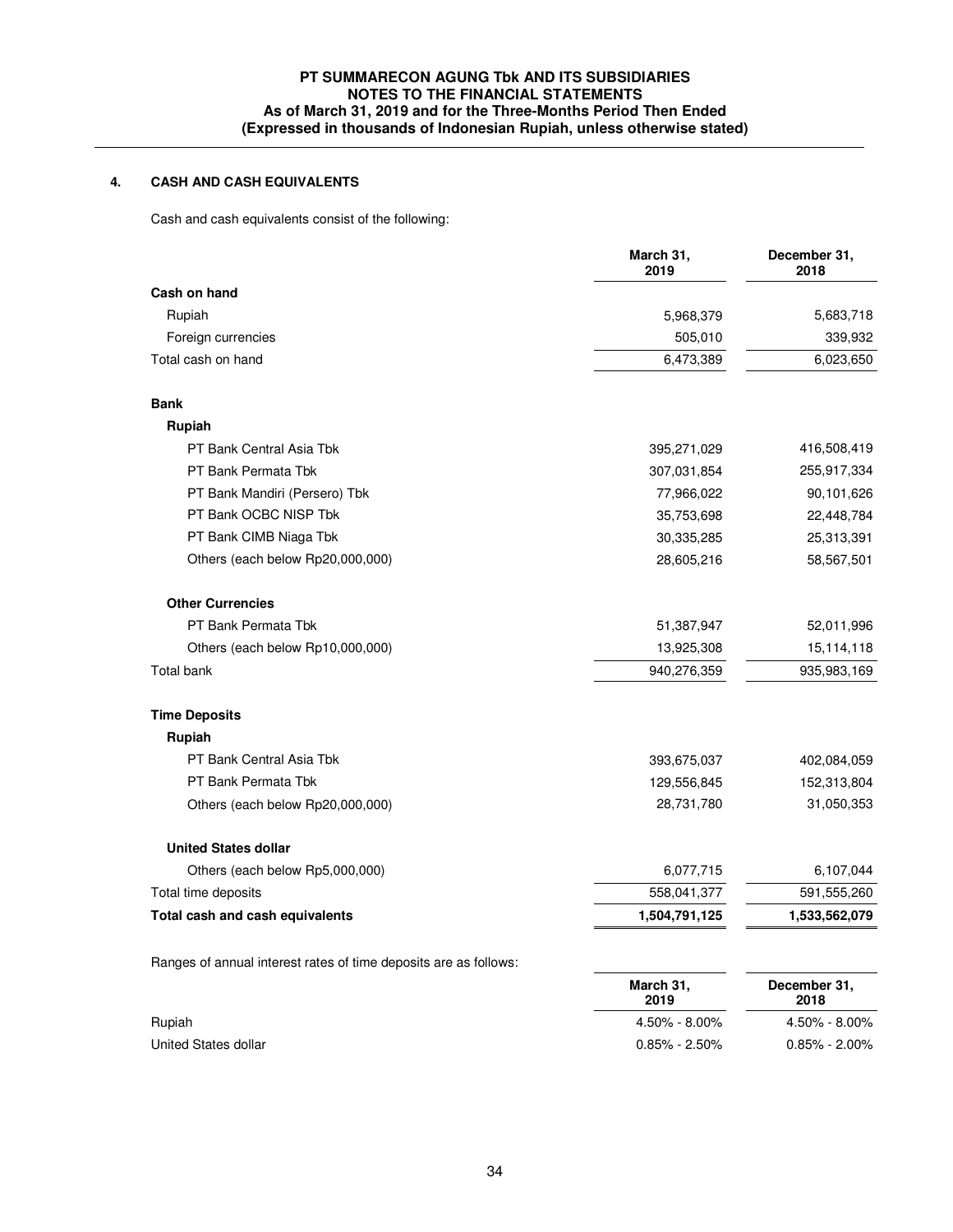## 4. CASH AND CASH EQUIVALENTS

Cash and cash equivalents consist of the following:

| | March 31, 2019 | December 31, 2018 |
|---|---|---|
| **Cash on hand** | | |
| Rupiah | 5,968,379 | 5,683,718 |
| Foreign currencies | 505,010 | 339,932 |
| Total cash on hand | 6,473,389 | 6,023,650 |
| **Bank** | | |
| **Rupiah** | | |
| PT Bank Central Asia Tbk | 395,271,029 | 416,508,419 |
| PT Bank Permata Tbk | 307,031,854 | 255,917,334 |
| PT Bank Mandiri (Persero) Tbk | 77,966,022 | 90,101,626 |
| PT Bank OCBC NISP Tbk | 35,753,698 | 22,448,784 |
| PT Bank CIMB Niaga Tbk | 30,335,285 | 25,313,391 |
| Others (each below Rp20,000,000) | 28,605,216 | 58,567,501 |
| **Other Currencies** | | |
| PT Bank Permata Tbk | 51,387,947 | 52,011,996 |
| Others (each below Rp10,000,000) | 13,925,308 | 15,114,118 |
| Total bank | 940,276,359 | 935,983,169 |
| **Time Deposits** | | |
| **Rupiah** | | |
| PT Bank Central Asia Tbk | 393,675,037 | 402,084,059 |
| PT Bank Permata Tbk | 129,556,845 | 152,313,804 |
| Others (each below Rp20,000,000) | 28,731,780 | 31,050,353 |
| **United States dollar** | | |
| Others (each below Rp5,000,000) | 6,077,715 | 6,107,044 |
| Total time deposits | 558,041,377 | 591,555,260 |
| **Total cash and cash equivalents** | **1,504,791,125** | **1,533,562,079** |

Ranges of annual interest rates of time deposits are as follows:

| | March 31, 2019 | December 31, 2018 |
|---|---|---|
| Rupiah | 4.50% - 8.00% | 4.50% - 8.00% |
| United States dollar | 0.85% - 2.50% | 0.85% - 2.00% |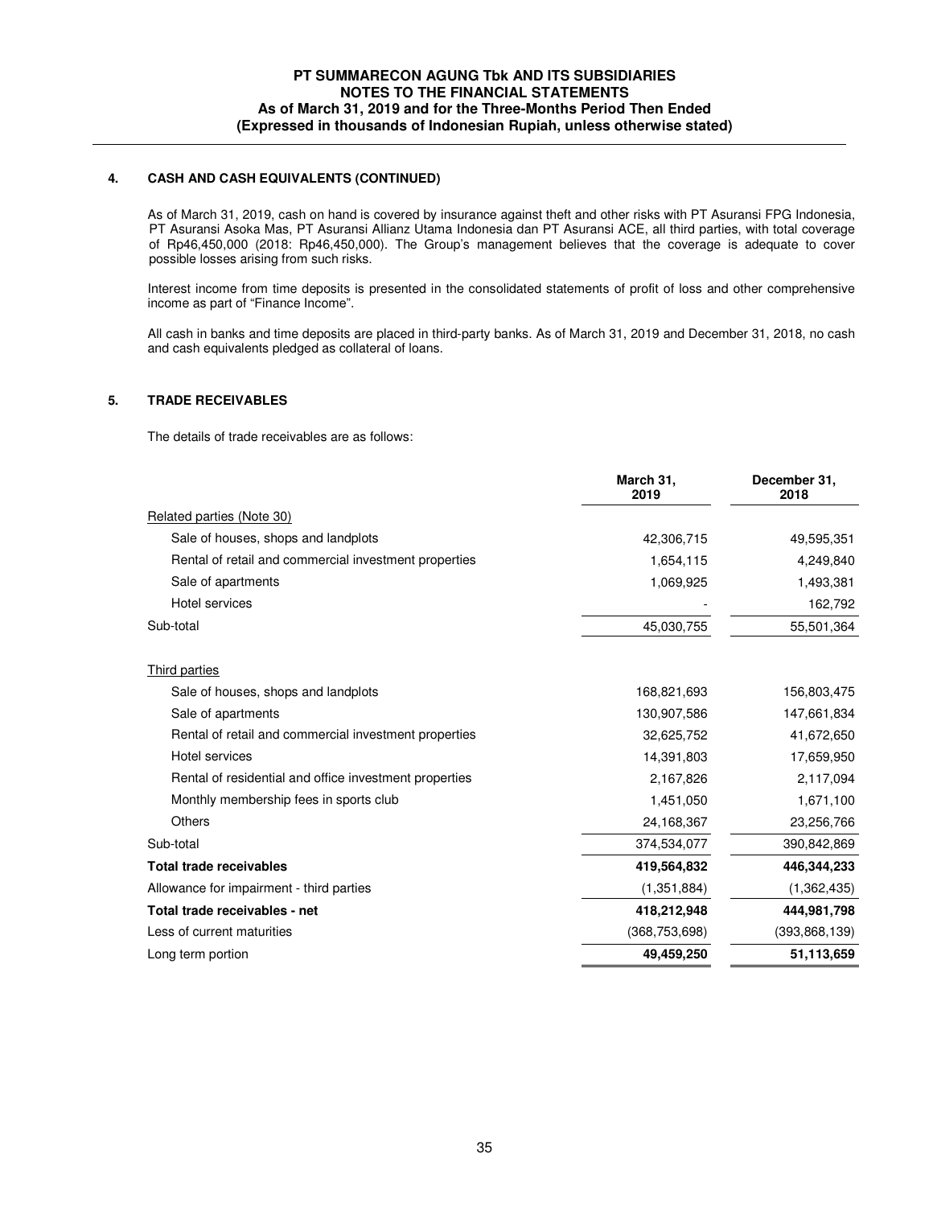## 4. CASH AND CASH EQUIVALENTS (CONTINUED)

As of March 31, 2019, cash on hand is covered by insurance against theft and other risks with PT Asuransi FPG Indonesia, PT Asuransi Asoka Mas, PT Asuransi Allianz Utama Indonesia dan PT Asuransi ACE, all third parties, with total coverage of Rp46,450,000 (2018: Rp46,450,000). The Group's management believes that the coverage is adequate to cover possible losses arising from such risks.

Interest income from time deposits is presented in the consolidated statements of profit of loss and other comprehensive income as part of "Finance Income".

All cash in banks and time deposits are placed in third-party banks. As of March 31, 2019 and December 31, 2018, no cash and cash equivalents pledged as collateral of loans.

## 5. TRADE RECEIVABLES

The details of trade receivables are as follows:

| | March 31, 2019 | December 31, 2018 |
|---|---|---|
| Related parties (Note 30) | | |
| Sale of houses, shops and landplots | 42,306,715 | 49,595,351 |
| Rental of retail and commercial investment properties | 1,654,115 | 4,249,840 |
| Sale of apartments | 1,069,925 | 1,493,381 |
| Hotel services | - | 162,792 |
| Sub-total | 45,030,755 | 55,501,364 |
| Third parties | | |
| Sale of houses, shops and landplots | 168,821,693 | 156,803,475 |
| Sale of apartments | 130,907,586 | 147,661,834 |
| Rental of retail and commercial investment properties | 32,625,752 | 41,672,650 |
| Hotel services | 14,391,803 | 17,659,950 |
| Rental of residential and office investment properties | 2,167,826 | 2,117,094 |
| Monthly membership fees in sports club | 1,451,050 | 1,671,100 |
| Others | 24,168,367 | 23,256,766 |
| Sub-total | 374,534,077 | 390,842,869 |
| **Total trade receivables** | **419,564,832** | **446,344,233** |
| Allowance for impairment - third parties | (1,351,884) | (1,362,435) |
| **Total trade receivables - net** | **418,212,948** | **444,981,798** |
| Less of current maturities | (368,753,698) | (393,868,139) |
| Long term portion | **49,459,250** | **51,113,659** |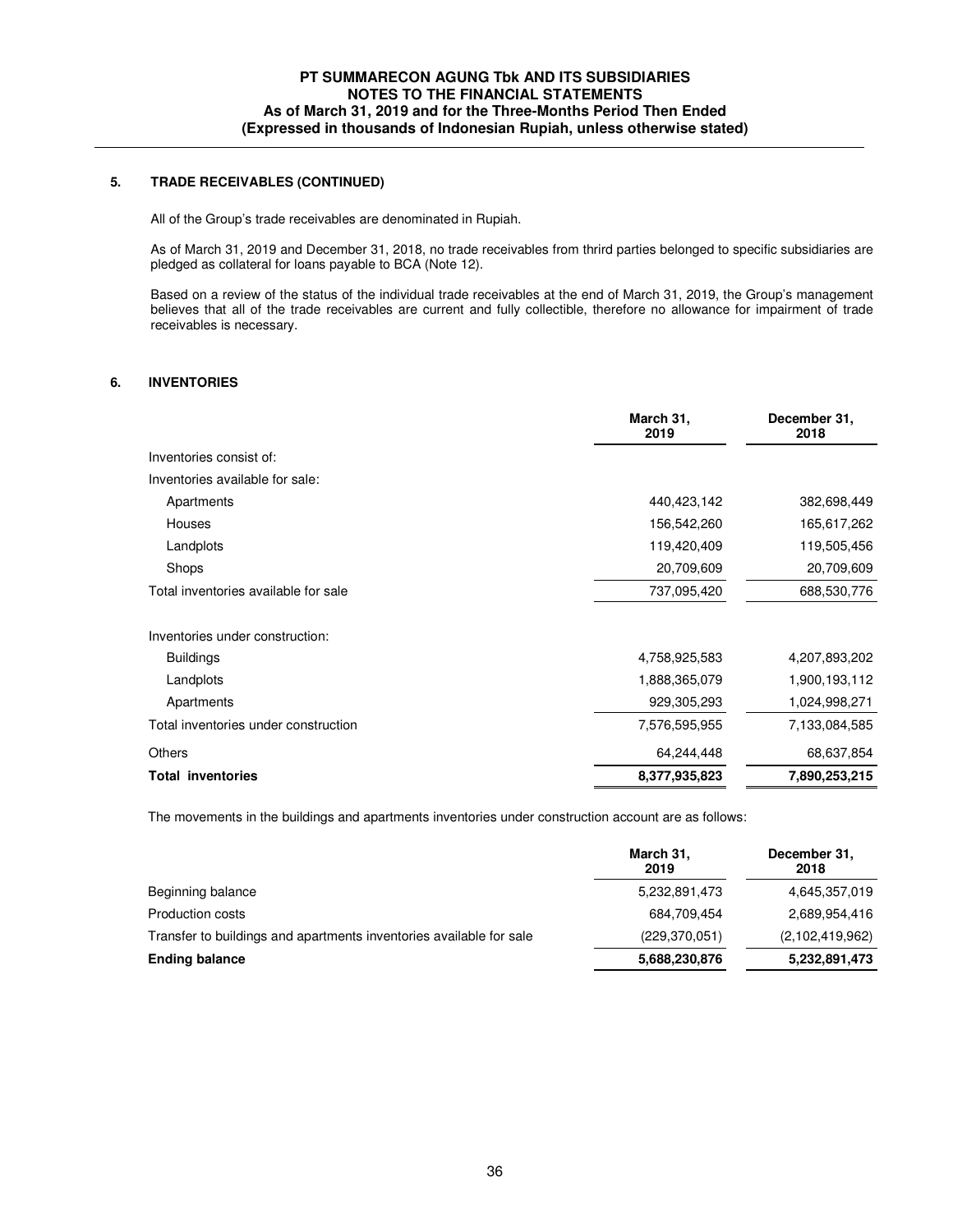## 5. TRADE RECEIVABLES (CONTINUED)

All of the Group's trade receivables are denominated in Rupiah.

As of March 31, 2019 and December 31, 2018, no trade receivables from thrird parties belonged to specific subsidiaries are pledged as collateral for loans payable to BCA (Note 12).

Based on a review of the status of the individual trade receivables at the end of March 31, 2019, the Group's management believes that all of the trade receivables are current and fully collectible, therefore no allowance for impairment of trade receivables is necessary.

## 6. INVENTORIES

| | March 31, 2019 | December 31, 2018 |
|---|---|---|
| Inventories consist of: | | |
| Inventories available for sale: | | |
| Apartments | 440,423,142 | 382,698,449 |
| Houses | 156,542,260 | 165,617,262 |
| Landplots | 119,420,409 | 119,505,456 |
| Shops | 20,709,609 | 20,709,609 |
| Total inventories available for sale | 737,095,420 | 688,530,776 |
| Inventories under construction: | | |
| Buildings | 4,758,925,583 | 4,207,893,202 |
| Landplots | 1,888,365,079 | 1,900,193,112 |
| Apartments | 929,305,293 | 1,024,998,271 |
| Total inventories under construction | 7,576,595,955 | 7,133,084,585 |
| Others | 64,244,448 | 68,637,854 |
| **Total inventories** | **8,377,935,823** | **7,890,253,215** |

The movements in the buildings and apartments inventories under construction account are as follows:

| | March 31, 2019 | December 31, 2018 |
|---|---|---|
| Beginning balance | 5,232,891,473 | 4,645,357,019 |
| Production costs | 684,709,454 | 2,689,954,416 |
| Transfer to buildings and apartments inventories available for sale | (229,370,051) | (2,102,419,962) |
| **Ending balance** | **5,688,230,876** | **5,232,891,473** |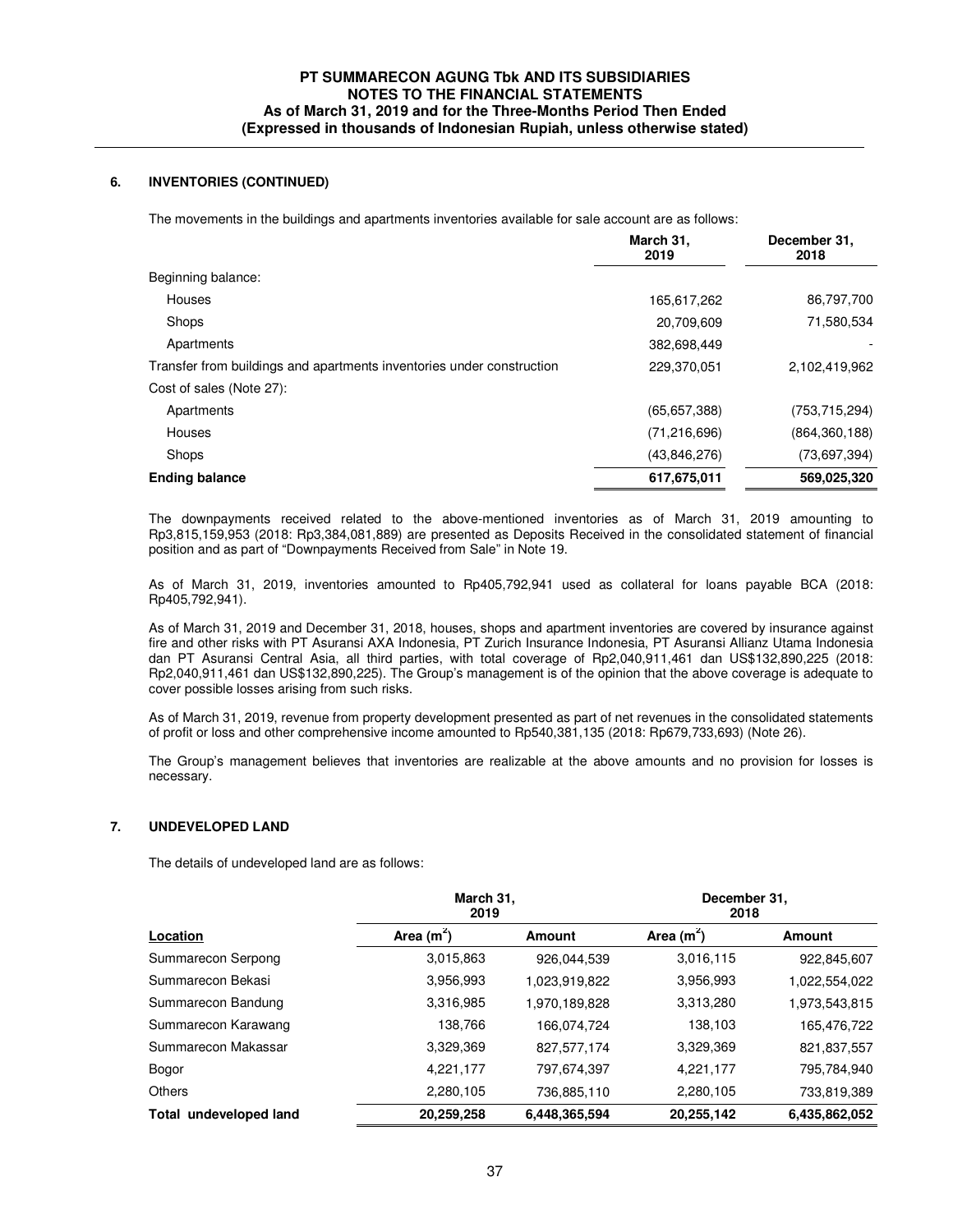## 6. INVENTORIES (CONTINUED)

The movements in the buildings and apartments inventories available for sale account are as follows:

| | March 31, 2019 | December 31, 2018 |
|---|---|---|
| Beginning balance: | | |
| Houses | 165,617,262 | 86,797,700 |
| Shops | 20,709,609 | 71,580,534 |
| Apartments | 382,698,449 | - |
| Transfer from buildings and apartments inventories under construction | 229,370,051 | 2,102,419,962 |
| Cost of sales (Note 27): | | |
| Apartments | (65,657,388) | (753,715,294) |
| Houses | (71,216,696) | (864,360,188) |
| Shops | (43,846,276) | (73,697,394) |
| **Ending balance** | **617,675,011** | **569,025,320** |

The downpayments received related to the above-mentioned inventories as of March 31, 2019 amounting to Rp3,815,159,953 (2018: Rp3,384,081,889) are presented as Deposits Received in the consolidated statement of financial position and as part of "Downpayments Received from Sale" in Note 19.

As of March 31, 2019, inventories amounted to Rp405,792,941 used as collateral for loans payable BCA (2018: Rp405,792,941).

As of March 31, 2019 and December 31, 2018, houses, shops and apartment inventories are covered by insurance against fire and other risks with PT Asuransi AXA Indonesia, PT Zurich Insurance Indonesia, PT Asuransi Allianz Utama Indonesia dan PT Asuransi Central Asia, all third parties, with total coverage of Rp2,040,911,461 dan US$132,890,225 (2018: Rp2,040,911,461 dan US$132,890,225). The Group's management is of the opinion that the above coverage is adequate to cover possible losses arising from such risks.

As of March 31, 2019, revenue from property development presented as part of net revenues in the consolidated statements of profit or loss and other comprehensive income amounted to Rp540,381,135 (2018: Rp679,733,693) (Note 26).

The Group's management believes that inventories are realizable at the above amounts and no provision for losses is necessary.

## 7. UNDEVELOPED LAND

The details of undeveloped land are as follows:

| | March 31, 2019 | | December 31, 2018 | |
|---|---|---|---|---|
| **Location** | **Area ($m^2$)** | **Amount** | **Area ($m^2$)** | **Amount** |
| Summarecon Serpong | 3,015,863 | 926,044,539 | 3,016,115 | 922,845,607 |
| Summarecon Bekasi | 3,956,993 | 1,023,919,822 | 3,956,993 | 1,022,554,022 |
| Summarecon Bandung | 3,316,985 | 1,970,189,828 | 3,313,280 | 1,973,543,815 |
| Summarecon Karawang | 138,766 | 166,074,724 | 138,103 | 165,476,722 |
| Summarecon Makassar | 3,329,369 | 827,577,174 | 3,329,369 | 821,837,557 |
| Bogor | 4,221,177 | 797,674,397 | 4,221,177 | 795,784,940 |
| Others | 2,280,105 | 736,885,110 | 2,280,105 | 733,819,389 |
| **Total undeveloped land** | **20,259,258** | **6,448,365,594** | **20,255,142** | **6,435,862,052** |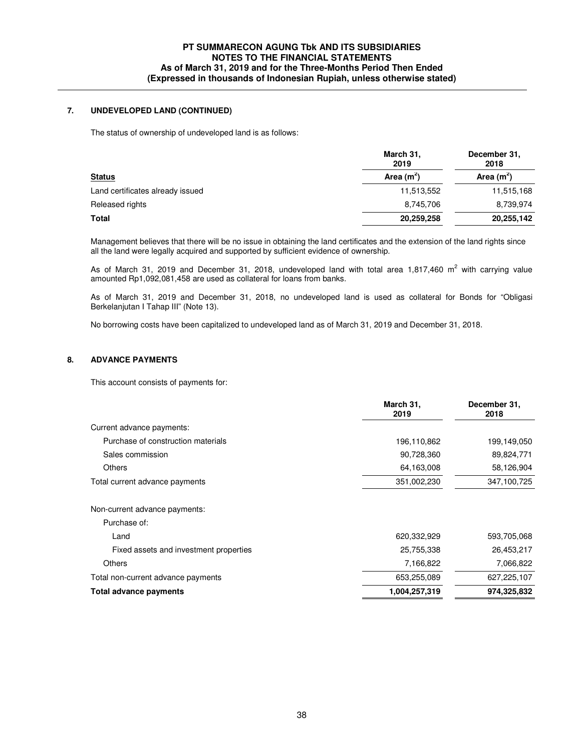## 7. UNDEVELOPED LAND (CONTINUED)

The status of ownership of undeveloped land is as follows:

| Status | March 31, 2019 Area ($m^2$) | December 31, 2018 Area ($m^2$) |
|---|---|---|
| Land certificates already issued | 11,513,552 | 11,515,168 |
| Released rights | 8,745,706 | 8,739,974 |
| **Total** | **20,259,258** | **20,255,142** |

Management believes that there will be no issue in obtaining the land certificates and the extension of the land rights since all the land were legally acquired and supported by sufficient evidence of ownership.

As of March 31, 2019 and December 31, 2018, undeveloped land with total area 1,817,460 $m^2$ with carrying value amounted Rp1,092,081,458 are used as collateral for loans from banks.

As of March 31, 2019 and December 31, 2018, no undeveloped land is used as collateral for Bonds for "Obligasi Berkelanjutan I Tahap III" (Note 13).

No borrowing costs have been capitalized to undeveloped land as of March 31, 2019 and December 31, 2018.

## 8. ADVANCE PAYMENTS

This account consists of payments for:

| | March 31, 2019 | December 31, 2018 |
|---|---|---|
| Current advance payments: | | |
| Purchase of construction materials | 196,110,862 | 199,149,050 |
| Sales commission | 90,728,360 | 89,824,771 |
| Others | 64,163,008 | 58,126,904 |
| Total current advance payments | 351,002,230 | 347,100,725 |
| | | |
| Non-current advance payments: | | |
| Purchase of: | | |
| Land | 620,332,929 | 593,705,068 |
| Fixed assets and investment properties | 25,755,338 | 26,453,217 |
| Others | 7,166,822 | 7,066,822 |
| Total non-current advance payments | 653,255,089 | 627,225,107 |
| **Total advance payments** | **1,004,257,319** | **974,325,832** |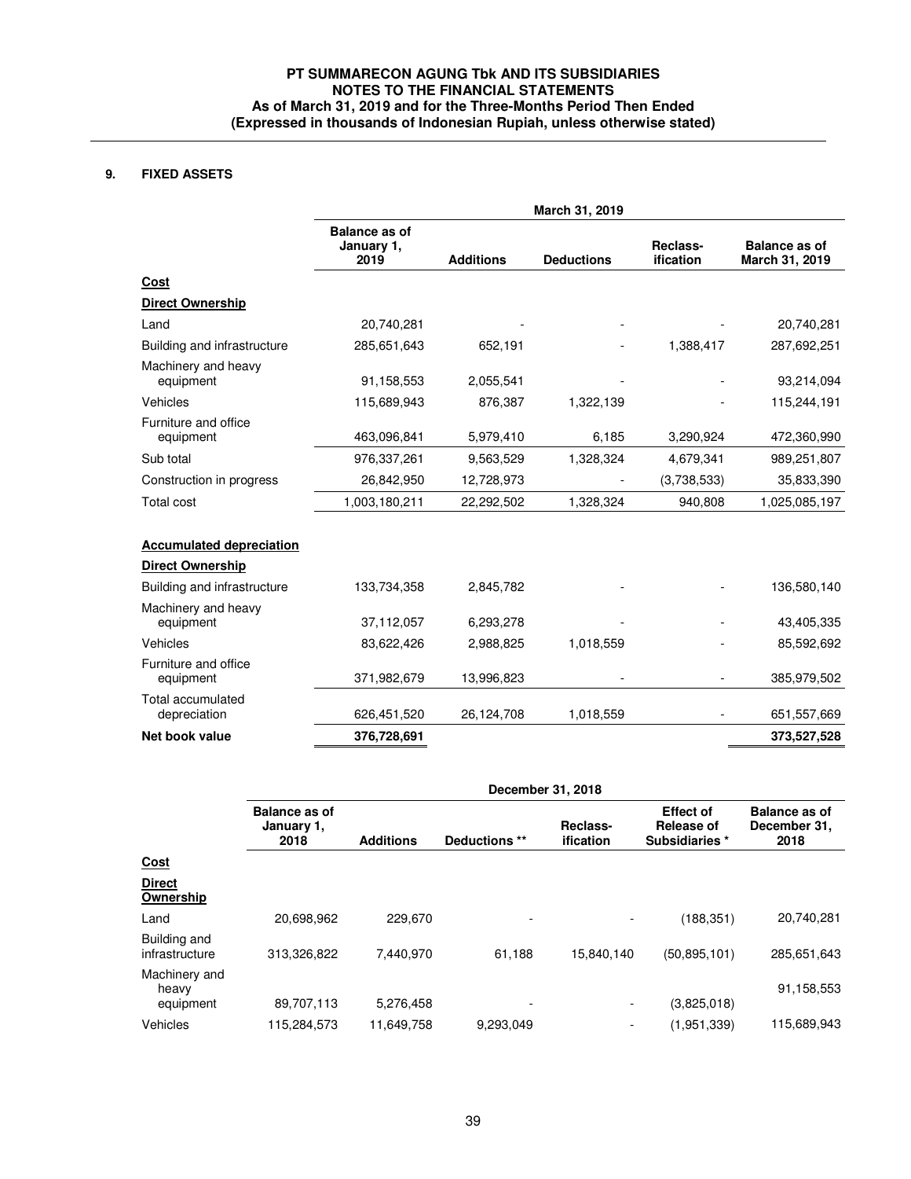## 9. FIXED ASSETS

| | March 31, 2019 | | | | |
|---|---|---|---|---|---|
| | Balance as of January 1, 2019 | Additions | Deductions | Reclass-ification | Balance as of March 31, 2019 |
| **Cost** | | | | | |
| **Direct Ownership** | | | | | |
| Land | 20,740,281 | - | - | - | 20,740,281 |
| Building and infrastructure | 285,651,643 | 652,191 | - | 1,388,417 | 287,692,251 |
| Machinery and heavy equipment | 91,158,553 | 2,055,541 | - | - | 93,214,094 |
| Vehicles | 115,689,943 | 876,387 | 1,322,139 | - | 115,244,191 |
| Furniture and office equipment | 463,096,841 | 5,979,410 | 6,185 | 3,290,924 | 472,360,990 |
| Sub total | 976,337,261 | 9,563,529 | 1,328,324 | 4,679,341 | 989,251,807 |
| Construction in progress | 26,842,950 | 12,728,973 | - | (3,738,533) | 35,833,390 |
| Total cost | 1,003,180,211 | 22,292,502 | 1,328,324 | 940,808 | 1,025,085,197 |
| **Accumulated depreciation** | | | | | |
| **Direct Ownership** | | | | | |
| Building and infrastructure | 133,734,358 | 2,845,782 | - | - | 136,580,140 |
| Machinery and heavy equipment | 37,112,057 | 6,293,278 | - | - | 43,405,335 |
| Vehicles | 83,622,426 | 2,988,825 | 1,018,559 | - | 85,592,692 |
| Furniture and office equipment | 371,982,679 | 13,996,823 | - | - | 385,979,502 |
| Total accumulated depreciation | 626,451,520 | 26,124,708 | 1,018,559 | - | 651,557,669 |
| **Net book value** | **376,728,691** | | | | **373,527,528** |

| | December 31, 2018 | | | | | |
|---|---|---|---|---|---|---|
| | Balance as of January 1, 2018 | Additions | Deductions ** | Reclass-ification | Effect of Release of Subsidiaries * | Balance as of December 31, 2018 |
| **Cost** | | | | | | |
| **Direct Ownership** | | | | | | |
| Land | 20,698,962 | 229,670 | - | - | (188,351) | 20,740,281 |
| Building and infrastructure | 313,326,822 | 7,440,970 | 61,188 | 15,840,140 | (50,895,101) | 285,651,643 |
| Machinery and heavy equipment | 89,707,113 | 5,276,458 | - | - | (3,825,018) | 91,158,553 |
| Vehicles | 115,284,573 | 11,649,758 | 9,293,049 | - | (1,951,339) | 115,689,943 |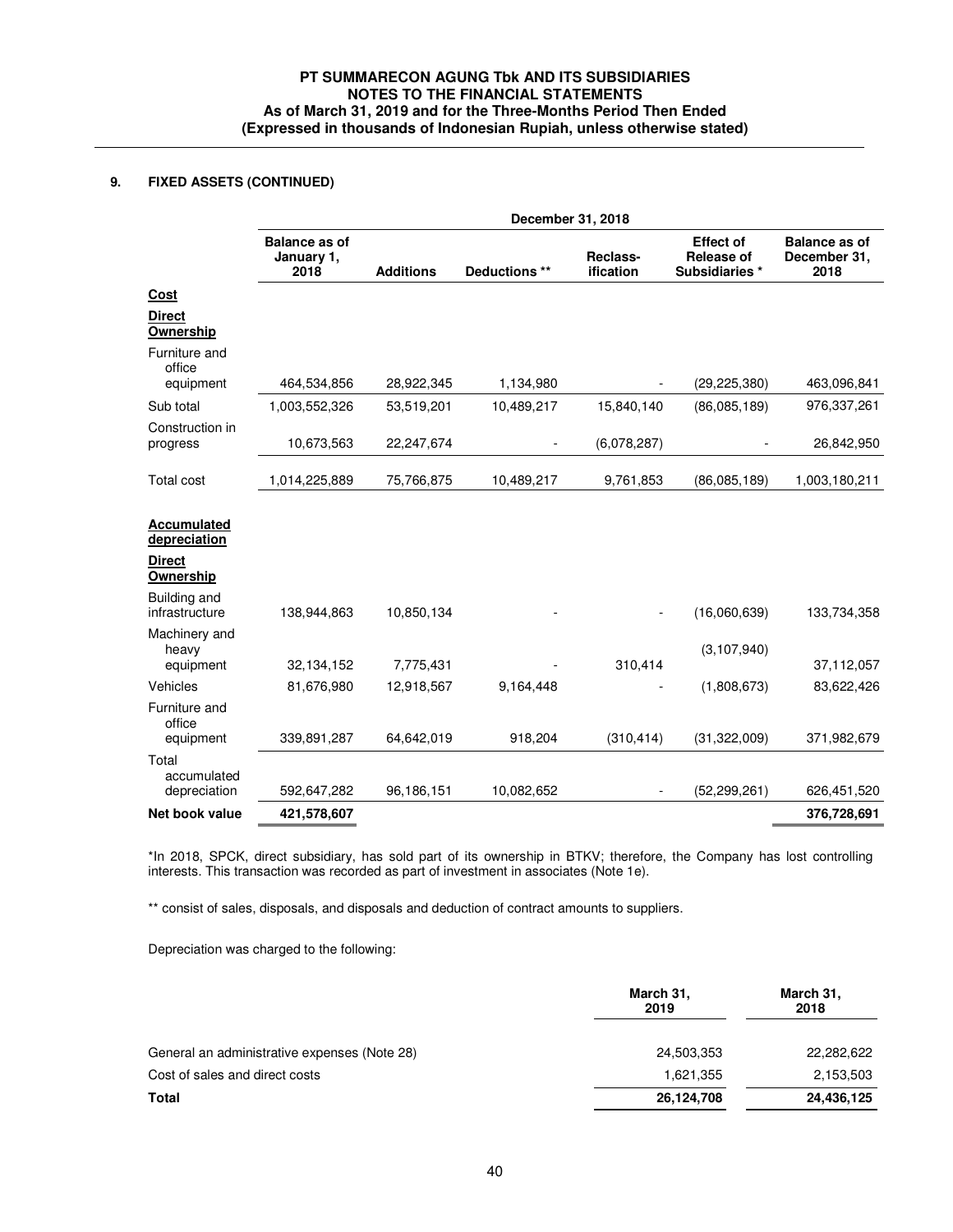## 9. FIXED ASSETS (CONTINUED)

| | December 31, 2018 | | | | | |
|---|---|---|---|---|---|---|
| | Balance as of January 1, 2018 | Additions | Deductions ** | Reclass-ification | Effect of Release of Subsidiaries * | Balance as of December 31, 2018 |
| **Cost** | | | | | | |
| **Direct Ownership** | | | | | | |
| Furniture and office equipment | 464,534,856 | 28,922,345 | 1,134,980 | - | (29,225,380) | 463,096,841 |
| Sub total | 1,003,552,326 | 53,519,201 | 10,489,217 | 15,840,140 | (86,085,189) | 976,337,261 |
| Construction in progress | 10,673,563 | 22,247,674 | - | (6,078,287) | - | 26,842,950 |
| Total cost | 1,014,225,889 | 75,766,875 | 10,489,217 | 9,761,853 | (86,085,189) | 1,003,180,211 |
| **Accumulated depreciation** | | | | | | |
| **Direct Ownership** | | | | | | |
| Building and infrastructure | 138,944,863 | 10,850,134 | - | - | (16,060,639) | 133,734,358 |
| Machinery and heavy equipment | 32,134,152 | 7,775,431 | - | 310,414 | (3,107,940) | 37,112,057 |
| Vehicles | 81,676,980 | 12,918,567 | 9,164,448 | - | (1,808,673) | 83,622,426 |
| Furniture and office equipment | 339,891,287 | 64,642,019 | 918,204 | (310,414) | (31,322,009) | 371,982,679 |
| Total accumulated depreciation | 592,647,282 | 96,186,151 | 10,082,652 | - | (52,299,261) | 626,451,520 |
| **Net book value** | **421,578,607** | | | | | **376,728,691** |

*In 2018, SPCK, direct subsidiary, has sold part of its ownership in BTKV; therefore, the Company has lost controlling interests. This transaction was recorded as part of investment in associates (Note 1e).

** consist of sales, disposals, and disposals and deduction of contract amounts to suppliers.

Depreciation was charged to the following:

| | March 31, 2019 | March 31, 2018 |
|---|---|---|
| General an administrative expenses (Note 28) | 24,503,353 | 22,282,622 |
| Cost of sales and direct costs | 1,621,355 | 2,153,503 |
| **Total** | **26,124,708** | **24,436,125** |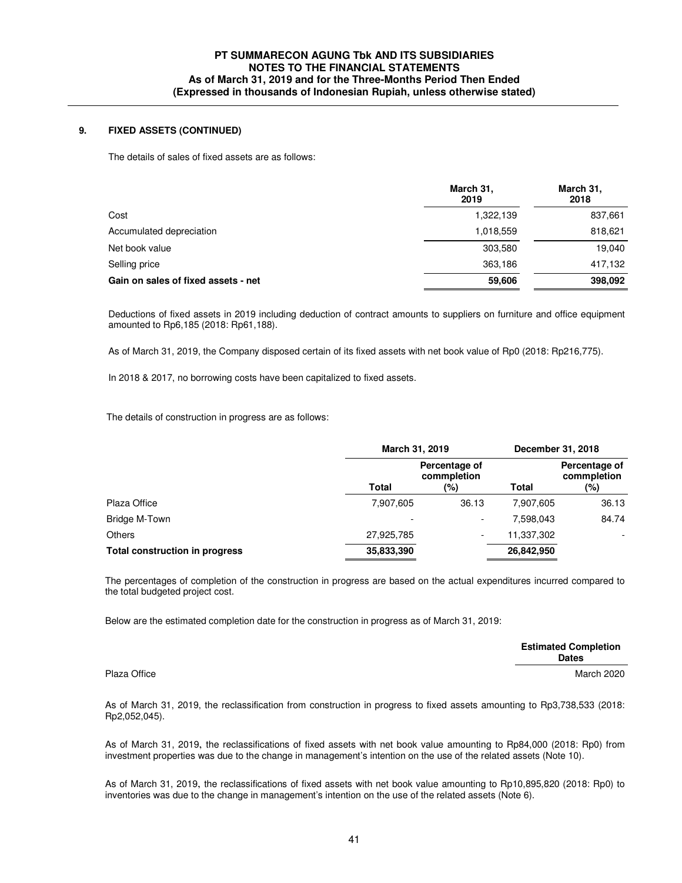## 9. FIXED ASSETS (CONTINUED)

The details of sales of fixed assets are as follows:

| | March 31, 2019 | March 31, 2018 |
|---|---|---|
| Cost | 1,322,139 | 837,661 |
| Accumulated depreciation | 1,018,559 | 818,621 |
| Net book value | 303,580 | 19,040 |
| Selling price | 363,186 | 417,132 |
| **Gain on sales of fixed assets - net** | **59,606** | **398,092** |

Deductions of fixed assets in 2019 including deduction of contract amounts to suppliers on furniture and office equipment amounted to Rp6,185 (2018: Rp61,188).

As of March 31, 2019, the Company disposed certain of its fixed assets with net book value of Rp0 (2018: Rp216,775).

In 2018 & 2017, no borrowing costs have been capitalized to fixed assets.

The details of construction in progress are as follows:

| | March 31, 2019 | | December 31, 2018 | |
|---|---|---|---|---|
| | Total | Percentage of commpletion (%) | Total | Percentage of commpletion (%) |
| Plaza Office | 7,907,605 | 36.13 | 7,907,605 | 36.13 |
| Bridge M-Town | - | - | 7,598,043 | 84.74 |
| Others | 27,925,785 | - | 11,337,302 | - |
| **Total construction in progress** | **35,833,390** | | **26,842,950** | |

The percentages of completion of the construction in progress are based on the actual expenditures incurred compared to the total budgeted project cost.

Below are the estimated completion date for the construction in progress as of March 31, 2019:

| | Estimated Completion Dates |
|---|---|
| Plaza Office | March 2020 |

As of March 31, 2019, the reclassification from construction in progress to fixed assets amounting to Rp3,738,533 (2018: Rp2,052,045).

As of March 31, 2019, the reclassifications of fixed assets with net book value amounting to Rp84,000 (2018: Rp0) from investment properties was due to the change in management's intention on the use of the related assets (Note 10).

As of March 31, 2019, the reclassifications of fixed assets with net book value amounting to Rp10,895,820 (2018: Rp0) to inventories was due to the change in management's intention on the use of the related assets (Note 6).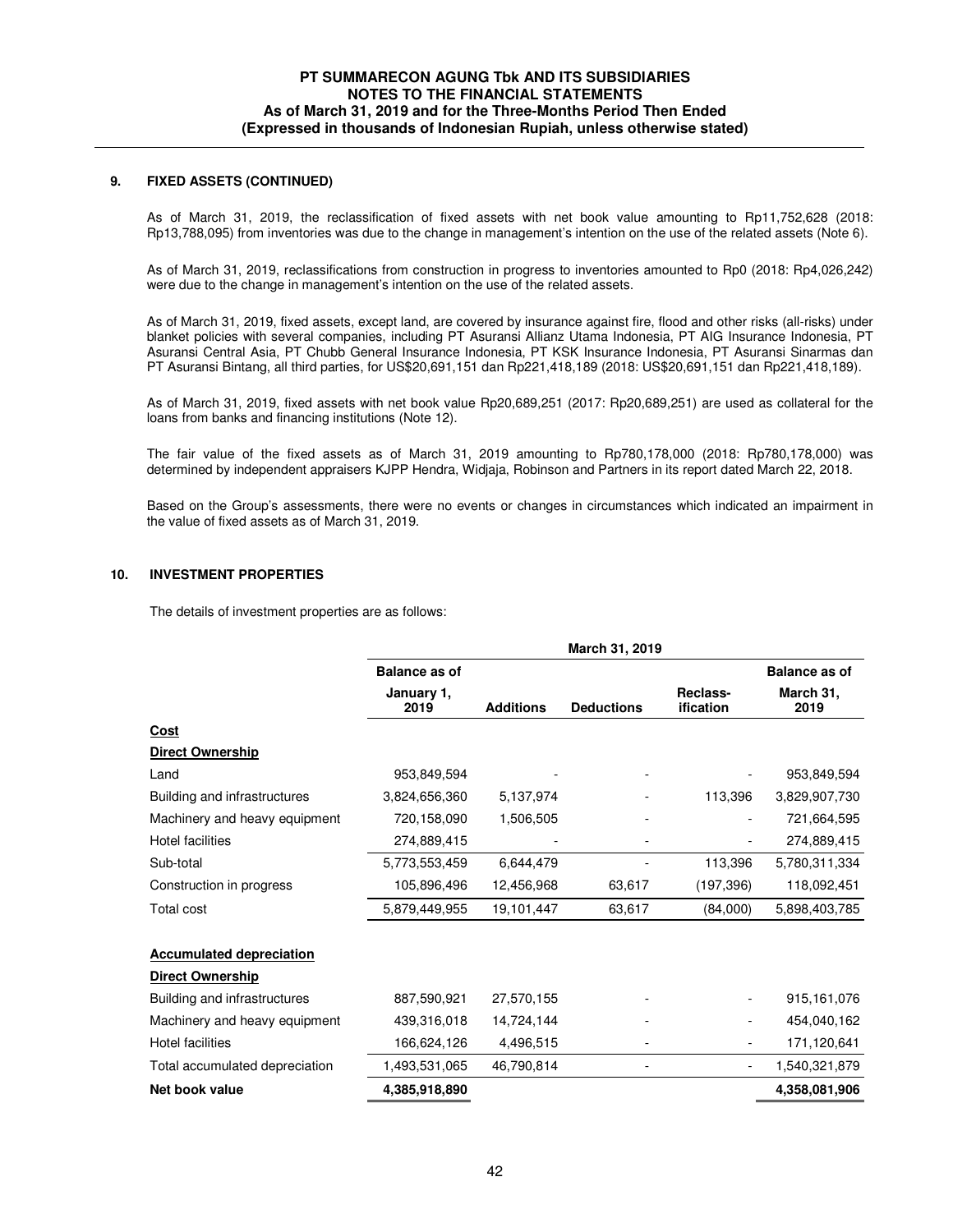## 9. FIXED ASSETS (CONTINUED)

As of March 31, 2019, the reclassification of fixed assets with net book value amounting to Rp11,752,628 (2018: Rp13,788,095) from inventories was due to the change in management's intention on the use of the related assets (Note 6).

As of March 31, 2019, reclassifications from construction in progress to inventories amounted to Rp0 (2018: Rp4,026,242) were due to the change in management's intention on the use of the related assets.

As of March 31, 2019, fixed assets, except land, are covered by insurance against fire, flood and other risks (all-risks) under blanket policies with several companies, including PT Asuransi Allianz Utama Indonesia, PT AIG Insurance Indonesia, PT Asuransi Central Asia, PT Chubb General Insurance Indonesia, PT KSK Insurance Indonesia, PT Asuransi Sinarmas dan PT Asuransi Bintang, all third parties, for US$20,691,151 dan Rp221,418,189 (2018: US$20,691,151 dan Rp221,418,189).

As of March 31, 2019, fixed assets with net book value Rp20,689,251 (2017: Rp20,689,251) are used as collateral for the loans from banks and financing institutions (Note 12).

The fair value of the fixed assets as of March 31, 2019 amounting to Rp780,178,000 (2018: Rp780,178,000) was determined by independent appraisers KJPP Hendra, Widjaja, Robinson and Partners in its report dated March 22, 2018.

Based on the Group's assessments, there were no events or changes in circumstances which indicated an impairment in the value of fixed assets as of March 31, 2019.

## 10. INVESTMENT PROPERTIES

The details of investment properties are as follows:

| | March 31, 2019 | | | | |
|---|---|---|---|---|---|
| | Balance as of January 1, 2019 | Additions | Deductions | Reclass-ification | Balance as of March 31, 2019 |
| **Cost** | | | | | |
| **Direct Ownership** | | | | | |
| Land | 953,849,594 | - | - | - | 953,849,594 |
| Building and infrastructures | 3,824,656,360 | 5,137,974 | - | 113,396 | 3,829,907,730 |
| Machinery and heavy equipment | 720,158,090 | 1,506,505 | - | - | 721,664,595 |
| Hotel facilities | 274,889,415 | - | - | - | 274,889,415 |
| Sub-total | 5,773,553,459 | 6,644,479 | - | 113,396 | 5,780,311,334 |
| Construction in progress | 105,896,496 | 12,456,968 | 63,617 | (197,396) | 118,092,451 |
| Total cost | 5,879,449,955 | 19,101,447 | 63,617 | (84,000) | 5,898,403,785 |
| **Accumulated depreciation** | | | | | |
| **Direct Ownership** | | | | | |
| Building and infrastructures | 887,590,921 | 27,570,155 | - | - | 915,161,076 |
| Machinery and heavy equipment | 439,316,018 | 14,724,144 | - | - | 454,040,162 |
| Hotel facilities | 166,624,126 | 4,496,515 | - | - | 171,120,641 |
| Total accumulated depreciation | 1,493,531,065 | 46,790,814 | - | - | 1,540,321,879 |
| **Net book value** | **4,385,918,890** | | | | **4,358,081,906** |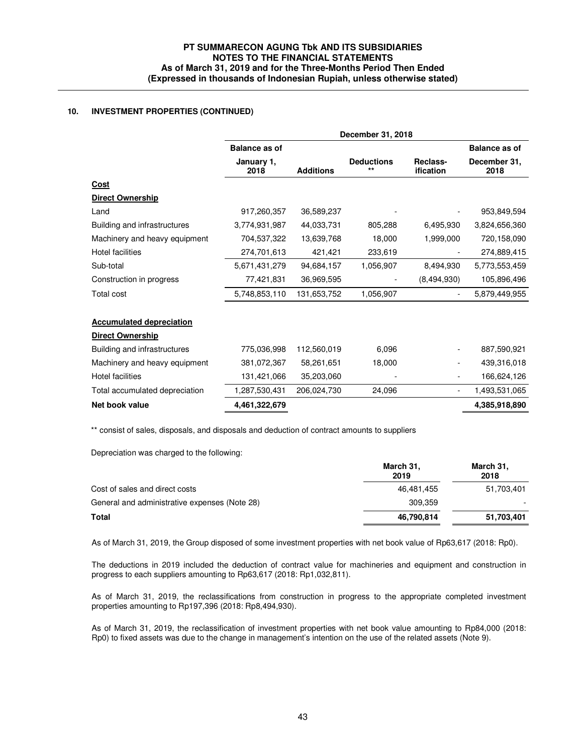## 10. INVESTMENT PROPERTIES (CONTINUED)

| | December 31, 2018 | | | | |
|---|---|---|---|---|---|
| | Balance as of January 1, 2018 | Additions | Deductions ** | Reclass-ification | Balance as of December 31, 2018 |
| **Cost** | | | | | |
| **Direct Ownership** | | | | | |
| Land | 917,260,357 | 36,589,237 | - | - | 953,849,594 |
| Building and infrastructures | 3,774,931,987 | 44,033,731 | 805,288 | 6,495,930 | 3,824,656,360 |
| Machinery and heavy equipment | 704,537,322 | 13,639,768 | 18,000 | 1,999,000 | 720,158,090 |
| Hotel facilities | 274,701,613 | 421,421 | 233,619 | - | 274,889,415 |
| Sub-total | 5,671,431,279 | 94,684,157 | 1,056,907 | 8,494,930 | 5,773,553,459 |
| Construction in progress | 77,421,831 | 36,969,595 | - | (8,494,930) | 105,896,496 |
| Total cost | 5,748,853,110 | 131,653,752 | 1,056,907 | - | 5,879,449,955 |
| | | | | | |
| **Accumulated depreciation** | | | | | |
| **Direct Ownership** | | | | | |
| Building and infrastructures | 775,036,998 | 112,560,019 | 6,096 | - | 887,590,921 |
| Machinery and heavy equipment | 381,072,367 | 58,261,651 | 18,000 | - | 439,316,018 |
| Hotel facilities | 131,421,066 | 35,203,060 | - | - | 166,624,126 |
| Total accumulated depreciation | 1,287,530,431 | 206,024,730 | 24,096 | - | 1,493,531,065 |
| **Net book value** | **4,461,322,679** | | | | **4,385,918,890** |

** consist of sales, disposals, and disposals and deduction of contract amounts to suppliers

Depreciation was charged to the following:

| | March 31, 2019 | March 31, 2018 |
|---|---|---|
| Cost of sales and direct costs | 46,481,455 | 51,703,401 |
| General and administrative expenses (Note 28) | 309,359 | - |
| **Total** | **46,790,814** | **51,703,401** |

As of March 31, 2019, the Group disposed of some investment properties with net book value of Rp63,617 (2018: Rp0).

The deductions in 2019 included the deduction of contract value for machineries and equipment and construction in progress to each suppliers amounting to Rp63,617 (2018: Rp1,032,811).

As of March 31, 2019, the reclassifications from construction in progress to the appropriate completed investment properties amounting to Rp197,396 (2018: Rp8,494,930).

As of March 31, 2019, the reclassification of investment properties with net book value amounting to Rp84,000 (2018: Rp0) to fixed assets was due to the change in management's intention on the use of the related assets (Note 9).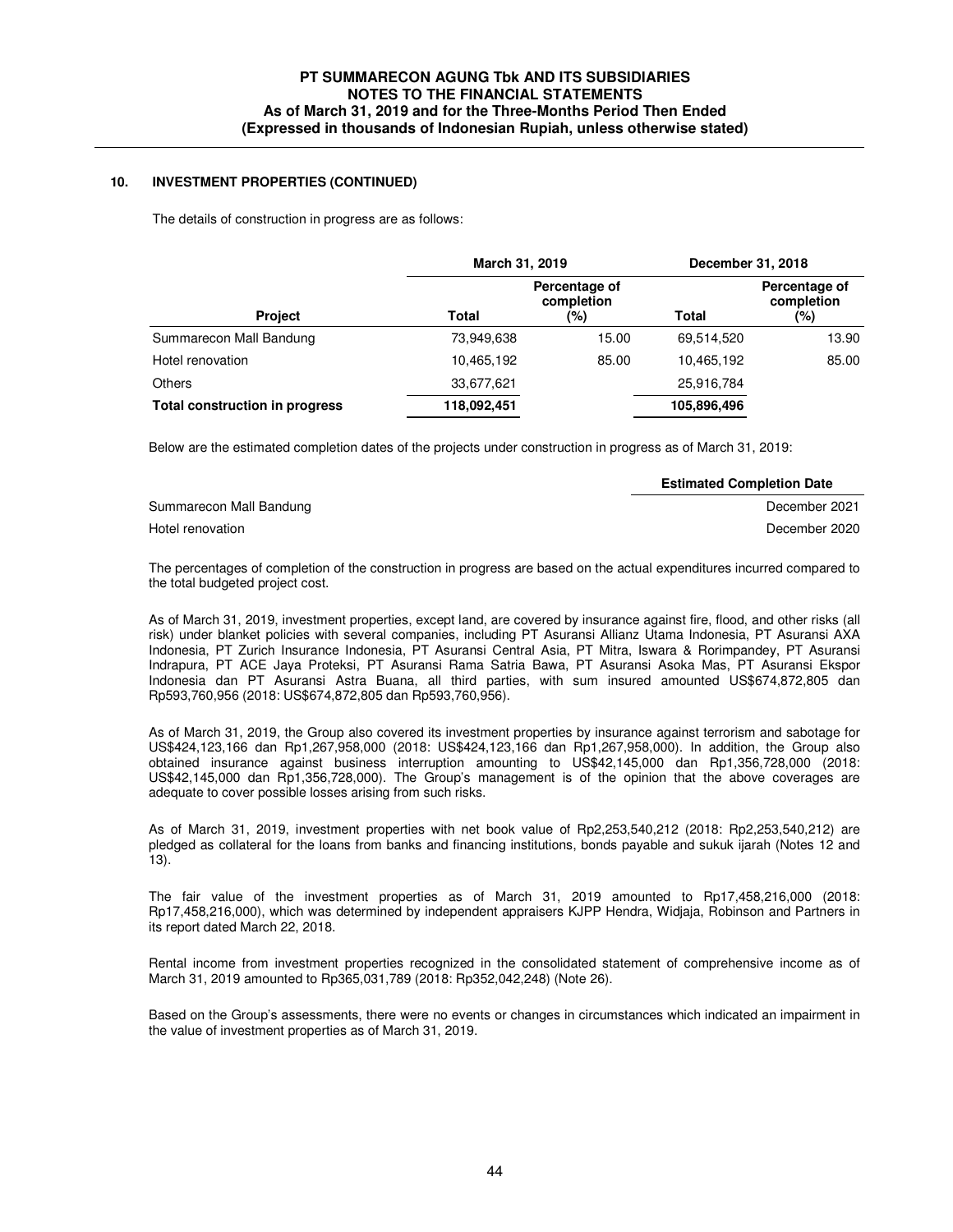## 10. INVESTMENT PROPERTIES (CONTINUED)

The details of construction in progress are as follows:

| | March 31, 2019 | | December 31, 2018 | |
|---|---|---|---|---|
| **Project** | **Total** | **Percentage of completion (%)** | **Total** | **Percentage of completion (%)** |
| Summarecon Mall Bandung | 73,949,638 | 15.00 | 69,514,520 | 13.90 |
| Hotel renovation | 10,465,192 | 85.00 | 10,465,192 | 85.00 |
| Others | 33,677,621 | | 25,916,784 | |
| **Total construction in progress** | **118,092,451** | | **105,896,496** | |

Below are the estimated completion dates of the projects under construction in progress as of March 31, 2019:

| | **Estimated Completion Date** |
|---|---|
| Summarecon Mall Bandung | December 2021 |
| Hotel renovation | December 2020 |

The percentages of completion of the construction in progress are based on the actual expenditures incurred compared to the total budgeted project cost.

As of March 31, 2019, investment properties, except land, are covered by insurance against fire, flood, and other risks (all risk) under blanket policies with several companies, including PT Asuransi Allianz Utama Indonesia, PT Asuransi AXA Indonesia, PT Zurich Insurance Indonesia, PT Asuransi Central Asia, PT Mitra, Iswara & Rorimpandey, PT Asuransi Indrapura, PT ACE Jaya Proteksi, PT Asuransi Rama Satria Bawa, PT Asuransi Asoka Mas, PT Asuransi Ekspor Indonesia dan PT Asuransi Astra Buana, all third parties, with sum insured amounted US$674,872,805 dan Rp593,760,956 (2018: US$674,872,805 dan Rp593,760,956).

As of March 31, 2019, the Group also covered its investment properties by insurance against terrorism and sabotage for US$424,123,166 dan Rp1,267,958,000 (2018: US$424,123,166 dan Rp1,267,958,000). In addition, the Group also obtained insurance against business interruption amounting to US$42,145,000 dan Rp1,356,728,000 (2018: US$42,145,000 dan Rp1,356,728,000). The Group's management is of the opinion that the above coverages are adequate to cover possible losses arising from such risks.

As of March 31, 2019, investment properties with net book value of Rp2,253,540,212 (2018: Rp2,253,540,212) are pledged as collateral for the loans from banks and financing institutions, bonds payable and sukuk ijarah (Notes 12 and 13).

The fair value of the investment properties as of March 31, 2019 amounted to Rp17,458,216,000 (2018: Rp17,458,216,000), which was determined by independent appraisers KJPP Hendra, Widjaja, Robinson and Partners in its report dated March 22, 2018.

Rental income from investment properties recognized in the consolidated statement of comprehensive income as of March 31, 2019 amounted to Rp365,031,789 (2018: Rp352,042,248) (Note 26).

Based on the Group's assessments, there were no events or changes in circumstances which indicated an impairment in the value of investment properties as of March 31, 2019.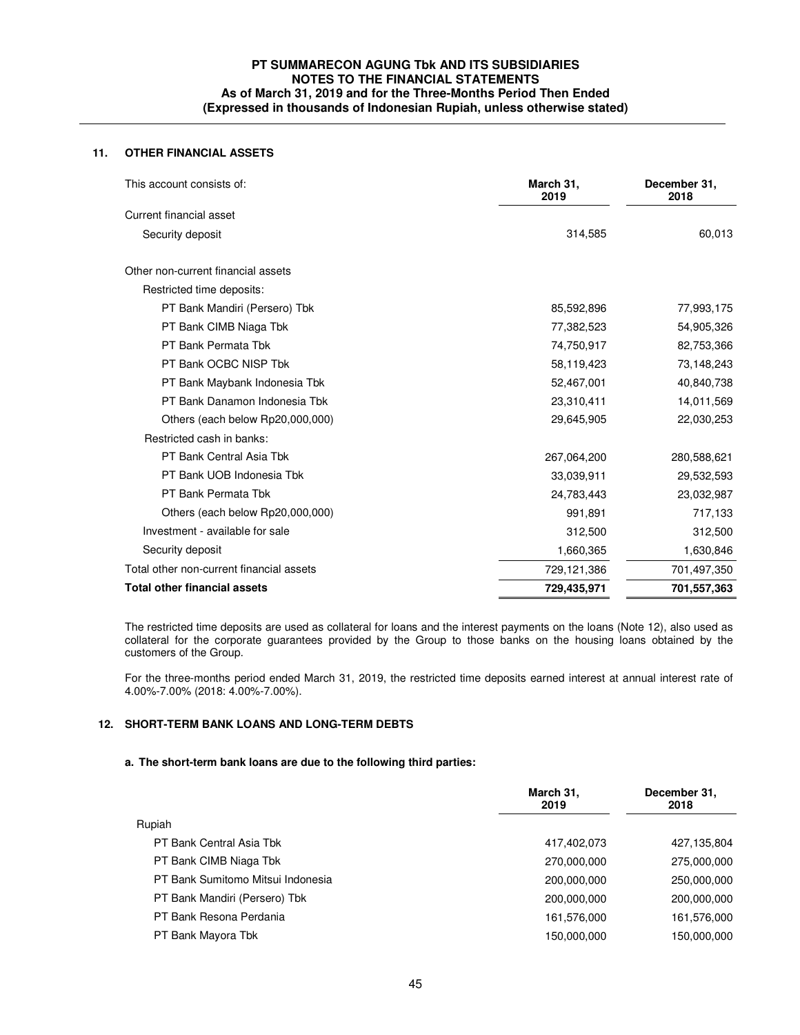## 11. OTHER FINANCIAL ASSETS

| This account consists of: | March 31, 2019 | December 31, 2018 |
|---|---|---|
| Current financial asset | | |
| Security deposit | 314,585 | 60,013 |
| Other non-current financial assets | | |
| Restricted time deposits: | | |
| PT Bank Mandiri (Persero) Tbk | 85,592,896 | 77,993,175 |
| PT Bank CIMB Niaga Tbk | 77,382,523 | 54,905,326 |
| PT Bank Permata Tbk | 74,750,917 | 82,753,366 |
| PT Bank OCBC NISP Tbk | 58,119,423 | 73,148,243 |
| PT Bank Maybank Indonesia Tbk | 52,467,001 | 40,840,738 |
| PT Bank Danamon Indonesia Tbk | 23,310,411 | 14,011,569 |
| Others (each below Rp20,000,000) | 29,645,905 | 22,030,253 |
| Restricted cash in banks: | | |
| PT Bank Central Asia Tbk | 267,064,200 | 280,588,621 |
| PT Bank UOB Indonesia Tbk | 33,039,911 | 29,532,593 |
| PT Bank Permata Tbk | 24,783,443 | 23,032,987 |
| Others (each below Rp20,000,000) | 991,891 | 717,133 |
| Investment - available for sale | 312,500 | 312,500 |
| Security deposit | 1,660,365 | 1,630,846 |
| Total other non-current financial assets | 729,121,386 | 701,497,350 |
| **Total other financial assets** | **729,435,971** | **701,557,363** |

The restricted time deposits are used as collateral for loans and the interest payments on the loans (Note 12), also used as collateral for the corporate guarantees provided by the Group to those banks on the housing loans obtained by the customers of the Group.

For the three-months period ended March 31, 2019, the restricted time deposits earned interest at annual interest rate of 4.00%-7.00% (2018: 4.00%-7.00%).

## 12. SHORT-TERM BANK LOANS AND LONG-TERM DEBTS

### a. The short-term bank loans are due to the following third parties:

| | March 31, 2019 | December 31, 2018 |
|---|---|---|
| Rupiah | | |
| PT Bank Central Asia Tbk | 417,402,073 | 427,135,804 |
| PT Bank CIMB Niaga Tbk | 270,000,000 | 275,000,000 |
| PT Bank Sumitomo Mitsui Indonesia | 200,000,000 | 250,000,000 |
| PT Bank Mandiri (Persero) Tbk | 200,000,000 | 200,000,000 |
| PT Bank Resona Perdania | 161,576,000 | 161,576,000 |
| PT Bank Mayora Tbk | 150,000,000 | 150,000,000 |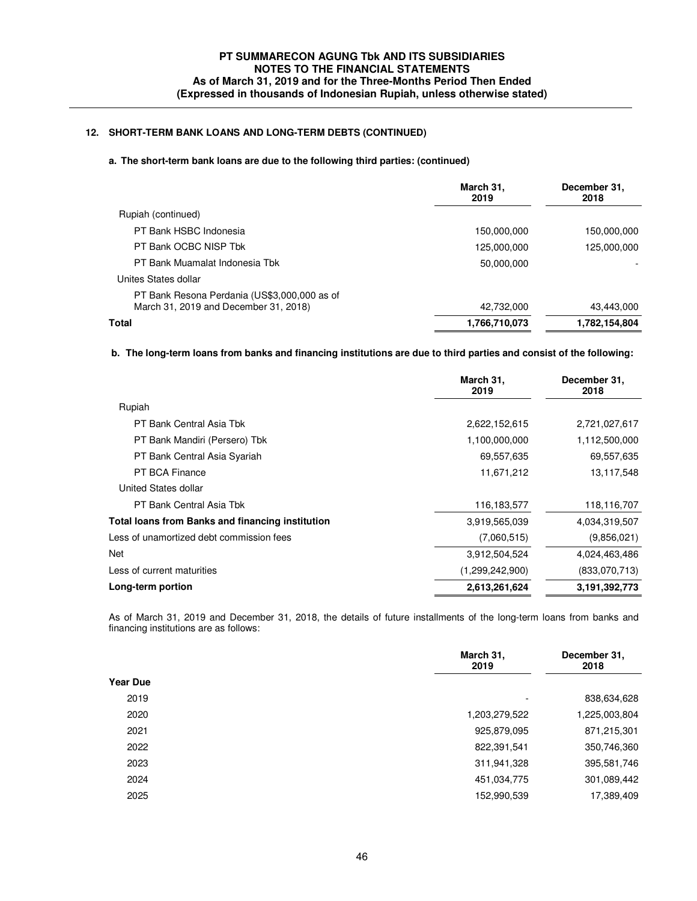## 12. SHORT-TERM BANK LOANS AND LONG-TERM DEBTS (CONTINUED)

### a. The short-term bank loans are due to the following third parties: (continued)

| | March 31, 2019 | December 31, 2018 |
|---|---|---|
| Rupiah (continued) | | |
| PT Bank HSBC Indonesia | 150,000,000 | 150,000,000 |
| PT Bank OCBC NISP Tbk | 125,000,000 | 125,000,000 |
| PT Bank Muamalat Indonesia Tbk | 50,000,000 | - |
| Unites States dollar | | |
| PT Bank Resona Perdania (US$3,000,000 as of March 31, 2019 and December 31, 2018) | 42,732,000 | 43,443,000 |
| **Total** | **1,766,710,073** | **1,782,154,804** |

### b. The long-term loans from banks and financing institutions are due to third parties and consist of the following:

| | March 31, 2019 | December 31, 2018 |
|---|---|---|
| Rupiah | | |
| PT Bank Central Asia Tbk | 2,622,152,615 | 2,721,027,617 |
| PT Bank Mandiri (Persero) Tbk | 1,100,000,000 | 1,112,500,000 |
| PT Bank Central Asia Syariah | 69,557,635 | 69,557,635 |
| PT BCA Finance | 11,671,212 | 13,117,548 |
| United States dollar | | |
| PT Bank Central Asia Tbk | 116,183,577 | 118,116,707 |
| **Total loans from Banks and financing institution** | 3,919,565,039 | 4,034,319,507 |
| Less of unamortized debt commission fees | (7,060,515) | (9,856,021) |
| Net | 3,912,504,524 | 4,024,463,486 |
| Less of current maturities | (1,299,242,900) | (833,070,713) |
| **Long-term portion** | **2,613,261,624** | **3,191,392,773** |

As of March 31, 2019 and December 31, 2018, the details of future installments of the long-term loans from banks and financing institutions are as follows:

| | March 31, 2019 | December 31, 2018 |
|---|---|---|
| **Year Due** | | |
| 2019 | - | 838,634,628 |
| 2020 | 1,203,279,522 | 1,225,003,804 |
| 2021 | 925,879,095 | 871,215,301 |
| 2022 | 822,391,541 | 350,746,360 |
| 2023 | 311,941,328 | 395,581,746 |
| 2024 | 451,034,775 | 301,089,442 |
| 2025 | 152,990,539 | 17,389,409 |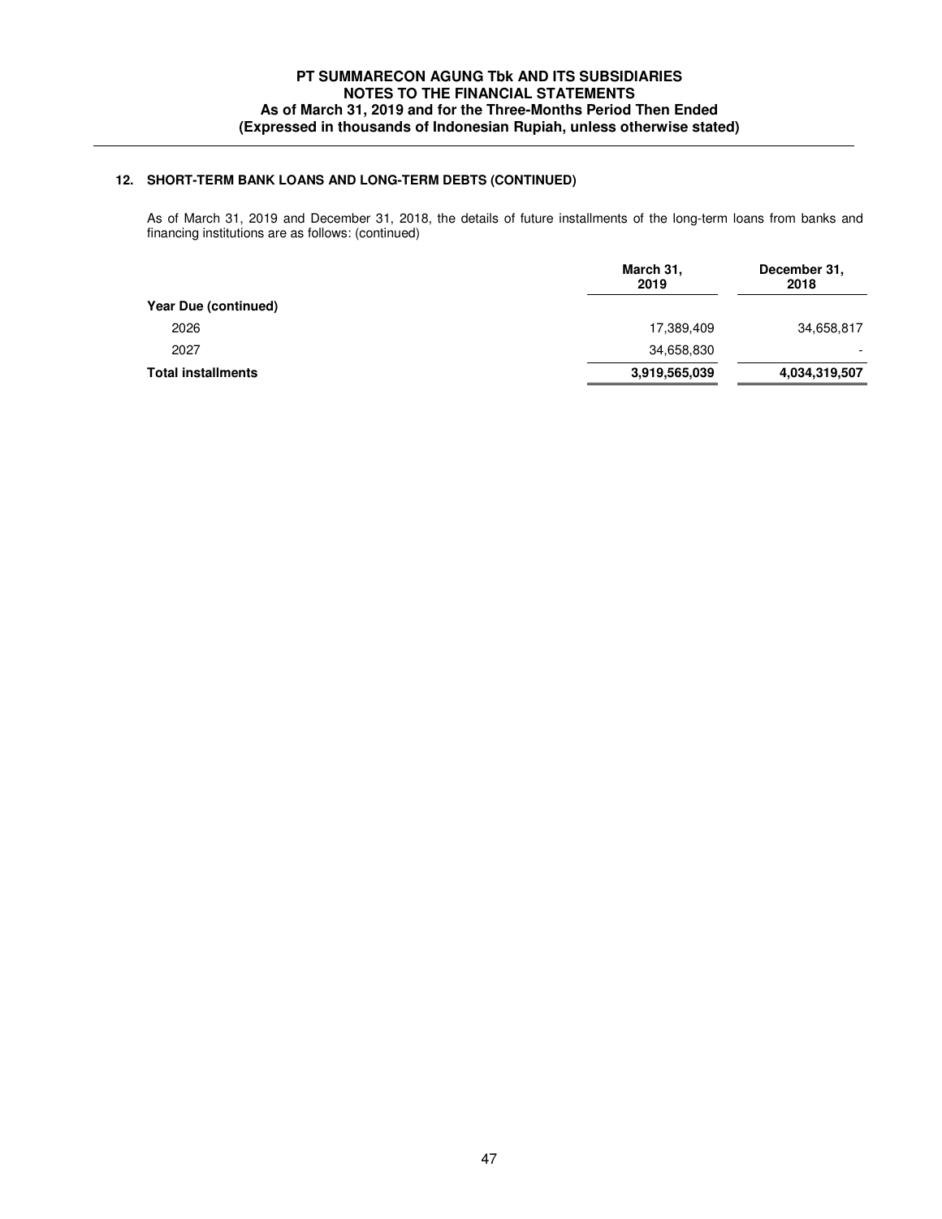## 12. SHORT-TERM BANK LOANS AND LONG-TERM DEBTS (CONTINUED)

As of March 31, 2019 and December 31, 2018, the details of future installments of the long-term loans from banks and financing institutions are as follows: (continued)

| | March 31, 2019 | December 31, 2018 |
|---|---|---|
| **Year Due (continued)** | | |
| 2026 | 17,389,409 | 34,658,817 |
| 2027 | 34,658,830 | - |
| **Total installments** | **3,919,565,039** | **4,034,319,507** |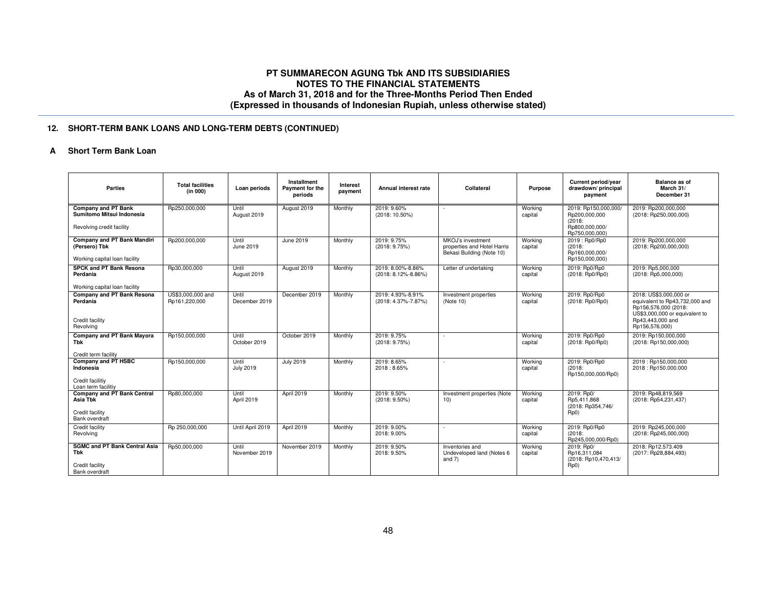## 12. SHORT-TERM BANK LOANS AND LONG-TERM DEBTS (CONTINUED)

### A Short Term Bank Loan

| Parties | Total facilities (in 000) | Loan periods | Installment Payment for the periods | Interest payment | Annual interest rate | Collateral | Purpose | Current period/year drawdown/ principal payment | Balance as of March 31/ December 31 |
|---|---|---|---|---|---|---|---|---|---|
| **Company and PT Bank Sumitomo Mitsui Indonesia** Revolving credit facility | Rp250,000,000 | Until August 2019 | August 2019 | Monthly | 2019: 9.60% (2018: 10.50%) | - | Working capital | 2019: Rp150,000,000/ Rp200,000,000 (2018: Rp800,000,000/ Rp750,000,000) | 2019: Rp200,000,000 (2018: Rp250,000,000) |
| **Company and PT Bank Mandiri (Persero) Tbk** Working capital loan facility | Rp200,000,000 | Until June 2019 | June 2019 | Monthly | 2019: 9.75% (2018: 9.75%) | MKOJ's investment properties and Hotel Harris Bekasi Building (Note 10) | Working capital | 2019 : Rp0/Rp0 (2018: Rp160,000,000/ Rp150,000,000) | 2019: Rp200,000,000 (2018: Rp200,000,000) |
| **SPCK and PT Bank Resona Perdania** Working capital loan facility | Rp30,000,000 | Until August 2019 | August 2019 | Monthly | 2019: 8.00%-8.86% (2018: 8.12%-8.86%) | Letter of undertaking | Working capital | 2019: Rp0/Rp0 (2018: Rp0/Rp0) | 2019: Rp5,000,000 (2018: Rp5,000,000) |
| **Company and PT Bank Resona Perdania** Credit facility Revolving | US$3,000,000 and Rp161,220,000 | Until December 2019 | December 2019 | Monthly | 2019: 4.93%-8.91% (2018: 4.37%-7.87%) | Investment properties (Note 10) | Working capital | 2019: Rp0/Rp0 (2018: Rp0/Rp0) | 2018: US$3,000,000 or equivalent to Rp43,732,000 and Rp156,576,000 (2018: US$3,000,000 or equivalent to Rp43,443,000 and Rp156,576,000) |
| **Company and PT Bank Mayora Tbk** Credit term facility | Rp150,000,000 | Until October 2019 | October 2019 | Monthly | 2019: 9.75% (2018: 9.75%) | - | Working capital | 2019: Rp0/Rp0 (2018: Rp0/Rp0) | 2019: Rp150,000,000 (2018: Rp150,000,000) |
| **Company and PT HSBC Indonesia** Credit facilitiy Loan term facilitiy | Rp150,000,000 | Until July 2019 | July 2019 | Monthly | 2019: 8.65% 2018 : 8.65% | - | Working capital | 2019: Rp0/Rp0 (2018: Rp150,000,000/Rp0) | 2019 : Rp150,000,000 2018 : Rp150.000.000 |
| **Company and PT Bank Central Asia Tbk** Credit facility Bank overdraft | Rp80,000,000 | Until April 2019 | April 2019 | Monthly | 2019: 9.50% (2018: 9.50%) | Investment properties (Note 10) | Working capital | 2019: Rp0/ Rp5,411,868 (2018: Rp354,746/ Rp0) | 2019: Rp48,819,569 (2018: Rp54,231,437) |
| Credit facility Revolving | Rp 250,000,000 | Until April 2019 | April 2019 | Monthly | 2019: 9.00% 2018: 9.00% | - | Working capital | 2019: Rp0/Rp0 (2018: Rp245,000,000/Rp0) | 2019: Rp245,000,000 (2018: Rp245,000,000) |
| **SGMC and PT Bank Central Asia Tbk** Credit facility Bank overdraft | Rp50,000,000 | Until November 2019 | November 2019 | Monthly | 2019: 9.50% 2018: 9.50% | Inventories and Undeveloped land (Notes 6 and 7) | Working capital | 2019: Rp0/ Rp16,311,084 (2018: Rp10,470,413/ Rp0) | 2018: Rp12.573.409 (2017: Rp28,884,493) |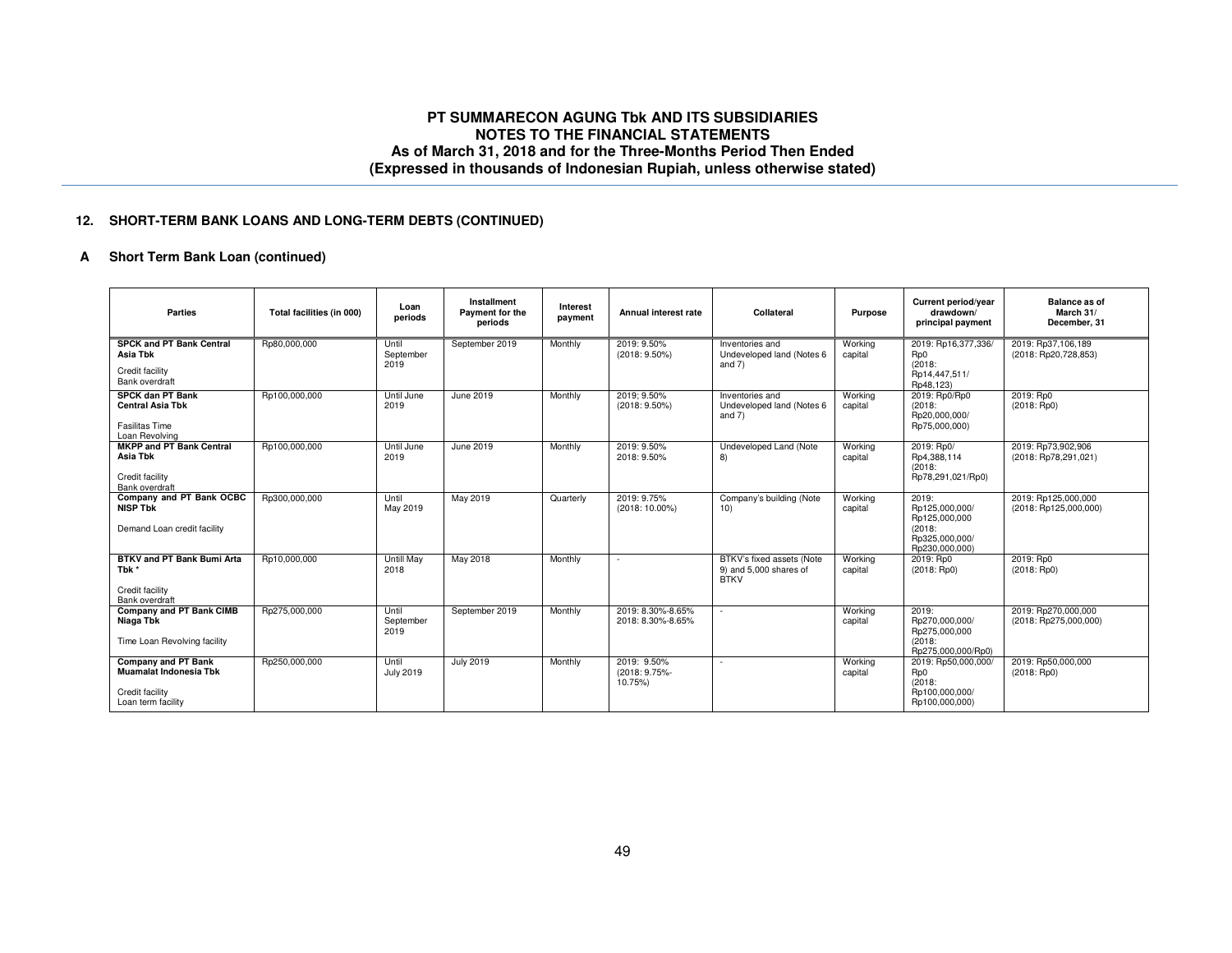## 12. SHORT-TERM BANK LOANS AND LONG-TERM DEBTS (CONTINUED)

### A Short Term Bank Loan (continued)

| Parties | Total facilities (in 000) | Loan periods | Installment Payment for the periods | Interest payment | Annual interest rate | Collateral | Purpose | Current period/year drawdown/ principal payment | Balance as of March 31/ December, 31 |
|---|---|---|---|---|---|---|---|---|---|
| **SPCK and PT Bank Central Asia Tbk** Credit facility Bank overdraft | Rp80,000,000 | Until September 2019 | September 2019 | Monthly | 2019: 9.50% (2018: 9.50%) | Inventories and Undeveloped land (Notes 6 and 7) | Working capital | 2019: Rp16,377,336/ Rp0 (2018: Rp14,447,511/ Rp48,123) | 2019: Rp37,106,189 (2018: Rp20,728,853) |
| **SPCK dan PT Bank Central Asia Tbk** Fasilitas Time Loan Revolving | Rp100,000,000 | Until June 2019 | June 2019 | Monthly | 2019; 9.50% (2018: 9.50%) | Inventories and Undeveloped land (Notes 6 and 7) | Working capital | 2019: Rp0/Rp0 (2018: Rp20,000,000/ Rp75,000,000) | 2019: Rp0 (2018: Rp0) |
| **MKPP and PT Bank Central Asia Tbk** Credit facility Bank overdraft | Rp100,000,000 | Until June 2019 | June 2019 | Monthly | 2019: 9.50% 2018: 9.50% | Undeveloped Land (Note 8) | Working capital | 2019: Rp0/ Rp4,388,114 (2018: Rp78,291,021/Rp0) | 2019: Rp73,902,906 (2018: Rp78,291,021) |
| **Company and PT Bank OCBC NISP Tbk** Demand Loan credit facility | Rp300,000,000 | Until May 2019 | May 2019 | Quarterly | 2019: 9.75% (2018: 10.00%) | Company's building (Note 10) | Working capital | 2019: Rp125,000,000/ Rp125,000,000 (2018: Rp325,000,000/ Rp230,000,000) | 2019: Rp125,000,000 (2018: Rp125,000,000) |
| **BTKV and PT Bank Bumi Arta Tbk \*** Credit facility Bank overdraft | Rp10,000,000 | Untill May 2018 | May 2018 | Monthly | - | BTKV's fixed assets (Note 9) and 5,000 shares of BTKV | Working capital | 2019: Rp0 (2018: Rp0) | 2019: Rp0 (2018: Rp0) |
| **Company and PT Bank CIMB Niaga Tbk** Time Loan Revolving facility | Rp275,000,000 | Until September 2019 | September 2019 | Monthly | 2019: 8.30%-8.65% 2018: 8.30%-8.65% | - | Working capital | 2019: Rp270,000,000/ Rp275,000,000 (2018: Rp275,000,000/Rp0) | 2019: Rp270,000,000 (2018: Rp275,000,000) |
| **Company and PT Bank Muamalat Indonesia Tbk** Credit facility Loan term facility | Rp250,000,000 | Until July 2019 | July 2019 | Monthly | 2019: 9.50% (2018: 9.75%-10.75%) | - | Working capital | 2019: Rp50,000,000/ Rp0 (2018: Rp100,000,000/ Rp100,000,000) | 2019: Rp50,000,000 (2018: Rp0) |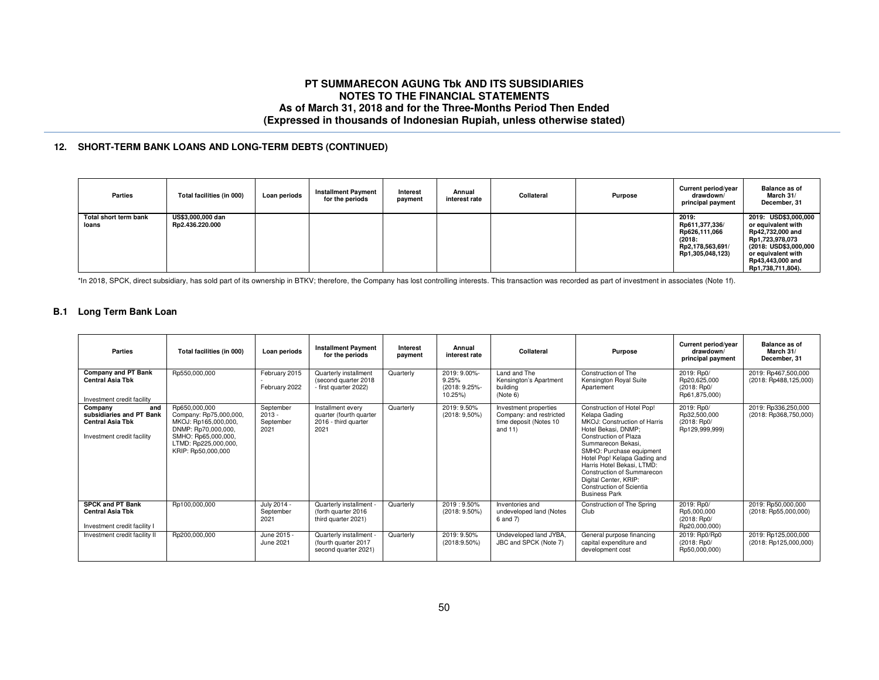## 12. SHORT-TERM BANK LOANS AND LONG-TERM DEBTS (CONTINUED)

| Parties | Total facilities (in 000) | Loan periods | Installment Payment for the periods | Interest payment | Annual interest rate | Collateral | Purpose | Current period/year drawdown/ principal payment | Balance as of March 31/ December, 31 |
|---|---|---|---|---|---|---|---|---|---|
| **Total short term bank loans** | **US$3,000,000 dan Rp2.436.220.000** | | | | | | | **2019: Rp611,377,336/ Rp626,111,066 (2018: Rp2,178,563,691/ Rp1,305,048,123)** | **2019: USD$3,000,000 or equivalent with Rp42,732,000 and Rp1,723,978,073 (2018: USD$3,000,000 or equivalent with Rp43,443,000 and Rp1,738,711,804).** |

*In 2018, SPCK, direct subsidiary, has sold part of its ownership in BTKV; therefore, the Company has lost controlling interests. This transaction was recorded as part of investment in associates (Note 1f).

### B.1 Long Term Bank Loan

| Parties | Total facilities (in 000) | Loan periods | Installment Payment for the periods | Interest payment | Annual interest rate | Collateral | Purpose | Current period/year drawdown/ principal payment | Balance as of March 31/ December, 31 |
|---|---|---|---|---|---|---|---|---|---|
| **Company and PT Bank Central Asia Tbk** Investment credit facility | Rp550,000,000 | February 2015 - February 2022 | Quarterly installment (second quarter 2018 - first quarter 2022) | Quarterly | 2019: 9.00%-9.25% (2018: 9.25%-10.25%) | Land and The Kensington's Apartment building (Note 6) | Construction of The Kensington Royal Suite Apartement | 2019: Rp0/ Rp20,625,000 (2018: Rp0/ Rp61,875,000) | 2019: Rp467,500,000 (2018: Rp488,125,000) |
| **Company and subsidiaries and PT Bank Central Asia Tbk** Investment credit facility | Rp650,000,000 Company: Rp75,000,000, MKOJ: Rp165,000,000, DNMP: Rp70,000,000, SMHO: Rp65,000,000, LTMD: Rp225,000,000, KRIP: Rp50,000,000 | September 2013 - September 2021 | Installment every quarter (fourth quarter 2016 - third quarter 2021 | Quarterly | 2019: 9.50% (2018: 9,50%) | Investment properties Company: and restricted time deposit (Notes 10 and 11) | Construction of Hotel Pop! Kelapa Gading MKOJ: Construction of Harris Hotel Bekasi, DNMP; Construction of Plaza Summarecon Bekasi, SMHO: Purchase equipment Hotel Pop! Kelapa Gading and Harris Hotel Bekasi, LTMD: Construction of Summarecon Digital Center, KRIP: Construction of Scientia Business Park | 2019: Rp0/ Rp32,500,000 (2018: Rp0/ Rp129,999,999) | 2019: Rp336,250,000 (2018: Rp368,750,000) |
| **SPCK and PT Bank Central Asia Tbk** Investment credit facility I | Rp100,000,000 | July 2014 - September 2021 | Quarterly installment - (forth quarter 2016 third quarter 2021) | Quarterly | 2019 : 9.50% (2018: 9.50%) | Inventories and undeveloped land (Notes 6 and 7) | Construction of The Spring Club | 2019: Rp0/ Rp5,000,000 (2018: Rp0/ Rp20,000,000) | 2019: Rp50,000,000 (2018: Rp55,000,000) |
| Investment credit facility II | Rp200,000,000 | June 2015 - June 2021 | Quarterly installment - (fourth quarter 2017 second quarter 2021) | Quarterly | 2019: 9.50% (2018:9.50%) | Undeveloped land JYBA, JBC and SPCK (Note 7) | General purpose financing capital expenditure and development cost | 2019: Rp0/Rp0 (2018: Rp0/ Rp50,000,000) | 2019: Rp125,000,000 (2018: Rp125,000,000) |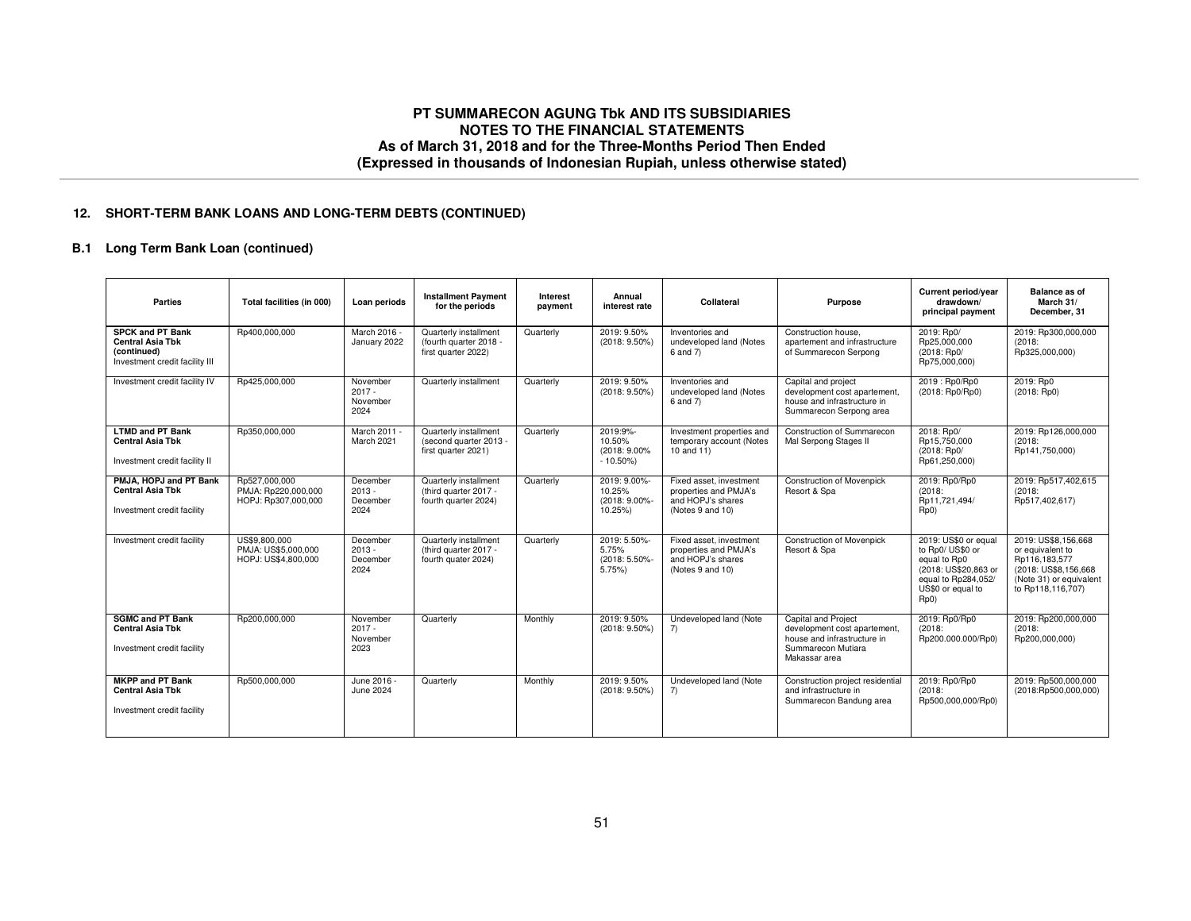# PT SUMMARECON AGUNG Tbk AND ITS SUBSIDIARIES
## NOTES TO THE FINANCIAL STATEMENTS
### As of March 31, 2018 and for the Three-Months Period Then Ended
### (Expressed in thousands of Indonesian Rupiah, unless otherwise stated)

## 12. SHORT-TERM BANK LOANS AND LONG-TERM DEBTS (CONTINUED)

### B.1 Long Term Bank Loan (continued)

| Parties | Total facilities (in 000) | Loan periods | Installment Payment for the periods | Interest payment | Annual interest rate | Collateral | Purpose | Current period/year drawdown/ principal payment | Balance as of March 31/ December, 31 |
|---|---|---|---|---|---|---|---|---|---|
| **SPCK and PT Bank Central Asia Tbk (continued)** Investment credit facility III | Rp400,000,000 | March 2016 - January 2022 | Quarterly installment (fourth quarter 2018 - first quarter 2022) | Quarterly | 2019: 9.50% (2018: 9.50%) | Inventories and undeveloped land (Notes 6 and 7) | Construction house, apartement and infrastructure of Summarecon Serpong | 2019: Rp0/ Rp25,000,000 (2018: Rp0/ Rp75,000,000) | 2019: Rp300,000,000 (2018: Rp325,000,000) |
| Investment credit facility IV | Rp425,000,000 | November 2017 - November 2024 | Quarterly installment | Quarterly | 2019: 9.50% (2018: 9.50%) | Inventories and undeveloped land (Notes 6 and 7) | Capital and project development cost apartement, house and infrastructure in Summarecon Serpong area | 2019 : Rp0/Rp0 (2018: Rp0/Rp0) | 2019: Rp0 (2018: Rp0) |
| **LTMD and PT Bank Central Asia Tbk** Investment credit facility II | Rp350,000,000 | March 2011 - March 2021 | Quarterly installment (second quarter 2013 - first quarter 2021) | Quarterly | 2019:9%- 10.50% (2018: 9.00% - 10.50%) | Investment properties and temporary account (Notes 10 and 11) | Construction of Summarecon Mal Serpong Stages II | 2018: Rp0/ Rp15,750,000 (2018: Rp0/ Rp61,250,000) | 2019: Rp126,000,000 (2018: Rp141,750,000) |
| **PMJA, HOPJ and PT Bank Central Asia Tbk** Investment credit facility | Rp527,000,000 PMJA: Rp220,000,000 HOPJ: Rp307,000,000 | December 2013 - December 2024 | Quarterly installment (third quarter 2017 - fourth quarter 2024) | Quarterly | 2019: 9.00%- 10.25% (2018: 9.00%- 10.25%) | Fixed asset, investment properties and PMJA's and HOPJ's shares (Notes 9 and 10) | Construction of Movenpick Resort & Spa | 2019: Rp0/Rp0 (2018: Rp11,721,494/ Rp0) | 2019: Rp517,402,615 (2018: Rp517,402,617) |
| Investment credit facility | US$9,800,000 PMJA: US$5,000,000 HOPJ: US$4,800,000 | December 2013 - December 2024 | Quarterly installment (third quarter 2017 - fourth quater 2024) | Quarterly | 2019: 5.50%- 5.75% (2018: 5.50%- 5.75%) | Fixed asset, investment properties and PMJA's and HOPJ's shares (Notes 9 and 10) | Construction of Movenpick Resort & Spa | 2019: US$0 or equal to Rp0/ US$0 or equal to Rp0 (2018: US$20,863 or equal to Rp284,052/ US$0 or equal to Rp0) | 2019: US$8,156,668 or equivalent to Rp116,183,577 (2018: US$8,156,668 (Note 31) or equivalent to Rp118,116,707) |
| **SGMC and PT Bank Central Asia Tbk** Investment credit facility | Rp200,000,000 | November 2017 - November 2023 | Quarterly | Monthly | 2019: 9.50% (2018: 9.50%) | Undeveloped land (Note 7) | Capital and Project development cost apartement, house and infrastructure in Summarecon Mutiara Makassar area | 2019: Rp0/Rp0 (2018: Rp200.000.000/Rp0) | 2019: Rp200,000,000 (2018: Rp200,000,000) |
| **MKPP and PT Bank Central Asia Tbk** Investment credit facility | Rp500,000,000 | June 2016 - June 2024 | Quarterly | Monthly | 2019: 9.50% (2018: 9.50%) | Undeveloped land (Note 7) | Construction project residential and infrastructure in Summarecon Bandung area | 2019: Rp0/Rp0 (2018: Rp500,000,000/Rp0) | 2019: Rp500,000,000 (2018:Rp500,000,000) |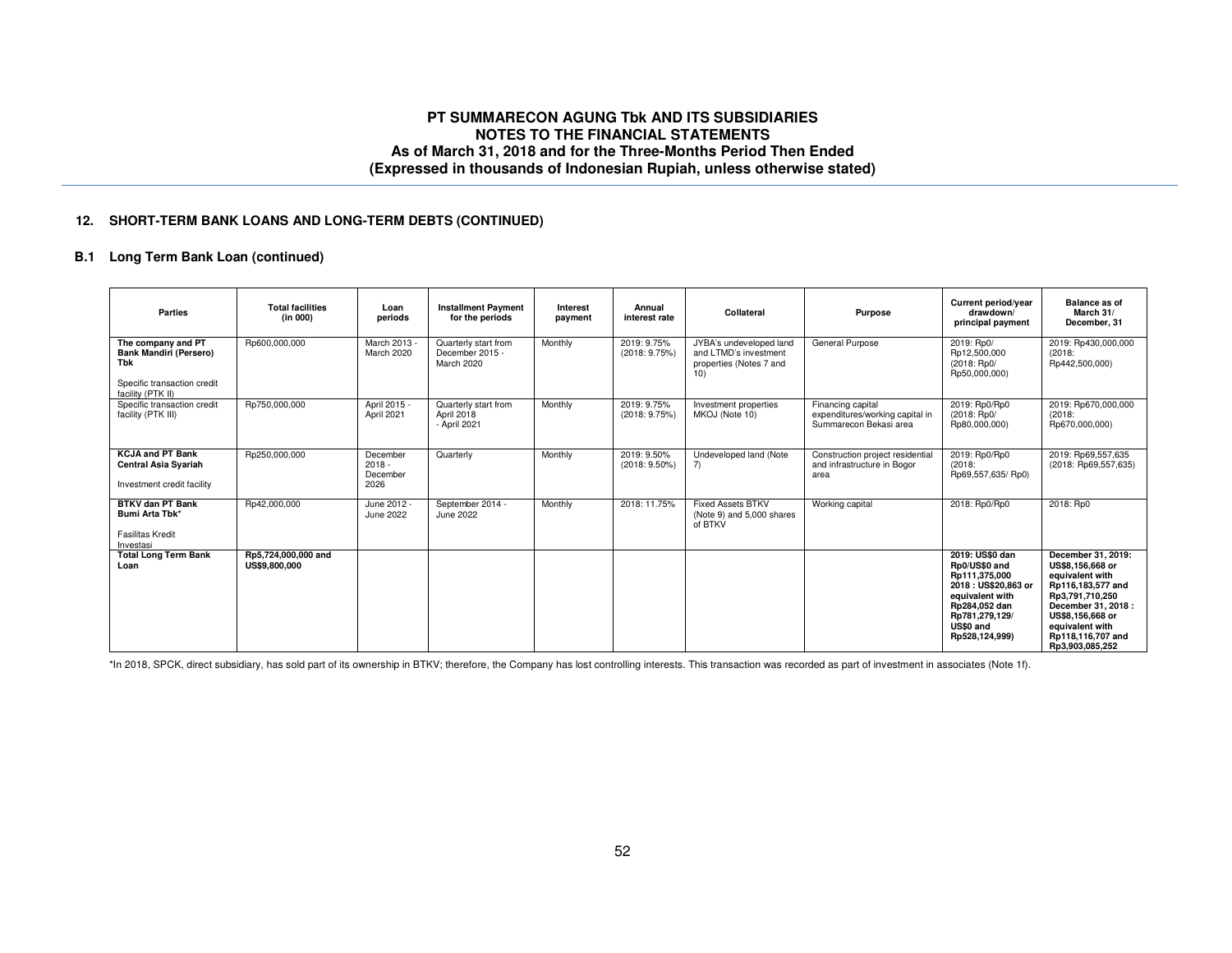## 12. SHORT-TERM BANK LOANS AND LONG-TERM DEBTS (CONTINUED)

### B.1 Long Term Bank Loan (continued)

| Parties | Total facilities (in 000) | Loan periods | Installment Payment for the periods | Interest payment | Annual interest rate | Collateral | Purpose | Current period/year drawdown/ principal payment | Balance as of March 31/ December, 31 |
|---|---|---|---|---|---|---|---|---|---|
| **The company and PT Bank Mandiri (Persero) Tbk**<br><br>Specific transaction credit facility (PTK II) | Rp600,000,000 | March 2013 - March 2020 | Quarterly start from December 2015 - March 2020 | Monthly | 2019: 9.75% (2018: 9.75%) | JYBA's undeveloped land and LTMD's investment properties (Notes 7 and 10) | General Purpose | 2019: Rp0/ Rp12,500,000 (2018: Rp0/ Rp50,000,000) | 2019: Rp430,000,000 (2018: Rp442,500,000) |
| Specific transaction credit facility (PTK III) | Rp750,000,000 | April 2015 - April 2021 | Quarterly start from April 2018 - April 2021 | Monthly | 2019: 9.75% (2018: 9.75%) | Investment properties MKOJ (Note 10) | Financing capital expenditures/working capital in Summarecon Bekasi area | 2019: Rp0/Rp0 (2018: Rp0/ Rp80,000,000) | 2019: Rp670,000,000 (2018: Rp670,000,000) |
| **KCJA and PT Bank Central Asia Syariah**<br><br>Investment credit facility | Rp250,000,000 | December 2018 - December 2026 | Quarterly | Monthly | 2019: 9.50% (2018: 9.50%) | Undeveloped land (Note 7) | Construction project residential and infrastructure in Bogor area | 2019: Rp0/Rp0 (2018: Rp69,557,635/ Rp0) | 2019: Rp69,557,635 (2018: Rp69,557,635) |
| **BTKV dan PT Bank Bumi Arta Tbk***<br><br>Fasilitas Kredit Investasi | Rp42,000,000 | June 2012 - June 2022 | September 2014 - June 2022 | Monthly | 2018: 11.75% | Fixed Assets BTKV (Note 9) and 5,000 shares of BTKV | Working capital | 2018: Rp0/Rp0 | 2018: Rp0 |
| **Total Long Term Bank Loan** | **Rp5,724,000,000 and US$9,800,000** | | | | | | | **2019: US$0 dan Rp0/US$0 and Rp111,375,000 2018 : US$20,863 or equivalent with Rp284,052 dan Rp781,279,129/ US$0 and Rp528,124,999)** | **December 31, 2019: US$8,156,668 or equivalent with Rp116,183,577 and Rp3,791,710,250 December 31, 2018 : US$8,156,668 or equivalent with Rp118,116,707 and Rp3,903,085,252** |

*In 2018, SPCK, direct subsidiary, has sold part of its ownership in BTKV; therefore, the Company has lost controlling interests. This transaction was recorded as part of investment in associates (Note 1f).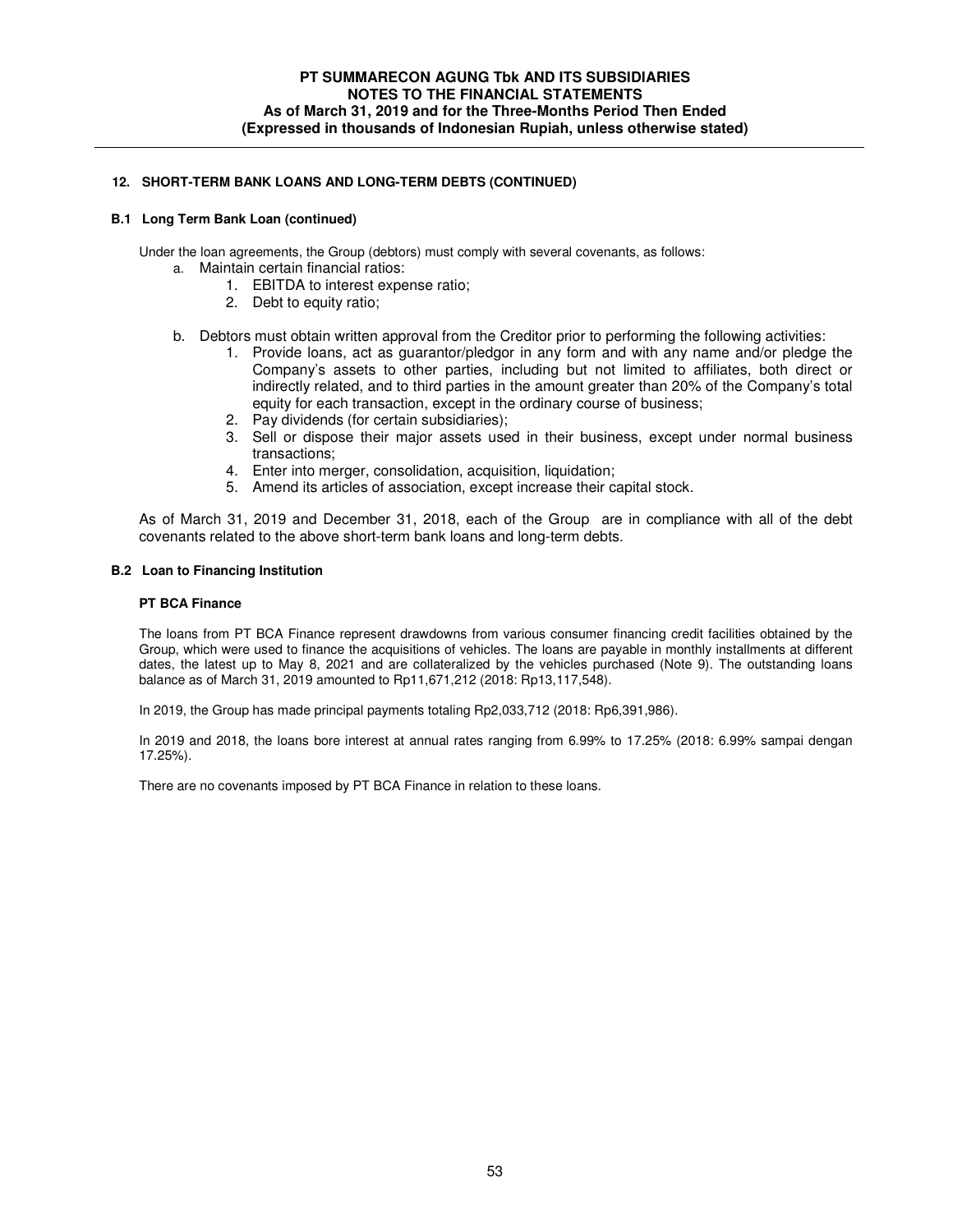## 12. SHORT-TERM BANK LOANS AND LONG-TERM DEBTS (CONTINUED)

### B.1 Long Term Bank Loan (continued)

Under the loan agreements, the Group (debtors) must comply with several covenants, as follows:

a. Maintain certain financial ratios:
   1. EBITDA to interest expense ratio;
   2. Debt to equity ratio;

b. Debtors must obtain written approval from the Creditor prior to performing the following activities:
   1. Provide loans, act as guarantor/pledgor in any form and with any name and/or pledge the Company's assets to other parties, including but not limited to affiliates, both direct or indirectly related, and to third parties in the amount greater than 20% of the Company's total equity for each transaction, except in the ordinary course of business;
   2. Pay dividends (for certain subsidiaries);
   3. Sell or dispose their major assets used in their business, except under normal business transactions;
   4. Enter into merger, consolidation, acquisition, liquidation;
   5. Amend its articles of association, except increase their capital stock.

As of March 31, 2019 and December 31, 2018, each of the Group are in compliance with all of the debt covenants related to the above short-term bank loans and long-term debts.

### B.2 Loan to Financing Institution

**PT BCA Finance**

The loans from PT BCA Finance represent drawdowns from various consumer financing credit facilities obtained by the Group, which were used to finance the acquisitions of vehicles. The loans are payable in monthly installments at different dates, the latest up to May 8, 2021 and are collateralized by the vehicles purchased (Note 9). The outstanding loans balance as of March 31, 2019 amounted to Rp11,671,212 (2018: Rp13,117,548).

In 2019, the Group has made principal payments totaling Rp2,033,712 (2018: Rp6,391,986).

In 2019 and 2018, the loans bore interest at annual rates ranging from 6.99% to 17.25% (2018: 6.99% sampai dengan 17.25%).

There are no covenants imposed by PT BCA Finance in relation to these loans.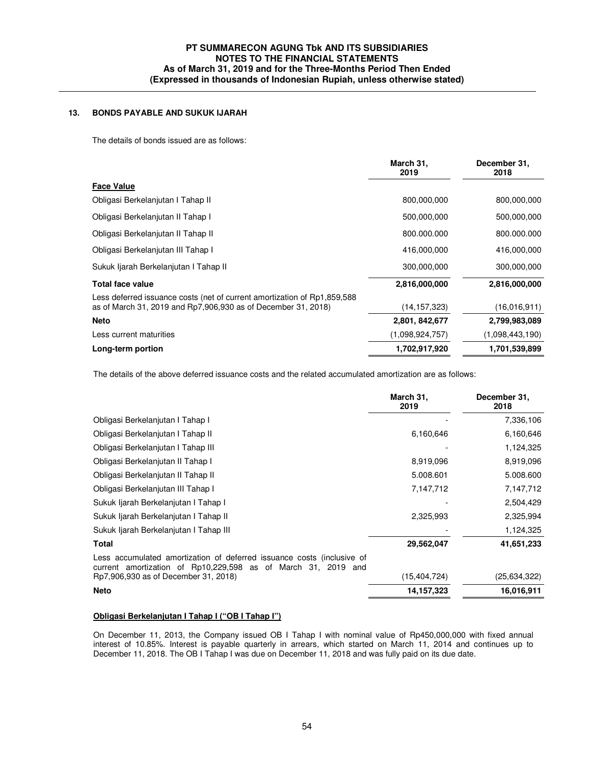## 13. BONDS PAYABLE AND SUKUK IJARAH

The details of bonds issued are as follows:

| | March 31, 2019 | December 31, 2018 |
|---|---|---|
| **Face Value** | | |
| Obligasi Berkelanjutan I Tahap II | 800,000,000 | 800,000,000 |
| Obligasi Berkelanjutan II Tahap I | 500,000,000 | 500,000,000 |
| Obligasi Berkelanjutan II Tahap II | 800.000.000 | 800.000.000 |
| Obligasi Berkelanjutan III Tahap I | 416,000,000 | 416,000,000 |
| Sukuk Ijarah Berkelanjutan I Tahap II | 300,000,000 | 300,000,000 |
| **Total face value** | **2,816,000,000** | **2,816,000,000** |
| Less deferred issuance costs (net of current amortization of Rp1,859,588 as of March 31, 2019 and Rp7,906,930 as of December 31, 2018) | (14,157,323) | (16,016,911) |
| **Neto** | **2,801, 842,677** | **2,799,983,089** |
| Less current maturities | (1,098,924,757) | (1,098,443,190) |
| **Long-term portion** | **1,702,917,920** | **1,701,539,899** |

The details of the above deferred issuance costs and the related accumulated amortization are as follows:

| | March 31, 2019 | December 31, 2018 |
|---|---|---|
| Obligasi Berkelanjutan I Tahap I | - | 7,336,106 |
| Obligasi Berkelanjutan I Tahap II | 6,160,646 | 6,160,646 |
| Obligasi Berkelanjutan I Tahap III | - | 1,124,325 |
| Obligasi Berkelanjutan II Tahap I | 8,919,096 | 8,919,096 |
| Obligasi Berkelanjutan II Tahap II | 5.008.601 | 5.008.600 |
| Obligasi Berkelanjutan III Tahap I | 7,147,712 | 7,147,712 |
| Sukuk Ijarah Berkelanjutan I Tahap I | - | 2,504,429 |
| Sukuk Ijarah Berkelanjutan I Tahap II | 2,325,993 | 2,325,994 |
| Sukuk Ijarah Berkelanjutan I Tahap III | - | 1,124,325 |
| **Total** | **29,562,047** | **41,651,233** |
| Less accumulated amortization of deferred issuance costs (inclusive of current amortization of Rp10,229,598 as of March 31, 2019 and Rp7,906,930 as of December 31, 2018) | (15,404,724) | (25,634,322) |
| **Neto** | **14,157,323** | **16,016,911** |

**Obligasi Berkelanjutan I Tahap I ("OB I Tahap I")**

On December 11, 2013, the Company issued OB I Tahap I with nominal value of Rp450,000,000 with fixed annual interest of 10.85%. Interest is payable quarterly in arrears, which started on March 11, 2014 and continues up to December 11, 2018. The OB I Tahap I was due on December 11, 2018 and was fully paid on its due date.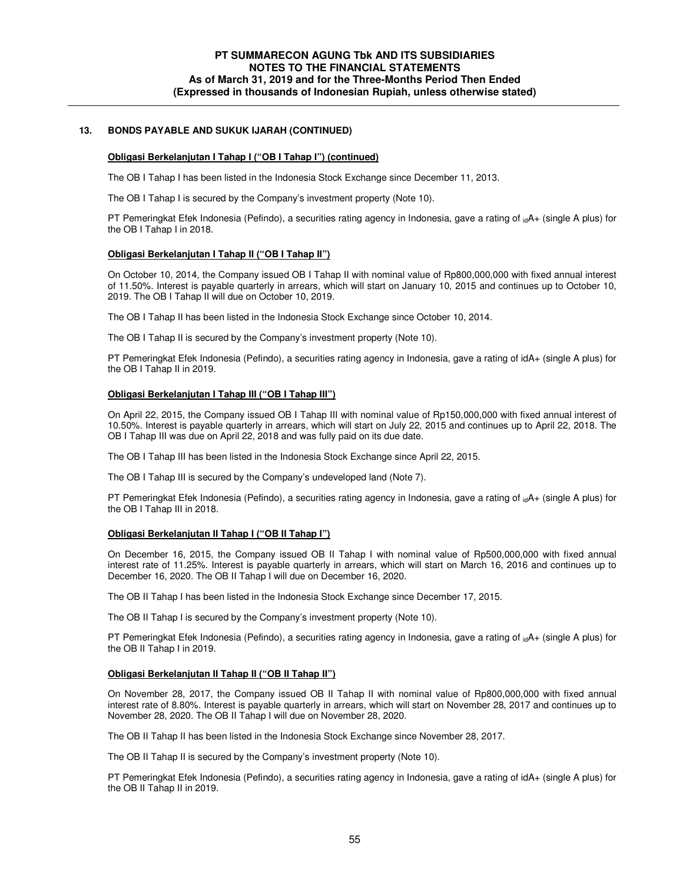## 13. BONDS PAYABLE AND SUKUK IJARAH (CONTINUED)

**Obligasi Berkelanjutan I Tahap I ("OB I Tahap I") (continued)**

The OB I Tahap I has been listed in the Indonesia Stock Exchange since December 11, 2013.

The OB I Tahap I is secured by the Company's investment property (Note 10).

PT Pemeringkat Efek Indonesia (Pefindo), a securities rating agency in Indonesia, gave a rating of $_{id}$A+ (single A plus) for the OB I Tahap I in 2018.

**Obligasi Berkelanjutan I Tahap II ("OB I Tahap II")**

On October 10, 2014, the Company issued OB I Tahap II with nominal value of Rp800,000,000 with fixed annual interest of 11.50%. Interest is payable quarterly in arrears, which will start on January 10, 2015 and continues up to October 10, 2019. The OB I Tahap II will due on October 10, 2019.

The OB I Tahap II has been listed in the Indonesia Stock Exchange since October 10, 2014.

The OB I Tahap II is secured by the Company's investment property (Note 10).

PT Pemeringkat Efek Indonesia (Pefindo), a securities rating agency in Indonesia, gave a rating of idA+ (single A plus) for the OB I Tahap II in 2019.

**Obligasi Berkelanjutan I Tahap III ("OB I Tahap III")**

On April 22, 2015, the Company issued OB I Tahap III with nominal value of Rp150,000,000 with fixed annual interest of 10.50%. Interest is payable quarterly in arrears, which will start on July 22, 2015 and continues up to April 22, 2018. The OB I Tahap III was due on April 22, 2018 and was fully paid on its due date.

The OB I Tahap III has been listed in the Indonesia Stock Exchange since April 22, 2015.

The OB I Tahap III is secured by the Company's undeveloped land (Note 7).

PT Pemeringkat Efek Indonesia (Pefindo), a securities rating agency in Indonesia, gave a rating of $_{id}$A+ (single A plus) for the OB I Tahap III in 2018.

**Obligasi Berkelanjutan II Tahap I ("OB II Tahap I")**

On December 16, 2015, the Company issued OB II Tahap I with nominal value of Rp500,000,000 with fixed annual interest rate of 11.25%. Interest is payable quarterly in arrears, which will start on March 16, 2016 and continues up to December 16, 2020. The OB II Tahap I will due on December 16, 2020.

The OB II Tahap I has been listed in the Indonesia Stock Exchange since December 17, 2015.

The OB II Tahap I is secured by the Company's investment property (Note 10).

PT Pemeringkat Efek Indonesia (Pefindo), a securities rating agency in Indonesia, gave a rating of $_{id}$A+ (single A plus) for the OB II Tahap I in 2019.

**Obligasi Berkelanjutan II Tahap II ("OB II Tahap II")**

On November 28, 2017, the Company issued OB II Tahap II with nominal value of Rp800,000,000 with fixed annual interest rate of 8.80%. Interest is payable quarterly in arrears, which will start on November 28, 2017 and continues up to November 28, 2020. The OB II Tahap I will due on November 28, 2020.

The OB II Tahap II has been listed in the Indonesia Stock Exchange since November 28, 2017.

The OB II Tahap II is secured by the Company's investment property (Note 10).

PT Pemeringkat Efek Indonesia (Pefindo), a securities rating agency in Indonesia, gave a rating of idA+ (single A plus) for the OB II Tahap II in 2019.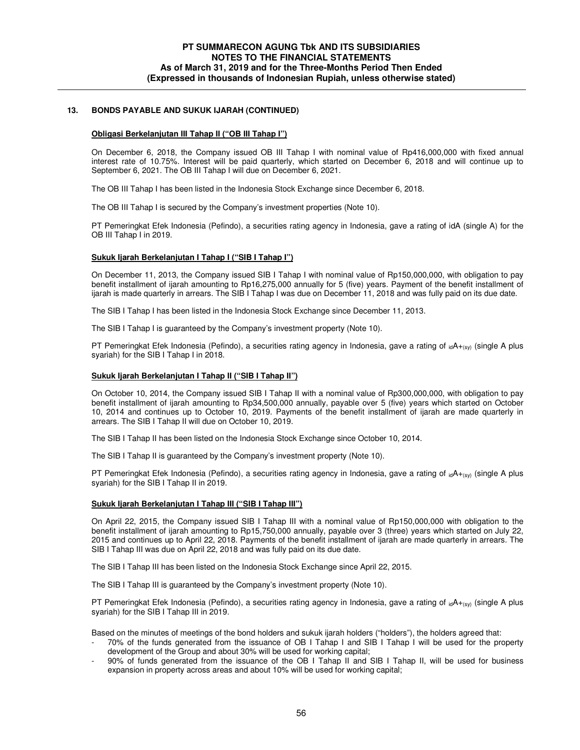## 13. BONDS PAYABLE AND SUKUK IJARAH (CONTINUED)

**Obligasi Berkelanjutan III Tahap II ("OB III Tahap I")**

On December 6, 2018, the Company issued OB III Tahap I with nominal value of Rp416,000,000 with fixed annual interest rate of 10.75%. Interest will be paid quarterly, which started on December 6, 2018 and will continue up to September 6, 2021. The OB III Tahap I will due on December 6, 2021.

The OB III Tahap I has been listed in the Indonesia Stock Exchange since December 6, 2018.

The OB III Tahap I is secured by the Company's investment properties (Note 10).

PT Pemeringkat Efek Indonesia (Pefindo), a securities rating agency in Indonesia, gave a rating of idA (single A) for the OB III Tahap I in 2019.

**Sukuk Ijarah Berkelanjutan I Tahap I ("SIB I Tahap I")**

On December 11, 2013, the Company issued SIB I Tahap I with nominal value of Rp150,000,000, with obligation to pay benefit installment of ijarah amounting to Rp16,275,000 annually for 5 (five) years. Payment of the benefit installment of ijarah is made quarterly in arrears. The SIB I Tahap I was due on December 11, 2018 and was fully paid on its due date.

The SIB I Tahap I has been listed in the Indonesia Stock Exchange since December 11, 2013.

The SIB I Tahap I is guaranteed by the Company's investment property (Note 10).

PT Pemeringkat Efek Indonesia (Pefindo), a securities rating agency in Indonesia, gave a rating of $_{id}A+_{(sy)}$ (single A plus syariah) for the SIB I Tahap I in 2018.

**Sukuk Ijarah Berkelanjutan I Tahap II ("SIB I Tahap II")**

On October 10, 2014, the Company issued SIB I Tahap II with a nominal value of Rp300,000,000, with obligation to pay benefit installment of ijarah amounting to Rp34,500,000 annually, payable over 5 (five) years which started on October 10, 2014 and continues up to October 10, 2019. Payments of the benefit installment of ijarah are made quarterly in arrears. The SIB I Tahap II will due on October 10, 2019.

The SIB I Tahap II has been listed on the Indonesia Stock Exchange since October 10, 2014.

The SIB I Tahap II is guaranteed by the Company's investment property (Note 10).

PT Pemeringkat Efek Indonesia (Pefindo), a securities rating agency in Indonesia, gave a rating of $_{id}A+_{(sy)}$ (single A plus syariah) for the SIB I Tahap II in 2019.

**Sukuk Ijarah Berkelanjutan I Tahap III ("SIB I Tahap III")**

On April 22, 2015, the Company issued SIB I Tahap III with a nominal value of Rp150,000,000 with obligation to the benefit installment of ijarah amounting to Rp15,750,000 annually, payable over 3 (three) years which started on July 22, 2015 and continues up to April 22, 2018. Payments of the benefit installment of ijarah are made quarterly in arrears. The SIB I Tahap III was due on April 22, 2018 and was fully paid on its due date.

The SIB I Tahap III has been listed on the Indonesia Stock Exchange since April 22, 2015.

The SIB I Tahap III is guaranteed by the Company's investment property (Note 10).

PT Pemeringkat Efek Indonesia (Pefindo), a securities rating agency in Indonesia, gave a rating of $_{id}A+_{(sy)}$ (single A plus syariah) for the SIB I Tahap III in 2019.

Based on the minutes of meetings of the bond holders and sukuk ijarah holders ("holders"), the holders agreed that:

- 70% of the funds generated from the issuance of OB I Tahap I and SIB I Tahap I will be used for the property development of the Group and about 30% will be used for working capital;
- 90% of funds generated from the issuance of the OB I Tahap II and SIB I Tahap II, will be used for business expansion in property across areas and about 10% will be used for working capital;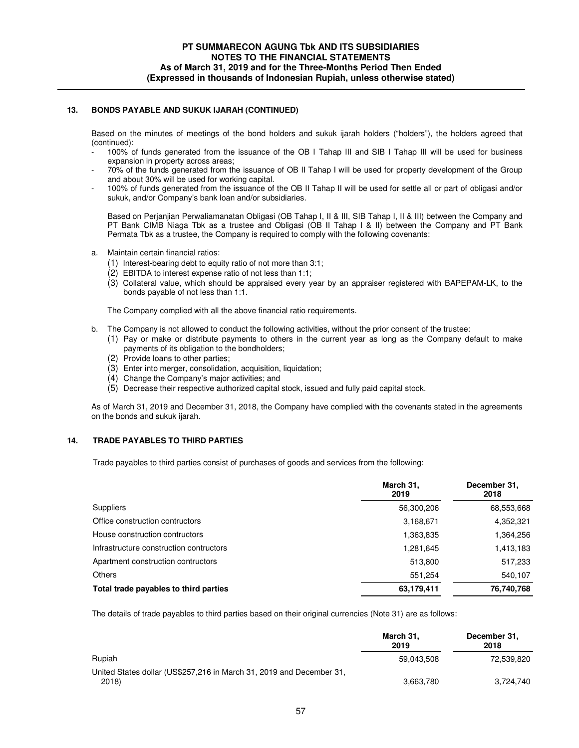## 13. BONDS PAYABLE AND SUKUK IJARAH (CONTINUED)

Based on the minutes of meetings of the bond holders and sukuk ijarah holders ("holders"), the holders agreed that (continued):

- 100% of funds generated from the issuance of the OB I Tahap III and SIB I Tahap III will be used for business expansion in property across areas;
- 70% of the funds generated from the issuance of OB II Tahap I will be used for property development of the Group and about 30% will be used for working capital.
- 100% of funds generated from the issuance of the OB II Tahap II will be used for settle all or part of obligasi and/or sukuk, and/or Company's bank loan and/or subsidiaries.

Based on Perjanjian Perwaliamanatan Obligasi (OB Tahap I, II & III, SIB Tahap I, II & III) between the Company and PT Bank CIMB Niaga Tbk as a trustee and Obligasi (OB II Tahap I & II) between the Company and PT Bank Permata Tbk as a trustee, the Company is required to comply with the following covenants:

a. Maintain certain financial ratios:
   (1) Interest-bearing debt to equity ratio of not more than 3:1;
   (2) EBITDA to interest expense ratio of not less than 1:1;
   (3) Collateral value, which should be appraised every year by an appraiser registered with BAPEPAM-LK, to the bonds payable of not less than 1:1.

   The Company complied with all the above financial ratio requirements.

b. The Company is not allowed to conduct the following activities, without the prior consent of the trustee:
   (1) Pay or make or distribute payments to others in the current year as long as the Company default to make payments of its obligation to the bondholders;
   (2) Provide loans to other parties;
   (3) Enter into merger, consolidation, acquisition, liquidation;
   (4) Change the Company's major activities; and
   (5) Decrease their respective authorized capital stock, issued and fully paid capital stock.

As of March 31, 2019 and December 31, 2018, the Company have complied with the covenants stated in the agreements on the bonds and sukuk ijarah.

## 14. TRADE PAYABLES TO THIRD PARTIES

Trade payables to third parties consist of purchases of goods and services from the following:

| | March 31, 2019 | December 31, 2018 |
|---|---|---|
| Suppliers | 56,300,206 | 68,553,668 |
| Office construction contructors | 3,168,671 | 4,352,321 |
| House construction contructors | 1,363,835 | 1,364,256 |
| Infrastructure construction contructors | 1,281,645 | 1,413,183 |
| Apartment construction contructors | 513,800 | 517,233 |
| Others | 551,254 | 540,107 |
| **Total trade payables to third parties** | **63,179,411** | **76,740,768** |

The details of trade payables to third parties based on their original currencies (Note 31) are as follows:

| | March 31, 2019 | December 31, 2018 |
|---|---|---|
| Rupiah | 59,043,508 | 72,539,820 |
| United States dollar (US$257,216 in March 31, 2019 and December 31, 2018) | 3,663,780 | 3,724,740 |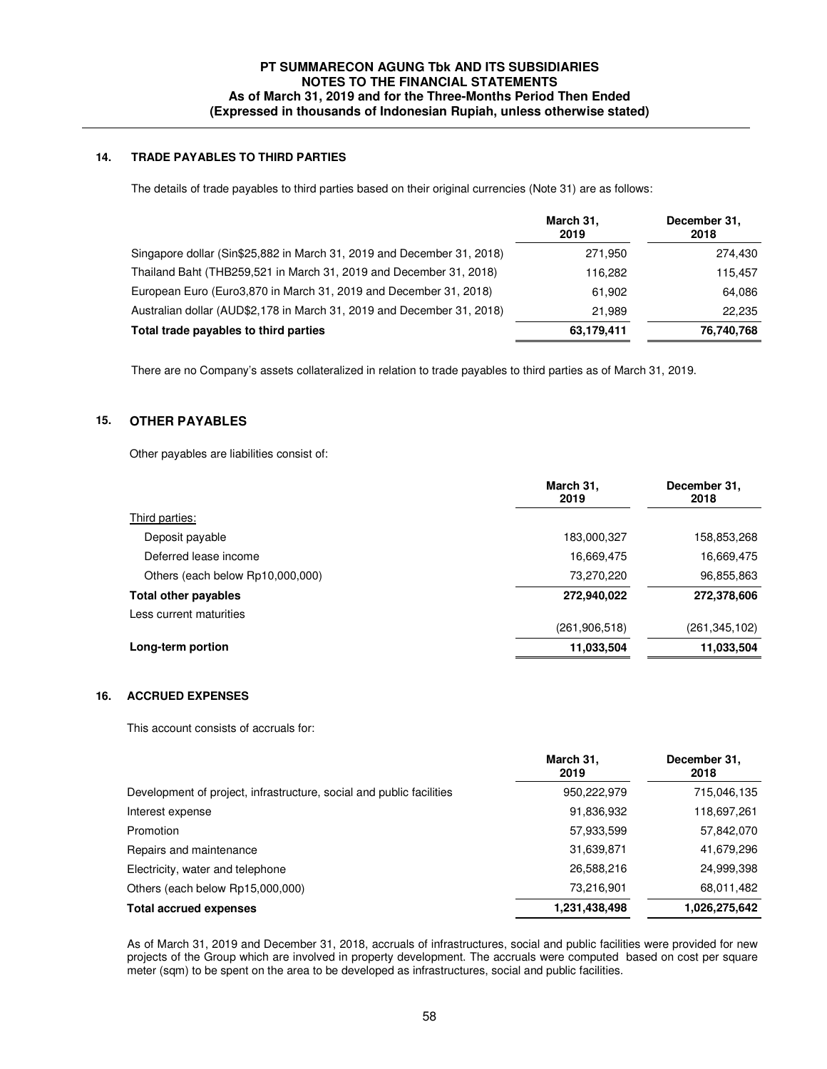## 14. TRADE PAYABLES TO THIRD PARTIES

The details of trade payables to third parties based on their original currencies (Note 31) are as follows:

| | March 31, 2019 | December 31, 2018 |
|---|---|---|
| Singapore dollar (Sin$25,882 in March 31, 2019 and December 31, 2018) | 271,950 | 274,430 |
| Thailand Baht (THB259,521 in March 31, 2019 and December 31, 2018) | 116,282 | 115,457 |
| European Euro (Euro3,870 in March 31, 2019 and December 31, 2018) | 61,902 | 64,086 |
| Australian dollar (AUD$2,178 in March 31, 2019 and December 31, 2018) | 21,989 | 22,235 |
| **Total trade payables to third parties** | **63,179,411** | **76,740,768** |

There are no Company's assets collateralized in relation to trade payables to third parties as of March 31, 2019.

## 15. OTHER PAYABLES

Other payables are liabilities consist of:

| | March 31, 2019 | December 31, 2018 |
|---|---|---|
| Third parties: | | |
| Deposit payable | 183,000,327 | 158,853,268 |
| Deferred lease income | 16,669,475 | 16,669,475 |
| Others (each below Rp10,000,000) | 73,270,220 | 96,855,863 |
| **Total other payables** | **272,940,022** | **272,378,606** |
| Less current maturities | (261,906,518) | (261,345,102) |
| **Long-term portion** | **11,033,504** | **11,033,504** |

## 16. ACCRUED EXPENSES

This account consists of accruals for:

| | March 31, 2019 | December 31, 2018 |
|---|---|---|
| Development of project, infrastructure, social and public facilities | 950,222,979 | 715,046,135 |
| Interest expense | 91,836,932 | 118,697,261 |
| Promotion | 57,933,599 | 57,842,070 |
| Repairs and maintenance | 31,639,871 | 41,679,296 |
| Electricity, water and telephone | 26,588,216 | 24,999,398 |
| Others (each below Rp15,000,000) | 73,216,901 | 68,011,482 |
| **Total accrued expenses** | **1,231,438,498** | **1,026,275,642** |

As of March 31, 2019 and December 31, 2018, accruals of infrastructures, social and public facilities were provided for new projects of the Group which are involved in property development. The accruals were computed based on cost per square meter (sqm) to be spent on the area to be developed as infrastructures, social and public facilities.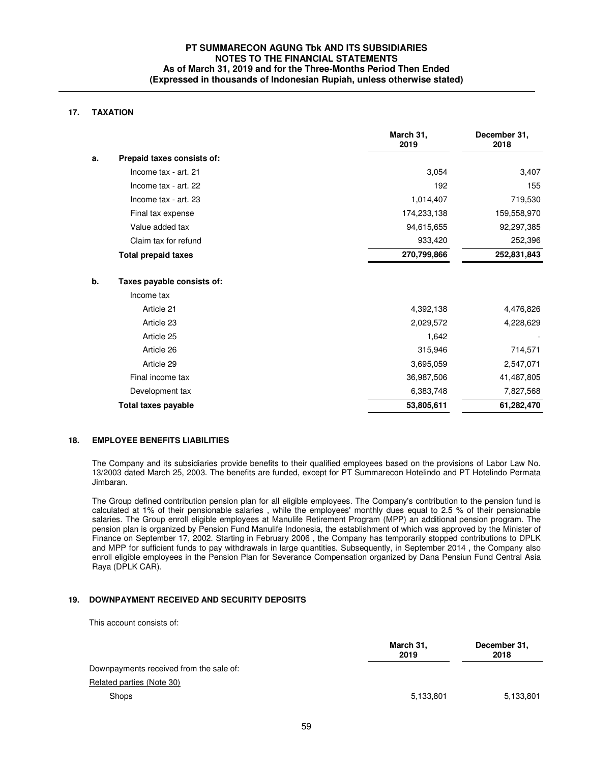## 17. TAXATION

| | March 31, 2019 | December 31, 2018 |
|---|---|---|
| **a. Prepaid taxes consists of:** | | |
| Income tax - art. 21 | 3,054 | 3,407 |
| Income tax - art. 22 | 192 | 155 |
| Income tax - art. 23 | 1,014,407 | 719,530 |
| Final tax expense | 174,233,138 | 159,558,970 |
| Value added tax | 94,615,655 | 92,297,385 |
| Claim tax for refund | 933,420 | 252,396 |
| **Total prepaid taxes** | **270,799,866** | **252,831,843** |
| **b. Taxes payable consists of:** | | |
| Income tax | | |
| Article 21 | 4,392,138 | 4,476,826 |
| Article 23 | 2,029,572 | 4,228,629 |
| Article 25 | 1,642 | - |
| Article 26 | 315,946 | 714,571 |
| Article 29 | 3,695,059 | 2,547,071 |
| Final income tax | 36,987,506 | 41,487,805 |
| Development tax | 6,383,748 | 7,827,568 |
| **Total taxes payable** | **53,805,611** | **61,282,470** |

## 18. EMPLOYEE BENEFITS LIABILITIES

The Company and its subsidiaries provide benefits to their qualified employees based on the provisions of Labor Law No. 13/2003 dated March 25, 2003. The benefits are funded, except for PT Summarecon Hotelindo and PT Hotelindo Permata Jimbaran.

The Group defined contribution pension plan for all eligible employees. The Company's contribution to the pension fund is calculated at 1% of their pensionable salaries , while the employees' monthly dues equal to 2.5 % of their pensionable salaries. The Group enroll eligible employees at Manulife Retirement Program (MPP) an additional pension program. The pension plan is organized by Pension Fund Manulife Indonesia, the establishment of which was approved by the Minister of Finance on September 17, 2002. Starting in February 2006 , the Company has temporarily stopped contributions to DPLK and MPP for sufficient funds to pay withdrawals in large quantities. Subsequently, in September 2014 , the Company also enroll eligible employees in the Pension Plan for Severance Compensation organized by Dana Pensiun Fund Central Asia Raya (DPLK CAR).

## 19. DOWNPAYMENT RECEIVED AND SECURITY DEPOSITS

This account consists of:

| | March 31, 2019 | December 31, 2018 |
|---|---|---|
| Downpayments received from the sale of: | | |
| Related parties (Note 30) | | |
| Shops | 5,133,801 | 5,133,801 |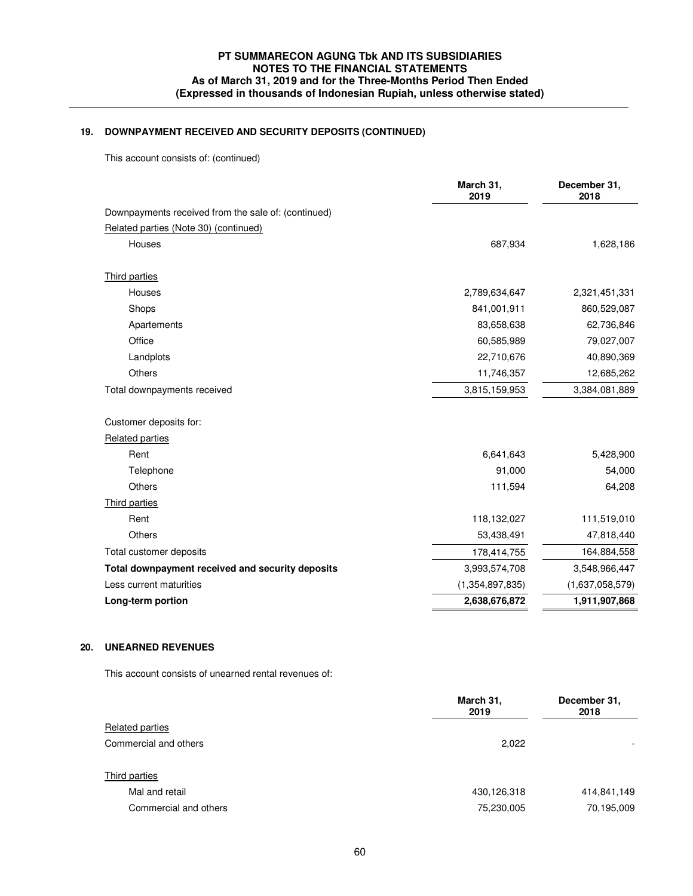## 19. DOWNPAYMENT RECEIVED AND SECURITY DEPOSITS (CONTINUED)

This account consists of: (continued)

| | March 31, 2019 | December 31, 2018 |
|---|---|---|
| Downpayments received from the sale of: (continued) | | |
| Related parties (Note 30) (continued) | | |
| Houses | 687,934 | 1,628,186 |
| Third parties | | |
| Houses | 2,789,634,647 | 2,321,451,331 |
| Shops | 841,001,911 | 860,529,087 |
| Apartements | 83,658,638 | 62,736,846 |
| Office | 60,585,989 | 79,027,007 |
| Landplots | 22,710,676 | 40,890,369 |
| Others | 11,746,357 | 12,685,262 |
| Total downpayments received | 3,815,159,953 | 3,384,081,889 |
| Customer deposits for: | | |
| Related parties | | |
| Rent | 6,641,643 | 5,428,900 |
| Telephone | 91,000 | 54,000 |
| Others | 111,594 | 64,208 |
| Third parties | | |
| Rent | 118,132,027 | 111,519,010 |
| Others | 53,438,491 | 47,818,440 |
| Total customer deposits | 178,414,755 | 164,884,558 |
| **Total downpayment received and security deposits** | 3,993,574,708 | 3,548,966,447 |
| Less current maturities | (1,354,897,835) | (1,637,058,579) |
| **Long-term portion** | **2,638,676,872** | **1,911,907,868** |

## 20. UNEARNED REVENUES

This account consists of unearned rental revenues of:

| | March 31, 2019 | December 31, 2018 |
|---|---|---|
| Related parties | | |
| Commercial and others | 2,022 | - |
| Third parties | | |
| Mal and retail | 430,126,318 | 414,841,149 |
| Commercial and others | 75,230,005 | 70,195,009 |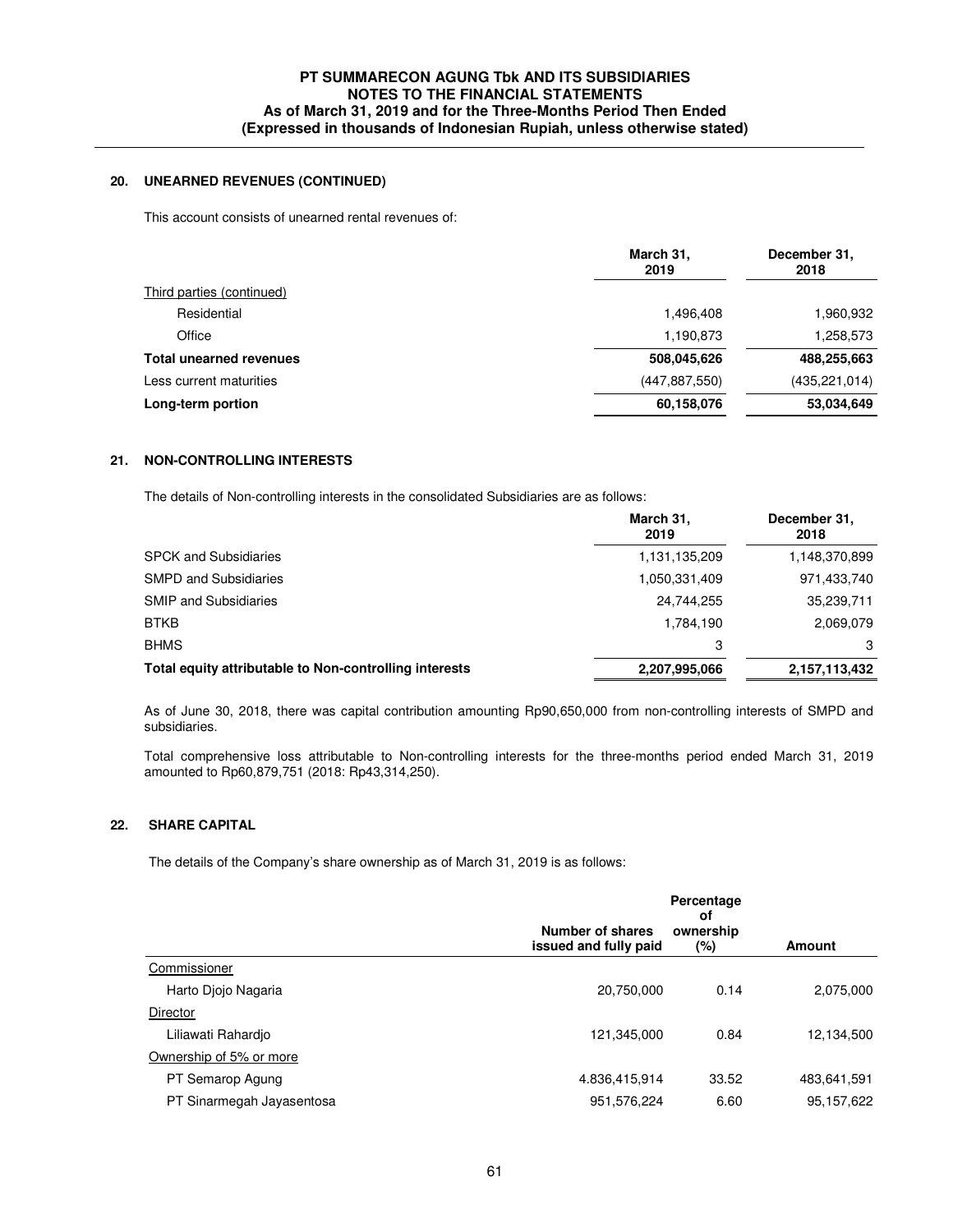## 20. UNEARNED REVENUES (CONTINUED)

This account consists of unearned rental revenues of:

| | March 31, 2019 | December 31, 2018 |
|---|---|---|
| Third parties (continued) | | |
| Residential | 1,496,408 | 1,960,932 |
| Office | 1,190,873 | 1,258,573 |
| **Total unearned revenues** | **508,045,626** | **488,255,663** |
| Less current maturities | (447,887,550) | (435,221,014) |
| **Long-term portion** | **60,158,076** | **53,034,649** |

## 21. NON-CONTROLLING INTERESTS

The details of Non-controlling interests in the consolidated Subsidiaries are as follows:

| | March 31, 2019 | December 31, 2018 |
|---|---|---|
| SPCK and Subsidiaries | 1,131,135,209 | 1,148,370,899 |
| SMPD and Subsidiaries | 1,050,331,409 | 971,433,740 |
| SMIP and Subsidiaries | 24,744,255 | 35,239,711 |
| BTKB | 1,784,190 | 2,069,079 |
| BHMS | 3 | 3 |
| **Total equity attributable to Non-controlling interests** | **2,207,995,066** | **2,157,113,432** |

As of June 30, 2018, there was capital contribution amounting Rp90,650,000 from non-controlling interests of SMPD and subsidiaries.

Total comprehensive loss attributable to Non-controlling interests for the three-months period ended March 31, 2019 amounted to Rp60,879,751 (2018: Rp43,314,250).

## 22. SHARE CAPITAL

The details of the Company's share ownership as of March 31, 2019 is as follows:

| | Number of shares issued and fully paid | Percentage of ownership (%) | Amount |
|---|---|---|---|
| Commissioner | | | |
| Harto Djojo Nagaria | 20,750,000 | 0.14 | 2,075,000 |
| Director | | | |
| Liliawati Rahardjo | 121,345,000 | 0.84 | 12,134,500 |
| Ownership of 5% or more | | | |
| PT Semarop Agung | 4.836,415,914 | 33.52 | 483,641,591 |
| PT Sinarmegah Jayasentosa | 951,576,224 | 6.60 | 95,157,622 |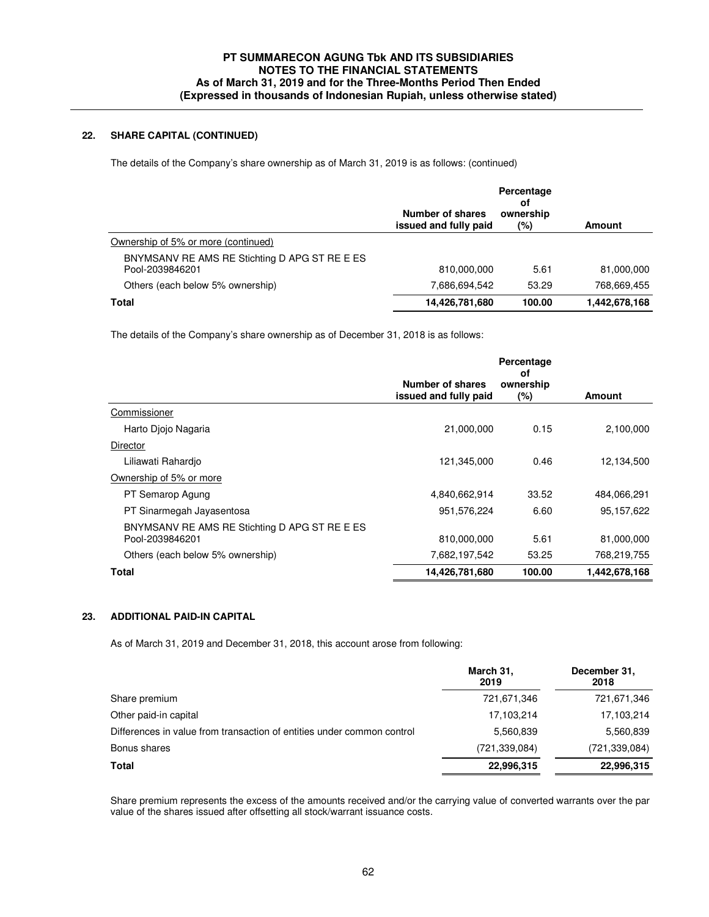## 22. SHARE CAPITAL (CONTINUED)

The details of the Company's share ownership as of March 31, 2019 is as follows: (continued)

| | Number of shares issued and fully paid | Percentage of ownership (%) | Amount |
|---|---|---|---|
| Ownership of 5% or more (continued) | | | |
| BNYMSANV RE AMS RE Stichting D APG ST RE E ES Pool-2039846201 | 810,000,000 | 5.61 | 81,000,000 |
| Others (each below 5% ownership) | 7,686,694,542 | 53.29 | 768,669,455 |
| **Total** | **14,426,781,680** | **100.00** | **1,442,678,168** |

The details of the Company's share ownership as of December 31, 2018 is as follows:

| | Number of shares issued and fully paid | Percentage of ownership (%) | Amount |
|---|---|---|---|
| Commissioner | | | |
| Harto Djojo Nagaria | 21,000,000 | 0.15 | 2,100,000 |
| Director | | | |
| Liliawati Rahardjo | 121,345,000 | 0.46 | 12,134,500 |
| Ownership of 5% or more | | | |
| PT Semarop Agung | 4,840,662,914 | 33.52 | 484,066,291 |
| PT Sinarmegah Jayasentosa | 951,576,224 | 6.60 | 95,157,622 |
| BNYMSANV RE AMS RE Stichting D APG ST RE E ES Pool-2039846201 | 810,000,000 | 5.61 | 81,000,000 |
| Others (each below 5% ownership) | 7,682,197,542 | 53.25 | 768,219,755 |
| **Total** | **14,426,781,680** | **100.00** | **1,442,678,168** |

## 23. ADDITIONAL PAID-IN CAPITAL

As of March 31, 2019 and December 31, 2018, this account arose from following:

| | March 31, 2019 | December 31, 2018 |
|---|---|---|
| Share premium | 721,671,346 | 721,671,346 |
| Other paid-in capital | 17,103,214 | 17,103,214 |
| Differences in value from transaction of entities under common control | 5,560,839 | 5,560,839 |
| Bonus shares | (721,339,084) | (721,339,084) |
| **Total** | **22,996,315** | **22,996,315** |

Share premium represents the excess of the amounts received and/or the carrying value of converted warrants over the par value of the shares issued after offsetting all stock/warrant issuance costs.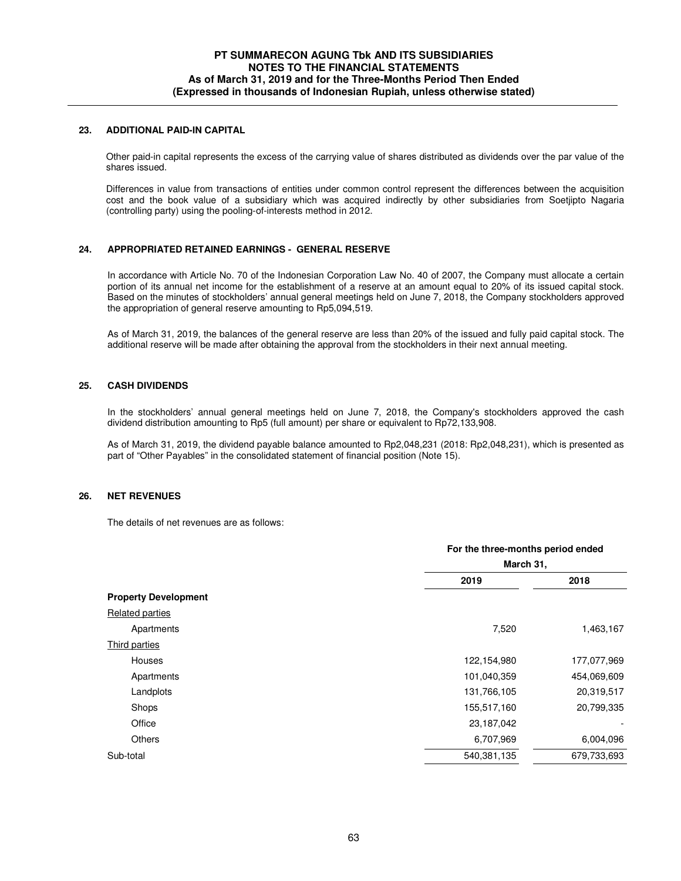## 23. ADDITIONAL PAID-IN CAPITAL

Other paid-in capital represents the excess of the carrying value of shares distributed as dividends over the par value of the shares issued.

Differences in value from transactions of entities under common control represent the differences between the acquisition cost and the book value of a subsidiary which was acquired indirectly by other subsidiaries from Soetjipto Nagaria (controlling party) using the pooling-of-interests method in 2012.

## 24. APPROPRIATED RETAINED EARNINGS - GENERAL RESERVE

In accordance with Article No. 70 of the Indonesian Corporation Law No. 40 of 2007, the Company must allocate a certain portion of its annual net income for the establishment of a reserve at an amount equal to 20% of its issued capital stock. Based on the minutes of stockholders' annual general meetings held on June 7, 2018, the Company stockholders approved the appropriation of general reserve amounting to Rp5,094,519.

As of March 31, 2019, the balances of the general reserve are less than 20% of the issued and fully paid capital stock. The additional reserve will be made after obtaining the approval from the stockholders in their next annual meeting.

## 25. CASH DIVIDENDS

In the stockholders' annual general meetings held on June 7, 2018, the Company's stockholders approved the cash dividend distribution amounting to Rp5 (full amount) per share or equivalent to Rp72,133,908.

As of March 31, 2019, the dividend payable balance amounted to Rp2,048,231 (2018: Rp2,048,231), which is presented as part of "Other Payables" in the consolidated statement of financial position (Note 15).

## 26. NET REVENUES

The details of net revenues are as follows:

| | For the three-months period ended March 31, | |
|---|---|---|
| | 2019 | 2018 |
| **Property Development** | | |
| Related parties | | |
| Apartments | 7,520 | 1,463,167 |
| Third parties | | |
| Houses | 122,154,980 | 177,077,969 |
| Apartments | 101,040,359 | 454,069,609 |
| Landplots | 131,766,105 | 20,319,517 |
| Shops | 155,517,160 | 20,799,335 |
| Office | 23,187,042 | - |
| Others | 6,707,969 | 6,004,096 |
| Sub-total | 540,381,135 | 679,733,693 |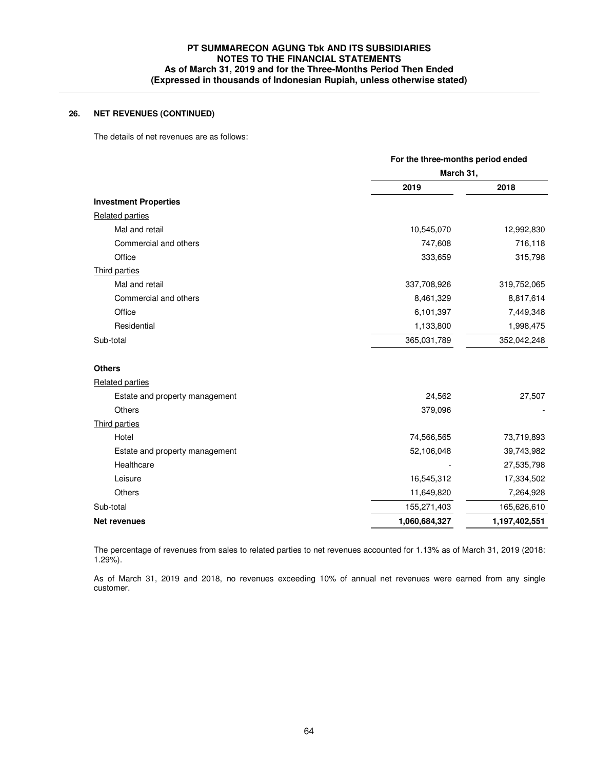## 26. NET REVENUES (CONTINUED)

The details of net revenues are as follows:

| | For the three-months period ended March 31, | |
|---|---|---|
| | **2019** | **2018** |
| **Investment Properties** | | |
| Related parties | | |
| Mal and retail | 10,545,070 | 12,992,830 |
| Commercial and others | 747,608 | 716,118 |
| Office | 333,659 | 315,798 |
| Third parties | | |
| Mal and retail | 337,708,926 | 319,752,065 |
| Commercial and others | 8,461,329 | 8,817,614 |
| Office | 6,101,397 | 7,449,348 |
| Residential | 1,133,800 | 1,998,475 |
| Sub-total | 365,031,789 | 352,042,248 |
| **Others** | | |
| Related parties | | |
| Estate and property management | 24,562 | 27,507 |
| Others | 379,096 | - |
| Third parties | | |
| Hotel | 74,566,565 | 73,719,893 |
| Estate and property management | 52,106,048 | 39,743,982 |
| Healthcare | - | 27,535,798 |
| Leisure | 16,545,312 | 17,334,502 |
| Others | 11,649,820 | 7,264,928 |
| Sub-total | 155,271,403 | 165,626,610 |
| **Net revenues** | **1,060,684,327** | **1,197,402,551** |

The percentage of revenues from sales to related parties to net revenues accounted for 1.13% as of March 31, 2019 (2018: 1.29%).

As of March 31, 2019 and 2018, no revenues exceeding 10% of annual net revenues were earned from any single customer.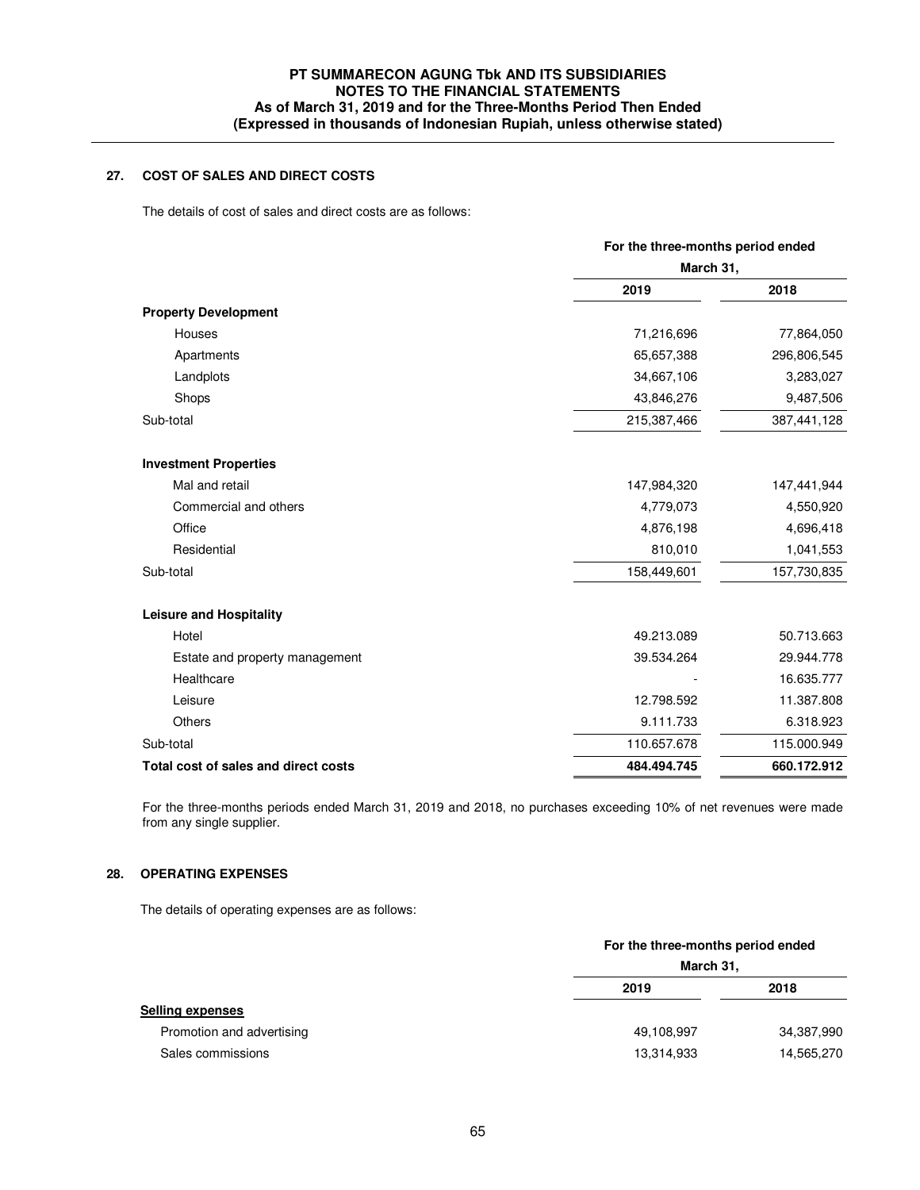## 27. COST OF SALES AND DIRECT COSTS

The details of cost of sales and direct costs are as follows:

| | For the three-months period ended March 31, | |
|---|---|---|
| | 2019 | 2018 |
| **Property Development** | | |
| Houses | 71,216,696 | 77,864,050 |
| Apartments | 65,657,388 | 296,806,545 |
| Landplots | 34,667,106 | 3,283,027 |
| Shops | 43,846,276 | 9,487,506 |
| Sub-total | 215,387,466 | 387,441,128 |
| **Investment Properties** | | |
| Mal and retail | 147,984,320 | 147,441,944 |
| Commercial and others | 4,779,073 | 4,550,920 |
| Office | 4,876,198 | 4,696,418 |
| Residential | 810,010 | 1,041,553 |
| Sub-total | 158,449,601 | 157,730,835 |
| **Leisure and Hospitality** | | |
| Hotel | 49.213.089 | 50.713.663 |
| Estate and property management | 39.534.264 | 29.944.778 |
| Healthcare | - | 16.635.777 |
| Leisure | 12.798.592 | 11.387.808 |
| Others | 9.111.733 | 6.318.923 |
| Sub-total | 110.657.678 | 115.000.949 |
| **Total cost of sales and direct costs** | **484.494.745** | **660.172.912** |

For the three-months periods ended March 31, 2019 and 2018, no purchases exceeding 10% of net revenues were made from any single supplier.

## 28. OPERATING EXPENSES

The details of operating expenses are as follows:

| | For the three-months period ended March 31, | |
|---|---|---|
| | 2019 | 2018 |
| **Selling expenses** | | |
| Promotion and advertising | 49,108,997 | 34,387,990 |
| Sales commissions | 13,314,933 | 14,565,270 |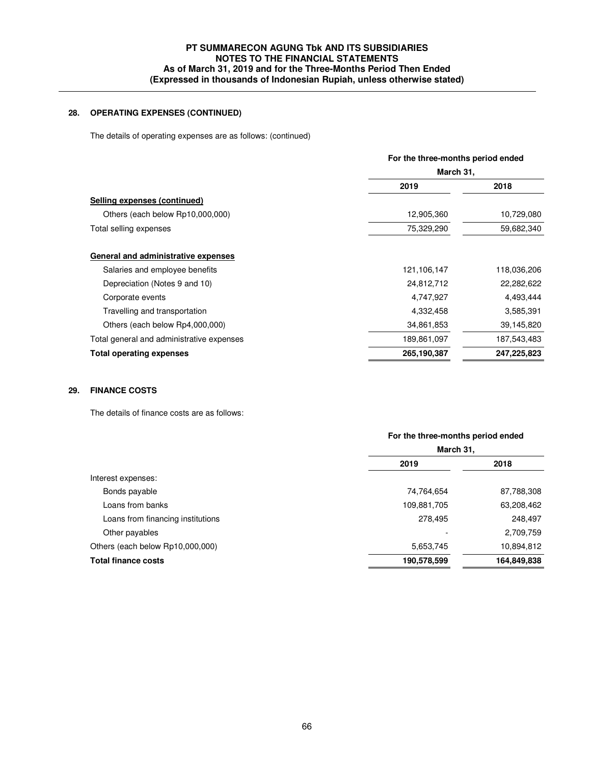## 28. OPERATING EXPENSES (CONTINUED)

The details of operating expenses are as follows: (continued)

| | For the three-months period ended March 31, | |
|---|---|---|
| | 2019 | 2018 |
| **Selling expenses (continued)** | | |
| Others (each below Rp10,000,000) | 12,905,360 | 10,729,080 |
| Total selling expenses | 75,329,290 | 59,682,340 |
| | | |
| **General and administrative expenses** | | |
| Salaries and employee benefits | 121,106,147 | 118,036,206 |
| Depreciation (Notes 9 and 10) | 24,812,712 | 22,282,622 |
| Corporate events | 4,747,927 | 4,493,444 |
| Travelling and transportation | 4,332,458 | 3,585,391 |
| Others (each below Rp4,000,000) | 34,861,853 | 39,145,820 |
| Total general and administrative expenses | 189,861,097 | 187,543,483 |
| **Total operating expenses** | **265,190,387** | **247,225,823** |

## 29. FINANCE COSTS

The details of finance costs are as follows:

| | For the three-months period ended March 31, | |
|---|---|---|
| | 2019 | 2018 |
| Interest expenses: | | |
| Bonds payable | 74,764,654 | 87,788,308 |
| Loans from banks | 109,881,705 | 63,208,462 |
| Loans from financing institutions | 278,495 | 248,497 |
| Other payables | - | 2,709,759 |
| Others (each below Rp10,000,000) | 5,653,745 | 10,894,812 |
| **Total finance costs** | **190,578,599** | **164,849,838** |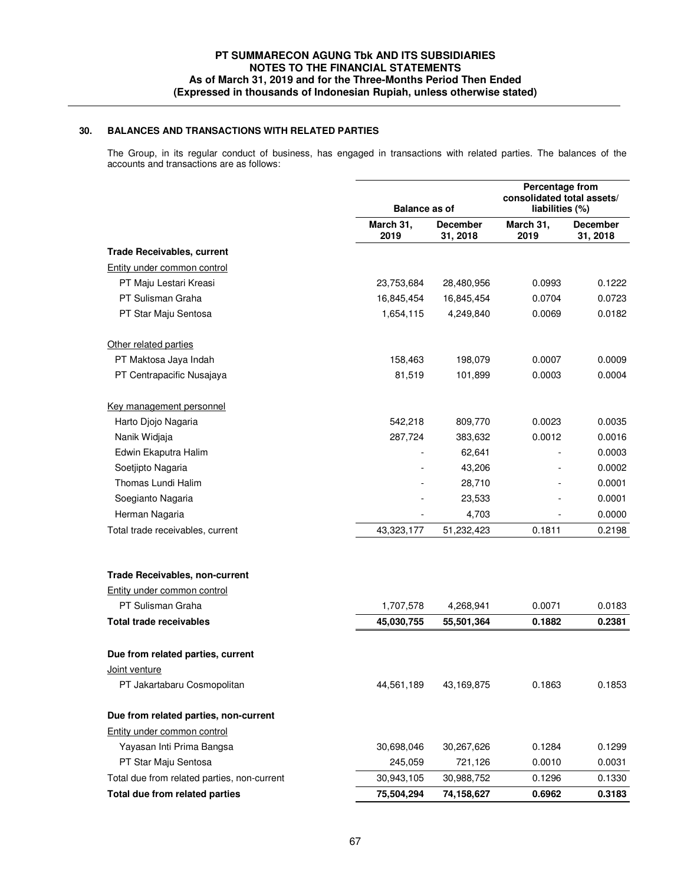## 30. BALANCES AND TRANSACTIONS WITH RELATED PARTIES

The Group, in its regular conduct of business, has engaged in transactions with related parties. The balances of the accounts and transactions are as follows:

| | Balance as of | | Percentage from consolidated total assets/ liabilities (%) | |
|---|---|---|---|---|
| | March 31, 2019 | December 31, 2018 | March 31, 2019 | December 31, 2018 |
| **Trade Receivables, current** | | | | |
| Entity under common control | | | | |
| PT Maju Lestari Kreasi | 23,753,684 | 28,480,956 | 0.0993 | 0.1222 |
| PT Sulisman Graha | 16,845,454 | 16,845,454 | 0.0704 | 0.0723 |
| PT Star Maju Sentosa | 1,654,115 | 4,249,840 | 0.0069 | 0.0182 |
| Other related parties | | | | |
| PT Maktosa Jaya Indah | 158,463 | 198,079 | 0.0007 | 0.0009 |
| PT Centrapacific Nusajaya | 81,519 | 101,899 | 0.0003 | 0.0004 |
| Key management personnel | | | | |
| Harto Djojo Nagaria | 542,218 | 809,770 | 0.0023 | 0.0035 |
| Nanik Widjaja | 287,724 | 383,632 | 0.0012 | 0.0016 |
| Edwin Ekaputra Halim | - | 62,641 | - | 0.0003 |
| Soetjipto Nagaria | - | 43,206 | - | 0.0002 |
| Thomas Lundi Halim | - | 28,710 | - | 0.0001 |
| Soegianto Nagaria | - | 23,533 | - | 0.0001 |
| Herman Nagaria | - | 4,703 | - | 0.0000 |
| Total trade receivables, current | 43,323,177 | 51,232,423 | 0.1811 | 0.2198 |
| **Trade Receivables, non-current** | | | | |
| Entity under common control | | | | |
| PT Sulisman Graha | 1,707,578 | 4,268,941 | 0.0071 | 0.0183 |
| **Total trade receivables** | **45,030,755** | **55,501,364** | **0.1882** | **0.2381** |
| **Due from related parties, current** | | | | |
| Joint venture | | | | |
| PT Jakartabaru Cosmopolitan | 44,561,189 | 43,169,875 | 0.1863 | 0.1853 |
| **Due from related parties, non-current** | | | | |
| Entity under common control | | | | |
| Yayasan Inti Prima Bangsa | 30,698,046 | 30,267,626 | 0.1284 | 0.1299 |
| PT Star Maju Sentosa | 245,059 | 721,126 | 0.0010 | 0.0031 |
| Total due from related parties, non-current | 30,943,105 | 30,988,752 | 0.1296 | 0.1330 |
| **Total due from related parties** | **75,504,294** | **74,158,627** | **0.6962** | **0.3183** |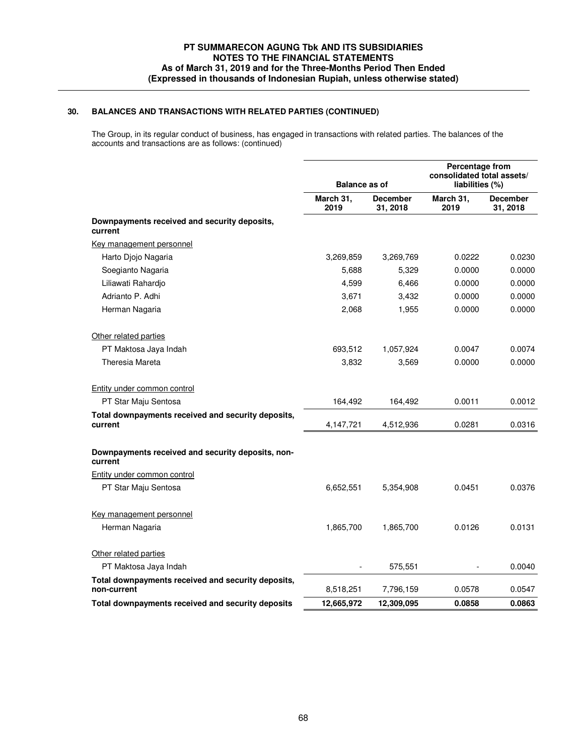## 30. BALANCES AND TRANSACTIONS WITH RELATED PARTIES (CONTINUED)

The Group, in its regular conduct of business, has engaged in transactions with related parties. The balances of the accounts and transactions are as follows: (continued)

| | Balance as of | | Percentage from consolidated total assets/ liabilities (%) | |
|---|---|---|---|---|
| | March 31, 2019 | December 31, 2018 | March 31, 2019 | December 31, 2018 |
| **Downpayments received and security deposits, current** | | | | |
| Key management personnel | | | | |
| Harto Djojo Nagaria | 3,269,859 | 3,269,769 | 0.0222 | 0.0230 |
| Soegianto Nagaria | 5,688 | 5,329 | 0.0000 | 0.0000 |
| Liliawati Rahardjo | 4,599 | 6,466 | 0.0000 | 0.0000 |
| Adrianto P. Adhi | 3,671 | 3,432 | 0.0000 | 0.0000 |
| Herman Nagaria | 2,068 | 1,955 | 0.0000 | 0.0000 |
| Other related parties | | | | |
| PT Maktosa Jaya Indah | 693,512 | 1,057,924 | 0.0047 | 0.0074 |
| Theresia Mareta | 3,832 | 3,569 | 0.0000 | 0.0000 |
| Entity under common control | | | | |
| PT Star Maju Sentosa | 164,492 | 164,492 | 0.0011 | 0.0012 |
| **Total downpayments received and security deposits, current** | 4,147,721 | 4,512,936 | 0.0281 | 0.0316 |
| **Downpayments received and security deposits, non-current** | | | | |
| Entity under common control | | | | |
| PT Star Maju Sentosa | 6,652,551 | 5,354,908 | 0.0451 | 0.0376 |
| Key management personnel | | | | |
| Herman Nagaria | 1,865,700 | 1,865,700 | 0.0126 | 0.0131 |
| Other related parties | | | | |
| PT Maktosa Jaya Indah | - | 575,551 | - | 0.0040 |
| **Total downpayments received and security deposits, non-current** | 8,518,251 | 7,796,159 | 0.0578 | 0.0547 |
| **Total downpayments received and security deposits** | **12,665,972** | **12,309,095** | **0.0858** | **0.0863** |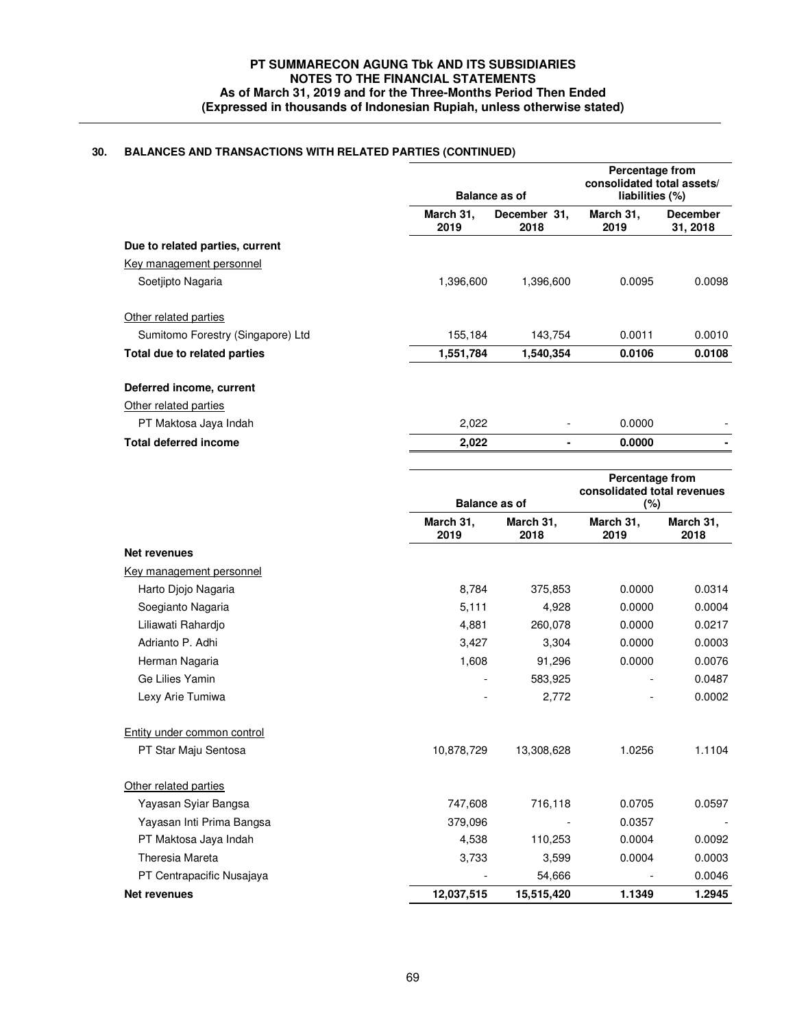## 30. BALANCES AND TRANSACTIONS WITH RELATED PARTIES (CONTINUED)

| | Balance as of | | Percentage from consolidated total assets/ liabilities (%) | |
|---|---|---|---|---|
| | March 31, 2019 | December 31, 2018 | March 31, 2019 | December 31, 2018 |
| **Due to related parties, current** | | | | |
| Key management personnel | | | | |
| Soetjipto Nagaria | 1,396,600 | 1,396,600 | 0.0095 | 0.0098 |
| Other related parties | | | | |
| Sumitomo Forestry (Singapore) Ltd | 155,184 | 143,754 | 0.0011 | 0.0010 |
| **Total due to related parties** | **1,551,784** | **1,540,354** | **0.0106** | **0.0108** |
| **Deferred income, current** | | | | |
| Other related parties | | | | |
| PT Maktosa Jaya Indah | 2,022 | - | 0.0000 | - |
| **Total deferred income** | **2,022** | **-** | **0.0000** | **-** |

| | Balance as of | | Percentage from consolidated total revenues (%) | |
|---|---|---|---|---|
| | March 31, 2019 | March 31, 2018 | March 31, 2019 | March 31, 2018 |
| **Net revenues** | | | | |
| Key management personnel | | | | |
| Harto Djojo Nagaria | 8,784 | 375,853 | 0.0000 | 0.0314 |
| Soegianto Nagaria | 5,111 | 4,928 | 0.0000 | 0.0004 |
| Liliawati Rahardjo | 4,881 | 260,078 | 0.0000 | 0.0217 |
| Adrianto P. Adhi | 3,427 | 3,304 | 0.0000 | 0.0003 |
| Herman Nagaria | 1,608 | 91,296 | 0.0000 | 0.0076 |
| Ge Lilies Yamin | - | 583,925 | - | 0.0487 |
| Lexy Arie Tumiwa | - | 2,772 | - | 0.0002 |
| Entity under common control | | | | |
| PT Star Maju Sentosa | 10,878,729 | 13,308,628 | 1.0256 | 1.1104 |
| Other related parties | | | | |
| Yayasan Syiar Bangsa | 747,608 | 716,118 | 0.0705 | 0.0597 |
| Yayasan Inti Prima Bangsa | 379,096 | - | 0.0357 | - |
| PT Maktosa Jaya Indah | 4,538 | 110,253 | 0.0004 | 0.0092 |
| Theresia Mareta | 3,733 | 3,599 | 0.0004 | 0.0003 |
| PT Centrapacific Nusajaya | - | 54,666 | - | 0.0046 |
| **Net revenues** | **12,037,515** | **15,515,420** | **1.1349** | **1.2945** |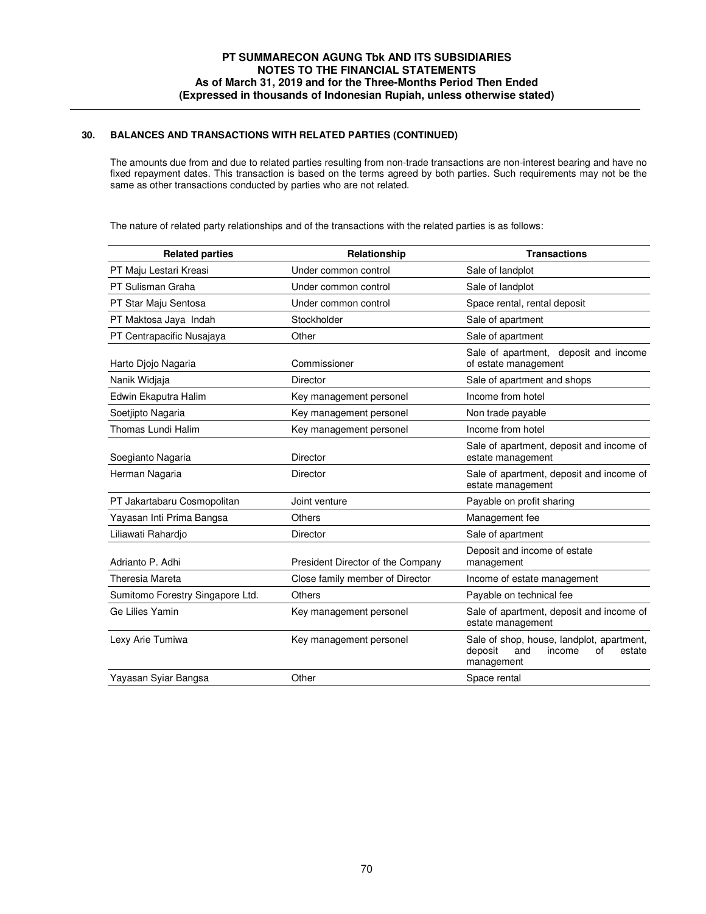## 30. BALANCES AND TRANSACTIONS WITH RELATED PARTIES (CONTINUED)

The amounts due from and due to related parties resulting from non-trade transactions are non-interest bearing and have no fixed repayment dates. This transaction is based on the terms agreed by both parties. Such requirements may not be the same as other transactions conducted by parties who are not related.

The nature of related party relationships and of the transactions with the related parties is as follows:

| Related parties | Relationship | Transactions |
|---|---|---|
| PT Maju Lestari Kreasi | Under common control | Sale of landplot |
| PT Sulisman Graha | Under common control | Sale of landplot |
| PT Star Maju Sentosa | Under common control | Space rental, rental deposit |
| PT Maktosa Jaya Indah | Stockholder | Sale of apartment |
| PT Centrapacific Nusajaya | Other | Sale of apartment |
| Harto Djojo Nagaria | Commissioner | Sale of apartment, deposit and income of estate management |
| Nanik Widjaja | Director | Sale of apartment and shops |
| Edwin Ekaputra Halim | Key management personel | Income from hotel |
| Soetjipto Nagaria | Key management personel | Non trade payable |
| Thomas Lundi Halim | Key management personel | Income from hotel |
| Soegianto Nagaria | Director | Sale of apartment, deposit and income of estate management |
| Herman Nagaria | Director | Sale of apartment, deposit and income of estate management |
| PT Jakartabaru Cosmopolitan | Joint venture | Payable on profit sharing |
| Yayasan Inti Prima Bangsa | Others | Management fee |
| Liliawati Rahardjo | Director | Sale of apartment |
| Adrianto P. Adhi | President Director of the Company | Deposit and income of estate management |
| Theresia Mareta | Close family member of Director | Income of estate management |
| Sumitomo Forestry Singapore Ltd. | Others | Payable on technical fee |
| Ge Lilies Yamin | Key management personel | Sale of apartment, deposit and income of estate management |
| Lexy Arie Tumiwa | Key management personel | Sale of shop, house, landplot, apartment, deposit and income of estate management |
| Yayasan Syiar Bangsa | Other | Space rental |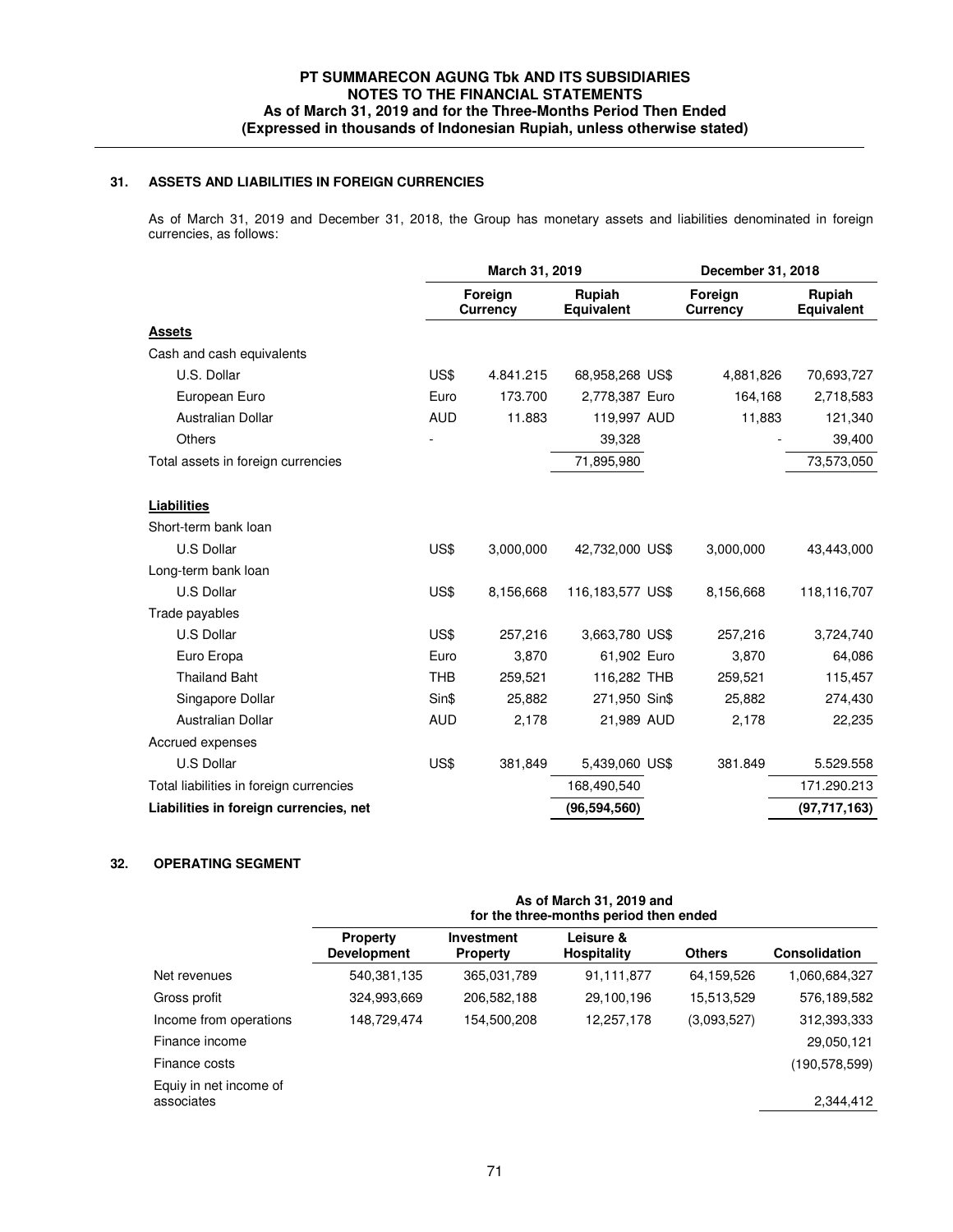## 31. ASSETS AND LIABILITIES IN FOREIGN CURRENCIES

As of March 31, 2019 and December 31, 2018, the Group has monetary assets and liabilities denominated in foreign currencies, as follows:

| | March 31, 2019 | | | December 31, 2018 | | |
|---|---|---|---|---|---|---|
| | Foreign Currency | | Rupiah Equivalent | Foreign Currency | | Rupiah Equivalent |
| **Assets** | | | | | | |
| Cash and cash equivalents | | | | | | |
| U.S. Dollar | US$ | 4.841.215 | 68,958,268 | US$ | 4,881,826 | 70,693,727 |
| European Euro | Euro | 173.700 | 2,778,387 | Euro | 164,168 | 2,718,583 |
| Australian Dollar | AUD | 11.883 | 119,997 | AUD | 11,883 | 121,340 |
| Others | - | | 39,328 | | - | 39,400 |
| Total assets in foreign currencies | | | 71,895,980 | | | 73,573,050 |
| **Liabilities** | | | | | | |
| Short-term bank loan | | | | | | |
| U.S Dollar | US$ | 3,000,000 | 42,732,000 | US$ | 3,000,000 | 43,443,000 |
| Long-term bank loan | | | | | | |
| U.S Dollar | US$ | 8,156,668 | 116,183,577 | US$ | 8,156,668 | 118,116,707 |
| Trade payables | | | | | | |
| U.S Dollar | US$ | 257,216 | 3,663,780 | US$ | 257,216 | 3,724,740 |
| Euro Eropa | Euro | 3,870 | 61,902 | Euro | 3,870 | 64,086 |
| Thailand Baht | THB | 259,521 | 116,282 | THB | 259,521 | 115,457 |
| Singapore Dollar | Sin$ | 25,882 | 271,950 | Sin$ | 25,882 | 274,430 |
| Australian Dollar | AUD | 2,178 | 21,989 | AUD | 2,178 | 22,235 |
| Accrued expenses | | | | | | |
| U.S Dollar | US$ | 381,849 | 5,439,060 | US$ | 381.849 | 5.529.558 |
| Total liabilities in foreign currencies | | | 168,490,540 | | | 171.290.213 |
| **Liabilities in foreign currencies, net** | | | **(96,594,560)** | | | **(97,717,163)** |

## 32. OPERATING SEGMENT

| | As of March 31, 2019 and for the three-months period then ended | | | | |
|---|---|---|---|---|---|
| | Property Development | Investment Property | Leisure & Hospitality | Others | Consolidation |
| Net revenues | 540,381,135 | 365,031,789 | 91,111,877 | 64,159,526 | 1,060,684,327 |
| Gross profit | 324,993,669 | 206,582,188 | 29,100,196 | 15,513,529 | 576,189,582 |
| Income from operations | 148,729,474 | 154,500,208 | 12,257,178 | (3,093,527) | 312,393,333 |
| Finance income | | | | | 29,050,121 |
| Finance costs | | | | | (190,578,599) |
| Equiy in net income of associates | | | | | 2,344,412 |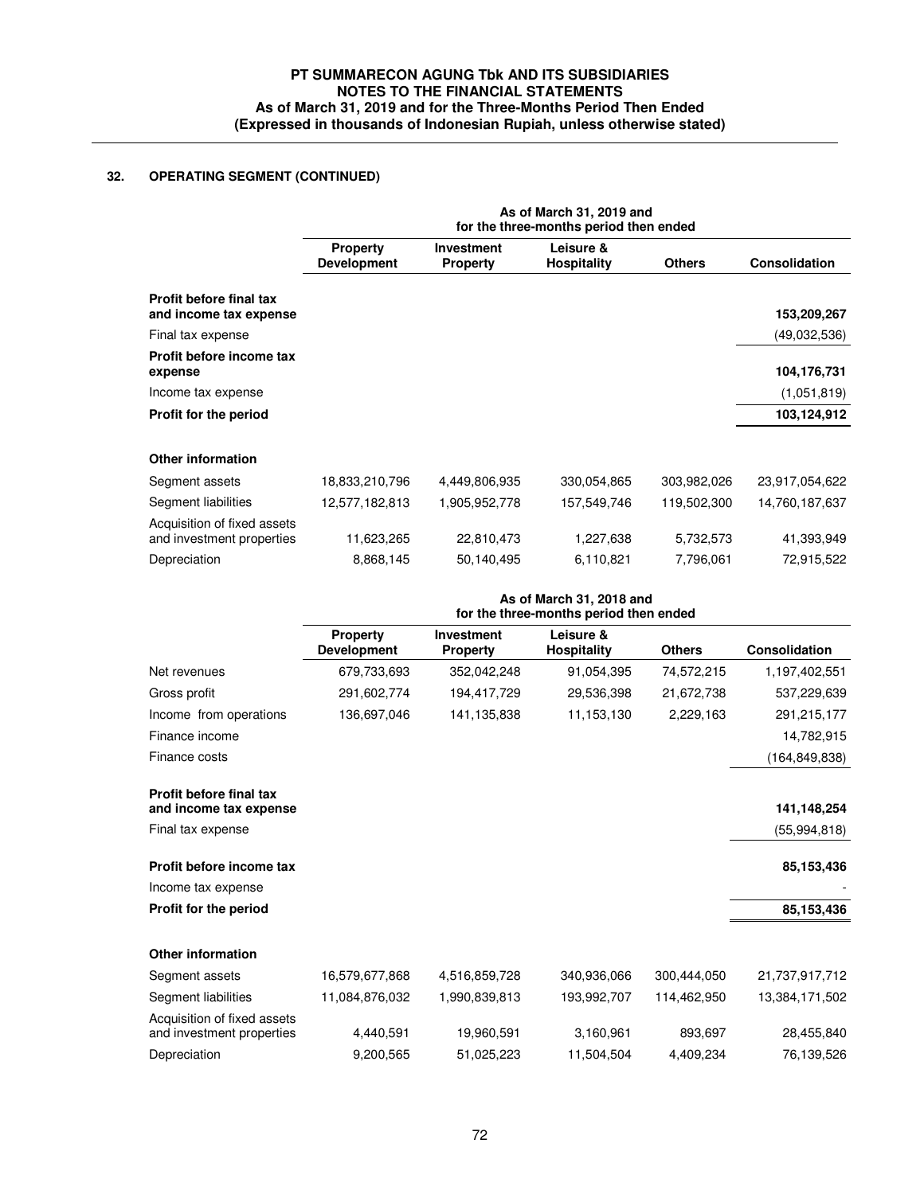## 32. OPERATING SEGMENT (CONTINUED)

| | As of March 31, 2019 and for the three-months period then ended | | | | |
|---|---|---|---|---|---|
| | Property Development | Investment Property | Leisure & Hospitality | Others | Consolidation |
| **Profit before final tax and income tax expense** | | | | | **153,209,267** |
| Final tax expense | | | | | (49,032,536) |
| **Profit before income tax expense** | | | | | **104,176,731** |
| Income tax expense | | | | | (1,051,819) |
| **Profit for the period** | | | | | **103,124,912** |
| **Other information** | | | | | |
| Segment assets | 18,833,210,796 | 4,449,806,935 | 330,054,865 | 303,982,026 | 23,917,054,622 |
| Segment liabilities | 12,577,182,813 | 1,905,952,778 | 157,549,746 | 119,502,300 | 14,760,187,637 |
| Acquisition of fixed assets and investment properties | 11,623,265 | 22,810,473 | 1,227,638 | 5,732,573 | 41,393,949 |
| Depreciation | 8,868,145 | 50,140,495 | 6,110,821 | 7,796,061 | 72,915,522 |

| | As of March 31, 2018 and for the three-months period then ended | | | | |
|---|---|---|---|---|---|
| | Property Development | Investment Property | Leisure & Hospitality | Others | Consolidation |
| Net revenues | 679,733,693 | 352,042,248 | 91,054,395 | 74,572,215 | 1,197,402,551 |
| Gross profit | 291,602,774 | 194,417,729 | 29,536,398 | 21,672,738 | 537,229,639 |
| Income from operations | 136,697,046 | 141,135,838 | 11,153,130 | 2,229,163 | 291,215,177 |
| Finance income | | | | | 14,782,915 |
| Finance costs | | | | | (164,849,838) |
| **Profit before final tax and income tax expense** | | | | | **141,148,254** |
| Final tax expense | | | | | (55,994,818) |
| **Profit before income tax** | | | | | **85,153,436** |
| Income tax expense | | | | | - |
| **Profit for the period** | | | | | **85,153,436** |
| **Other information** | | | | | |
| Segment assets | 16,579,677,868 | 4,516,859,728 | 340,936,066 | 300,444,050 | 21,737,917,712 |
| Segment liabilities | 11,084,876,032 | 1,990,839,813 | 193,992,707 | 114,462,950 | 13,384,171,502 |
| Acquisition of fixed assets and investment properties | 4,440,591 | 19,960,591 | 3,160,961 | 893,697 | 28,455,840 |
| Depreciation | 9,200,565 | 51,025,223 | 11,504,504 | 4,409,234 | 76,139,526 |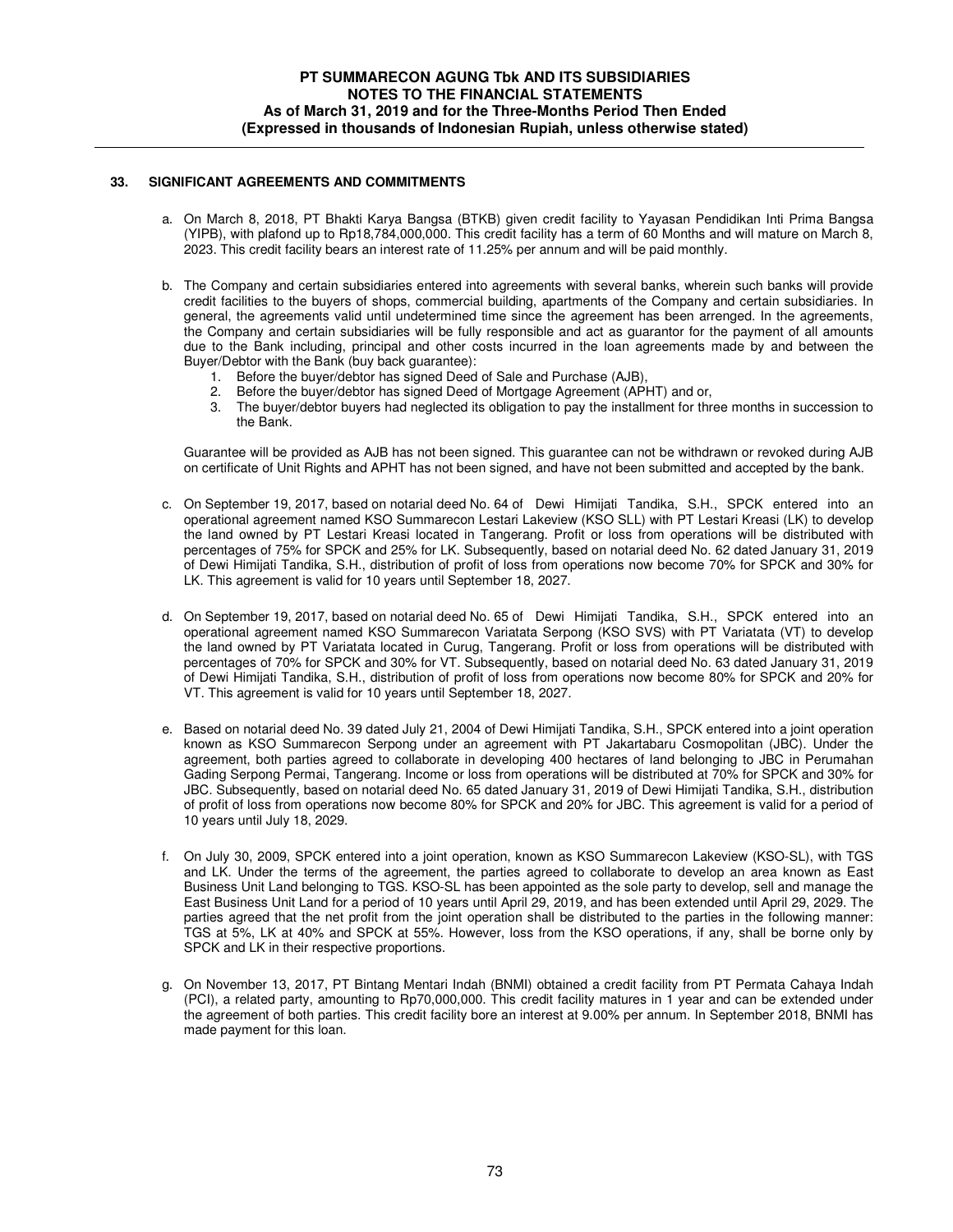## 33. SIGNIFICANT AGREEMENTS AND COMMITMENTS

a. On March 8, 2018, PT Bhakti Karya Bangsa (BTKB) given credit facility to Yayasan Pendidikan Inti Prima Bangsa (YIPB), with plafond up to Rp18,784,000,000. This credit facility has a term of 60 Months and will mature on March 8, 2023. This credit facility bears an interest rate of 11.25% per annum and will be paid monthly.

b. The Company and certain subsidiaries entered into agreements with several banks, wherein such banks will provide credit facilities to the buyers of shops, commercial building, apartments of the Company and certain subsidiaries. In general, the agreements valid until undetermined time since the agreement has been arrenged. In the agreements, the Company and certain subsidiaries will be fully responsible and act as guarantor for the payment of all amounts due to the Bank including, principal and other costs incurred in the loan agreements made by and between the Buyer/Debtor with the Bank (buy back guarantee):
   1. Before the buyer/debtor has signed Deed of Sale and Purchase (AJB),
   2. Before the buyer/debtor has signed Deed of Mortgage Agreement (APHT) and or,
   3. The buyer/debtor buyers had neglected its obligation to pay the installment for three months in succession to the Bank.

   Guarantee will be provided as AJB has not been signed. This guarantee can not be withdrawn or revoked during AJB on certificate of Unit Rights and APHT has not been signed, and have not been submitted and accepted by the bank.

c. On September 19, 2017, based on notarial deed No. 64 of Dewi Himijati Tandika, S.H., SPCK entered into an operational agreement named KSO Summarecon Lestari Lakeview (KSO SLL) with PT Lestari Kreasi (LK) to develop the land owned by PT Lestari Kreasi located in Tangerang. Profit or loss from operations will be distributed with percentages of 75% for SPCK and 25% for LK. Subsequently, based on notarial deed No. 62 dated January 31, 2019 of Dewi Himijati Tandika, S.H., distribution of profit of loss from operations now become 70% for SPCK and 30% for LK. This agreement is valid for 10 years until September 18, 2027.

d. On September 19, 2017, based on notarial deed No. 65 of Dewi Himijati Tandika, S.H., SPCK entered into an operational agreement named KSO Summarecon Variatata Serpong (KSO SVS) with PT Variatata (VT) to develop the land owned by PT Variatata located in Curug, Tangerang. Profit or loss from operations will be distributed with percentages of 70% for SPCK and 30% for VT. Subsequently, based on notarial deed No. 63 dated January 31, 2019 of Dewi Himijati Tandika, S.H., distribution of profit of loss from operations now become 80% for SPCK and 20% for VT. This agreement is valid for 10 years until September 18, 2027.

e. Based on notarial deed No. 39 dated July 21, 2004 of Dewi Himijati Tandika, S.H., SPCK entered into a joint operation known as KSO Summarecon Serpong under an agreement with PT Jakartabaru Cosmopolitan (JBC). Under the agreement, both parties agreed to collaborate in developing 400 hectares of land belonging to JBC in Perumahan Gading Serpong Permai, Tangerang. Income or loss from operations will be distributed at 70% for SPCK and 30% for JBC. Subsequently, based on notarial deed No. 65 dated January 31, 2019 of Dewi Himijati Tandika, S.H., distribution of profit of loss from operations now become 80% for SPCK and 20% for JBC. This agreement is valid for a period of 10 years until July 18, 2029.

f. On July 30, 2009, SPCK entered into a joint operation, known as KSO Summarecon Lakeview (KSO-SL), with TGS and LK. Under the terms of the agreement, the parties agreed to collaborate to develop an area known as East Business Unit Land belonging to TGS. KSO-SL has been appointed as the sole party to develop, sell and manage the East Business Unit Land for a period of 10 years until April 29, 2019, and has been extended until April 29, 2029. The parties agreed that the net profit from the joint operation shall be distributed to the parties in the following manner: TGS at 5%, LK at 40% and SPCK at 55%. However, loss from the KSO operations, if any, shall be borne only by SPCK and LK in their respective proportions.

g. On November 13, 2017, PT Bintang Mentari Indah (BNMI) obtained a credit facility from PT Permata Cahaya Indah (PCI), a related party, amounting to Rp70,000,000. This credit facility matures in 1 year and can be extended under the agreement of both parties. This credit facility bore an interest at 9.00% per annum. In September 2018, BNMI has made payment for this loan.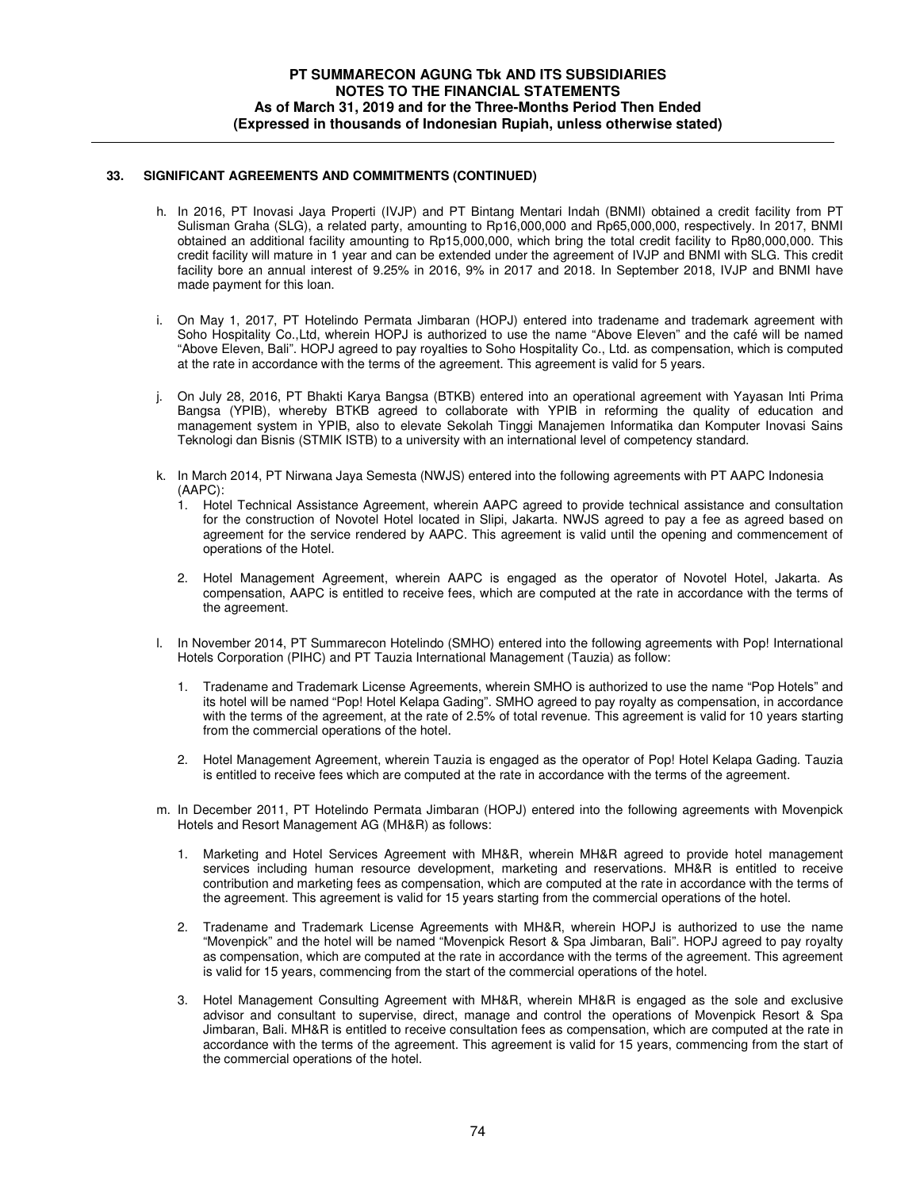## 33. SIGNIFICANT AGREEMENTS AND COMMITMENTS (CONTINUED)

h. In 2016, PT Inovasi Jaya Properti (IVJP) and PT Bintang Mentari Indah (BNMI) obtained a credit facility from PT Sulisman Graha (SLG), a related party, amounting to Rp16,000,000 and Rp65,000,000, respectively. In 2017, BNMI obtained an additional facility amounting to Rp15,000,000, which bring the total credit facility to Rp80,000,000. This credit facility will mature in 1 year and can be extended under the agreement of IVJP and BNMI with SLG. This credit facility bore an annual interest of 9.25% in 2016, 9% in 2017 and 2018. In September 2018, IVJP and BNMI have made payment for this loan.

i. On May 1, 2017, PT Hotelindo Permata Jimbaran (HOPJ) entered into tradename and trademark agreement with Soho Hospitality Co.,Ltd, wherein HOPJ is authorized to use the name "Above Eleven" and the café will be named "Above Eleven, Bali". HOPJ agreed to pay royalties to Soho Hospitality Co., Ltd. as compensation, which is computed at the rate in accordance with the terms of the agreement. This agreement is valid for 5 years.

j. On July 28, 2016, PT Bhakti Karya Bangsa (BTKB) entered into an operational agreement with Yayasan Inti Prima Bangsa (YPIB), whereby BTKB agreed to collaborate with YPIB in reforming the quality of education and management system in YPIB, also to elevate Sekolah Tinggi Manajemen Informatika dan Komputer Inovasi Sains Teknologi dan Bisnis (STMIK ISTB) to a university with an international level of competency standard.

k. In March 2014, PT Nirwana Jaya Semesta (NWJS) entered into the following agreements with PT AAPC Indonesia (AAPC):
   1. Hotel Technical Assistance Agreement, wherein AAPC agreed to provide technical assistance and consultation for the construction of Novotel Hotel located in Slipi, Jakarta. NWJS agreed to pay a fee as agreed based on agreement for the service rendered by AAPC. This agreement is valid until the opening and commencement of operations of the Hotel.

   2. Hotel Management Agreement, wherein AAPC is engaged as the operator of Novotel Hotel, Jakarta. As compensation, AAPC is entitled to receive fees, which are computed at the rate in accordance with the terms of the agreement.

l. In November 2014, PT Summarecon Hotelindo (SMHO) entered into the following agreements with Pop! International Hotels Corporation (PIHC) and PT Tauzia International Management (Tauzia) as follow:

   1. Tradename and Trademark License Agreements, wherein SMHO is authorized to use the name "Pop Hotels" and its hotel will be named "Pop! Hotel Kelapa Gading". SMHO agreed to pay royalty as compensation, in accordance with the terms of the agreement, at the rate of 2.5% of total revenue. This agreement is valid for 10 years starting from the commercial operations of the hotel.

   2. Hotel Management Agreement, wherein Tauzia is engaged as the operator of Pop! Hotel Kelapa Gading. Tauzia is entitled to receive fees which are computed at the rate in accordance with the terms of the agreement.

m. In December 2011, PT Hotelindo Permata Jimbaran (HOPJ) entered into the following agreements with Movenpick Hotels and Resort Management AG (MH&R) as follows:

   1. Marketing and Hotel Services Agreement with MH&R, wherein MH&R agreed to provide hotel management services including human resource development, marketing and reservations. MH&R is entitled to receive contribution and marketing fees as compensation, which are computed at the rate in accordance with the terms of the agreement. This agreement is valid for 15 years starting from the commercial operations of the hotel.

   2. Tradename and Trademark License Agreements with MH&R, wherein HOPJ is authorized to use the name "Movenpick" and the hotel will be named "Movenpick Resort & Spa Jimbaran, Bali". HOPJ agreed to pay royalty as compensation, which are computed at the rate in accordance with the terms of the agreement. This agreement is valid for 15 years, commencing from the start of the commercial operations of the hotel.

   3. Hotel Management Consulting Agreement with MH&R, wherein MH&R is engaged as the sole and exclusive advisor and consultant to supervise, direct, manage and control the operations of Movenpick Resort & Spa Jimbaran, Bali. MH&R is entitled to receive consultation fees as compensation, which are computed at the rate in accordance with the terms of the agreement. This agreement is valid for 15 years, commencing from the start of the commercial operations of the hotel.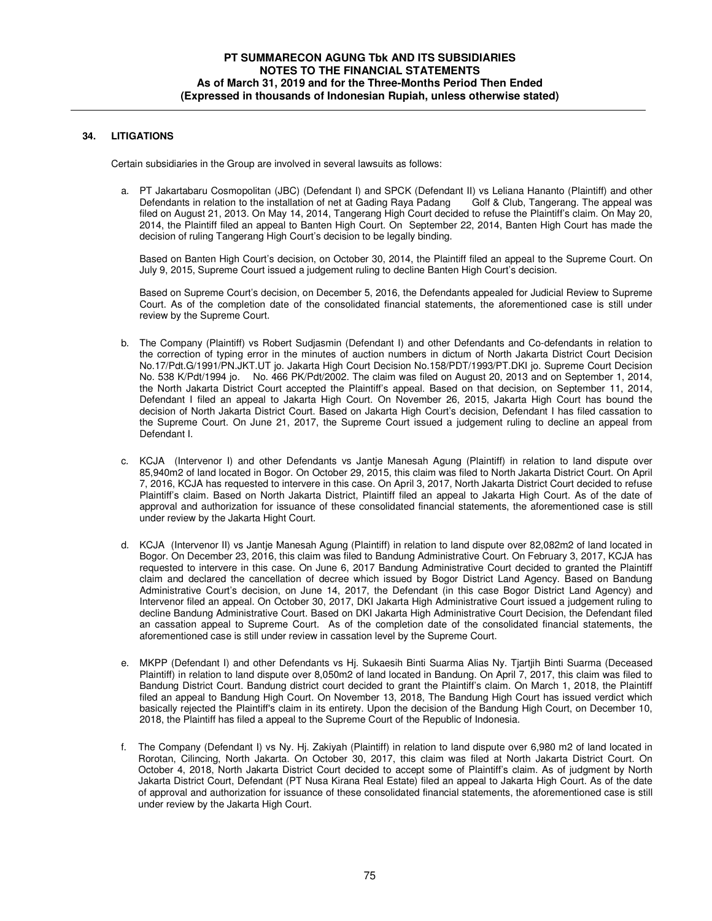## 34. LITIGATIONS

Certain subsidiaries in the Group are involved in several lawsuits as follows:

a. PT Jakartabaru Cosmopolitan (JBC) (Defendant I) and SPCK (Defendant II) vs Leliana Hananto (Plaintiff) and other Defendants in relation to the installation of net at Gading Raya Padang Golf & Club, Tangerang. The appeal was filed on August 21, 2013. On May 14, 2014, Tangerang High Court decided to refuse the Plaintiff's claim. On May 20, 2014, the Plaintiff filed an appeal to Banten High Court. On September 22, 2014, Banten High Court has made the decision of ruling Tangerang High Court's decision to be legally binding.

   Based on Banten High Court's decision, on October 30, 2014, the Plaintiff filed an appeal to the Supreme Court. On July 9, 2015, Supreme Court issued a judgement ruling to decline Banten High Court's decision.

   Based on Supreme Court's decision, on December 5, 2016, the Defendants appealed for Judicial Review to Supreme Court. As of the completion date of the consolidated financial statements, the aforementioned case is still under review by the Supreme Court.

b. The Company (Plaintiff) vs Robert Sudjasmin (Defendant I) and other Defendants and Co-defendants in relation to the correction of typing error in the minutes of auction numbers in dictum of North Jakarta District Court Decision No.17/Pdt.G/1991/PN.JKT.UT jo. Jakarta High Court Decision No.158/PDT/1993/PT.DKI jo. Supreme Court Decision No. 538 K/Pdt/1994 jo. No. 466 PK/Pdt/2002. The claim was filed on August 20, 2013 and on September 1, 2014, the North Jakarta District Court accepted the Plaintiff's appeal. Based on that decision, on September 11, 2014, Defendant I filed an appeal to Jakarta High Court. On November 26, 2015, Jakarta High Court has bound the decision of North Jakarta District Court. Based on Jakarta High Court's decision, Defendant I has filed cassation to the Supreme Court. On June 21, 2017, the Supreme Court issued a judgement ruling to decline an appeal from Defendant I.

c. KCJA (Intervenor I) and other Defendants vs Jantje Manesah Agung (Plaintiff) in relation to land dispute over 85,940m2 of land located in Bogor. On October 29, 2015, this claim was filed to North Jakarta District Court. On April 7, 2016, KCJA has requested to intervere in this case. On April 3, 2017, North Jakarta District Court decided to refuse Plaintiff's claim. Based on North Jakarta District, Plaintiff filed an appeal to Jakarta High Court. As of the date of approval and authorization for issuance of these consolidated financial statements, the aforementioned case is still under review by the Jakarta Hight Court.

d. KCJA (Intervenor II) vs Jantje Manesah Agung (Plaintiff) in relation to land dispute over 82,082m2 of land located in Bogor. On December 23, 2016, this claim was filed to Bandung Administrative Court. On February 3, 2017, KCJA has requested to intervere in this case. On June 6, 2017 Bandung Administrative Court decided to granted the Plaintiff claim and declared the cancellation of decree which issued by Bogor District Land Agency. Based on Bandung Administrative Court's decision, on June 14, 2017, the Defendant (in this case Bogor District Land Agency) and Intervenor filed an appeal. On October 30, 2017, DKI Jakarta High Administrative Court issued a judgement ruling to decline Bandung Administrative Court. Based on DKI Jakarta High Administrative Court Decision, the Defendant filed an cassation appeal to Supreme Court. As of the completion date of the consolidated financial statements, the aforementioned case is still under review in cassation level by the Supreme Court.

e. MKPP (Defendant I) and other Defendants vs Hj. Sukaesih Binti Suarma Alias Ny. Tjartjih Binti Suarma (Deceased Plaintiff) in relation to land dispute over 8,050m2 of land located in Bandung. On April 7, 2017, this claim was filed to Bandung District Court. Bandung district court decided to grant the Plaintiff's claim. On March 1, 2018, the Plaintiff filed an appeal to Bandung High Court. On November 13, 2018, The Bandung High Court has issued verdict which basically rejected the Plaintiff's claim in its entirety. Upon the decision of the Bandung High Court, on December 10, 2018, the Plaintiff has filed a appeal to the Supreme Court of the Republic of Indonesia.

f. The Company (Defendant I) vs Ny. Hj. Zakiyah (Plaintiff) in relation to land dispute over 6,980 m2 of land located in Rorotan, Cilincing, North Jakarta. On October 30, 2017, this claim was filed at North Jakarta District Court. On October 4, 2018, North Jakarta District Court decided to accept some of Plaintiff's claim. As of judgment by North Jakarta District Court, Defendant (PT Nusa Kirana Real Estate) filed an appeal to Jakarta High Court. As of the date of approval and authorization for issuance of these consolidated financial statements, the aforementioned case is still under review by the Jakarta High Court.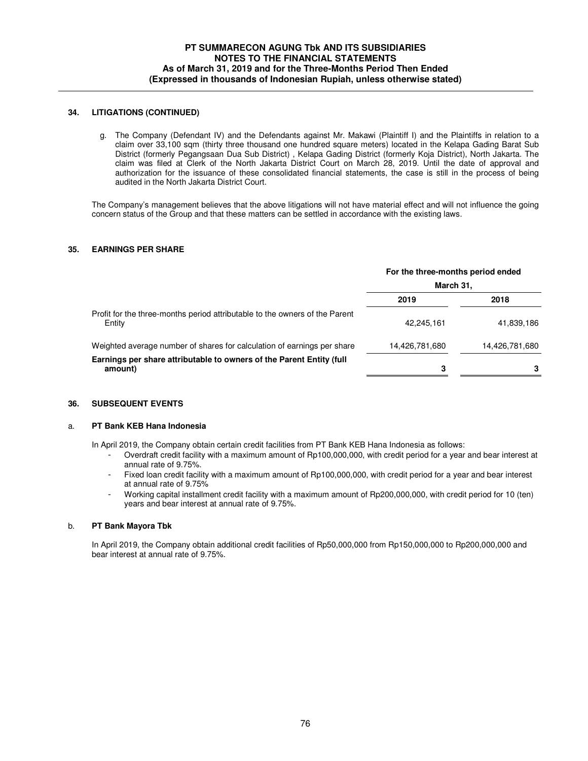## 34. LITIGATIONS (CONTINUED)

g. The Company (Defendant IV) and the Defendants against Mr. Makawi (Plaintiff I) and the Plaintiffs in relation to a claim over 33,100 sqm (thirty three thousand one hundred square meters) located in the Kelapa Gading Barat Sub District (formerly Pegangsaan Dua Sub District) , Kelapa Gading District (formerly Koja District), North Jakarta. The claim was filed at Clerk of the North Jakarta District Court on March 28, 2019. Until the date of approval and authorization for the issuance of these consolidated financial statements, the case is still in the process of being audited in the North Jakarta District Court.

The Company's management believes that the above litigations will not have material effect and will not influence the going concern status of the Group and that these matters can be settled in accordance with the existing laws.

## 35. EARNINGS PER SHARE

| | For the three-months period ended March 31, | |
|---|---|---|
| | **2019** | **2018** |
| Profit for the three-months period attributable to the owners of the Parent Entity | 42,245,161 | 41,839,186 |
| Weighted average number of shares for calculation of earnings per share | 14,426,781,680 | 14,426,781,680 |
| **Earnings per share attributable to owners of the Parent Entity (full amount)** | **3** | **3** |

## 36. SUBSEQUENT EVENTS

### a. PT Bank KEB Hana Indonesia

In April 2019, the Company obtain certain credit facilities from PT Bank KEB Hana Indonesia as follows:

- Overdraft credit facility with a maximum amount of Rp100,000,000, with credit period for a year and bear interest at annual rate of 9.75%.
- Fixed loan credit facility with a maximum amount of Rp100,000,000, with credit period for a year and bear interest at annual rate of 9.75%
- Working capital installment credit facility with a maximum amount of Rp200,000,000, with credit period for 10 (ten) years and bear interest at annual rate of 9.75%.

### b. PT Bank Mayora Tbk

In April 2019, the Company obtain additional credit facilities of Rp50,000,000 from Rp150,000,000 to Rp200,000,000 and bear interest at annual rate of 9.75%.